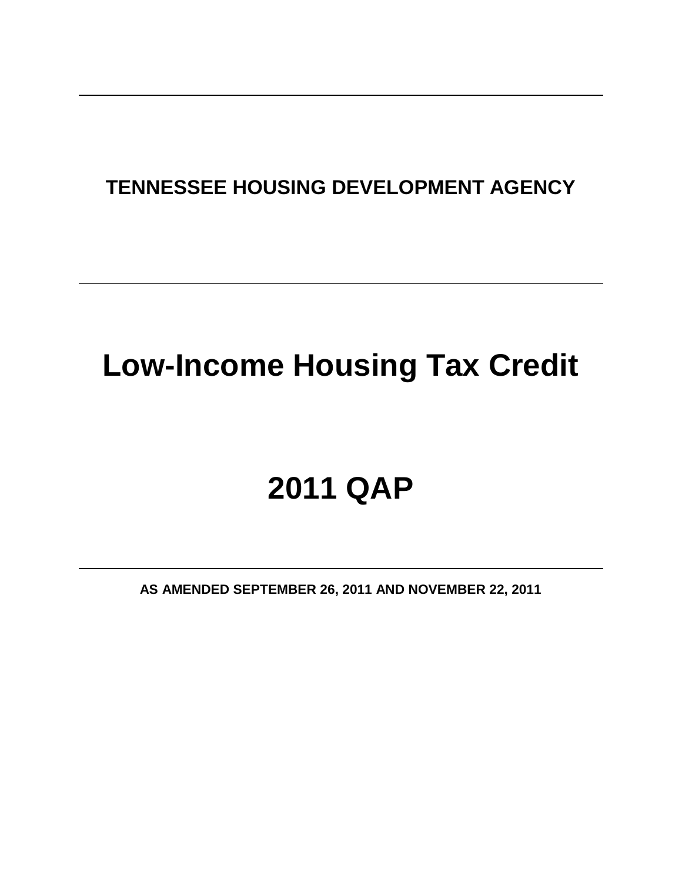**TENNESSEE HOUSING DEVELOPMENT AGENCY**

# Low-Income Housing Tax Credit

# 2011 QAP

**AS AMENDED SEPTEMBER 26, 2011 AND NOVEMBER 22, 2011**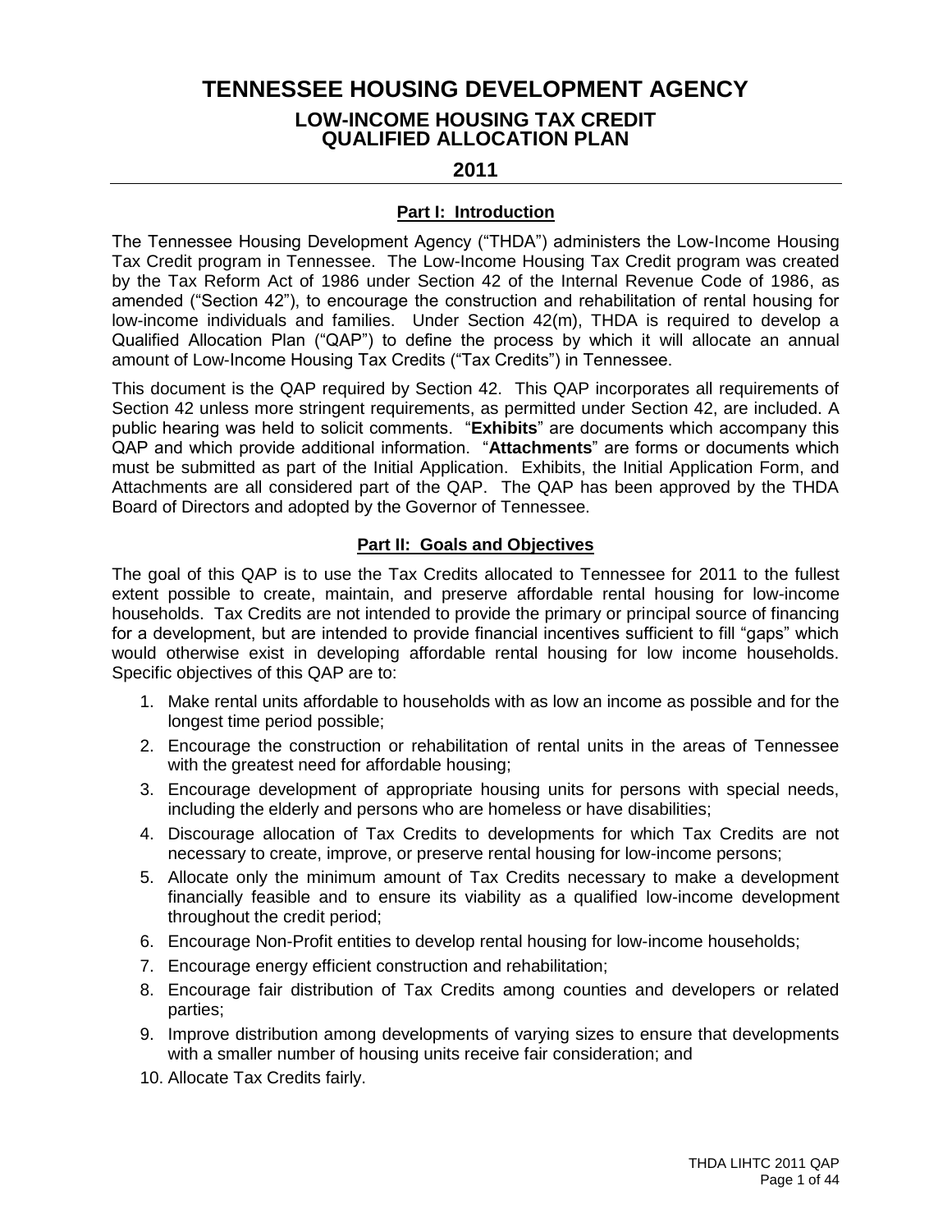# TENNESSEE HOUSING DEVELOPMENT AGENCY

## LOW-INCOME HOUSING TAX CREDIT QUALIFIED ALLOCATION PLAN

## 2011

### Part I: Introduction

The Tennessee Housing Development Agency ("THDA") administers the Low-Income Housing Tax Credit program in Tennessee. The Low-Income Housing Tax Credit program was created by the Tax Reform Act of 1986 under Section 42 of the Internal Revenue Code of 1986, as amended ("Section 42"), to encourage the construction and rehabilitation of rental housing for low-income individuals and families. Under Section 42(m), THDA is required to develop a Qualified Allocation Plan ("QAP") to define the process by which it will allocate an annual amount of Low-Income Housing Tax Credits ("Tax Credits") in Tennessee.

This document is the QAP required by Section 42. This QAP incorporates all requirements of Section 42 unless more stringent requirements, as permitted under Section 42, are included. A public hearing was held to solicit comments. "**Exhibits**" are documents which accompany this QAP and which provide additional information. "**Attachments**" are forms or documents which must be submitted as part of the Initial Application. Exhibits, the Initial Application Form, and Attachments are all considered part of the QAP. The QAP has been approved by the THDA Board of Directors and adopted by the Governor of Tennessee.

### Part II: Goals and Objectives

The goal of this QAP is to use the Tax Credits allocated to Tennessee for 2011 to the fullest extent possible to create, maintain, and preserve affordable rental housing for low-income households. Tax Credits are not intended to provide the primary or principal source of financing for a development, but are intended to provide financial incentives sufficient to fill "gaps" which would otherwise exist in developing affordable rental housing for low income households. Specific objectives of this QAP are to:

1. Make rental units affordable to households with as low an income as possible and for the longest time period possible;
2. Encourage the construction or rehabilitation of rental units in the areas of Tennessee with the greatest need for affordable housing;
3. Encourage development of appropriate housing units for persons with special needs, including the elderly and persons who are homeless or have disabilities;
4. Discourage allocation of Tax Credits to developments for which Tax Credits are not necessary to create, improve, or preserve rental housing for low-income persons;
5. Allocate only the minimum amount of Tax Credits necessary to make a development financially feasible and to ensure its viability as a qualified low-income development throughout the credit period;
6. Encourage Non-Profit entities to develop rental housing for low-income households;
7. Encourage energy efficient construction and rehabilitation;
8. Encourage fair distribution of Tax Credits among counties and developers or related parties;
9. Improve distribution among developments of varying sizes to ensure that developments with a smaller number of housing units receive fair consideration; and
10. Allocate Tax Credits fairly.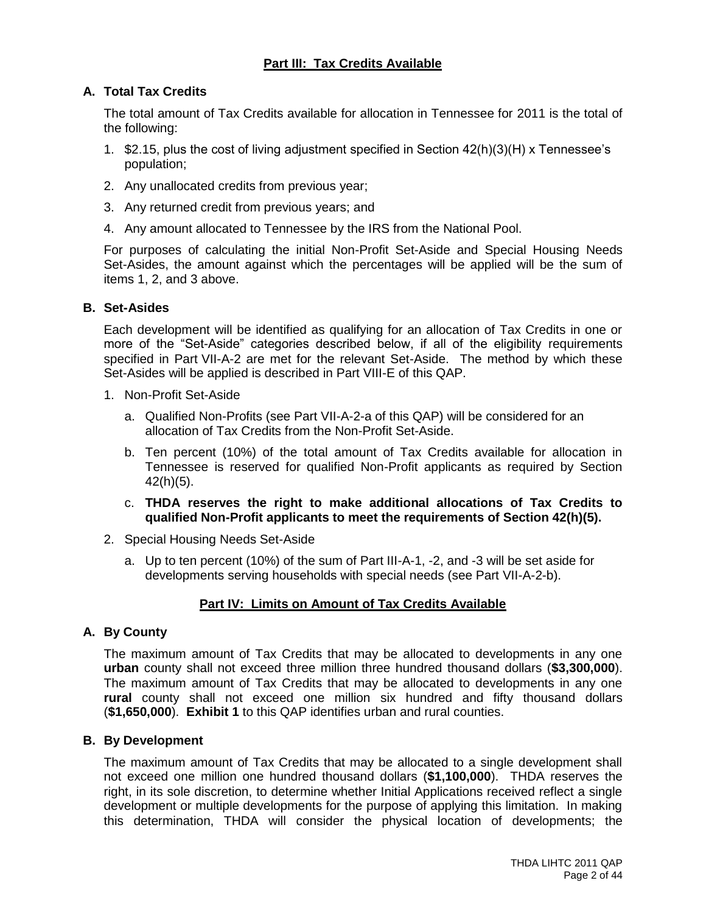## Part III: Tax Credits Available

### A. Total Tax Credits

The total amount of Tax Credits available for allocation in Tennessee for 2011 is the total of the following:

1. $2.15, plus the cost of living adjustment specified in Section 42(h)(3)(H) x Tennessee's population;
2. Any unallocated credits from previous year;
3. Any returned credit from previous years; and
4. Any amount allocated to Tennessee by the IRS from the National Pool.

For purposes of calculating the initial Non-Profit Set-Aside and Special Housing Needs Set-Asides, the amount against which the percentages will be applied will be the sum of items 1, 2, and 3 above.

### B. Set-Asides

Each development will be identified as qualifying for an allocation of Tax Credits in one or more of the "Set-Aside" categories described below, if all of the eligibility requirements specified in Part VII-A-2 are met for the relevant Set-Aside. The method by which these Set-Asides will be applied is described in Part VIII-E of this QAP.

1. Non-Profit Set-Aside
   a. Qualified Non-Profits (see Part VII-A-2-a of this QAP) will be considered for an allocation of Tax Credits from the Non-Profit Set-Aside.
   b. Ten percent (10%) of the total amount of Tax Credits available for allocation in Tennessee is reserved for qualified Non-Profit applicants as required by Section 42(h)(5).
   c. **THDA reserves the right to make additional allocations of Tax Credits to qualified Non-Profit applicants to meet the requirements of Section 42(h)(5).**
2. Special Housing Needs Set-Aside
   a. Up to ten percent (10%) of the sum of Part III-A-1, -2, and -3 will be set aside for developments serving households with special needs (see Part VII-A-2-b).

## Part IV: Limits on Amount of Tax Credits Available

### A. By County

The maximum amount of Tax Credits that may be allocated to developments in any one **urban** county shall not exceed three million three hundred thousand dollars (**$3,300,000**). The maximum amount of Tax Credits that may be allocated to developments in any one **rural** county shall not exceed one million six hundred and fifty thousand dollars (**$1,650,000**). **Exhibit 1** to this QAP identifies urban and rural counties.

### B. By Development

The maximum amount of Tax Credits that may be allocated to a single development shall not exceed one million one hundred thousand dollars (**$1,100,000**). THDA reserves the right, in its sole discretion, to determine whether Initial Applications received reflect a single development or multiple developments for the purpose of applying this limitation. In making this determination, THDA will consider the physical location of developments; the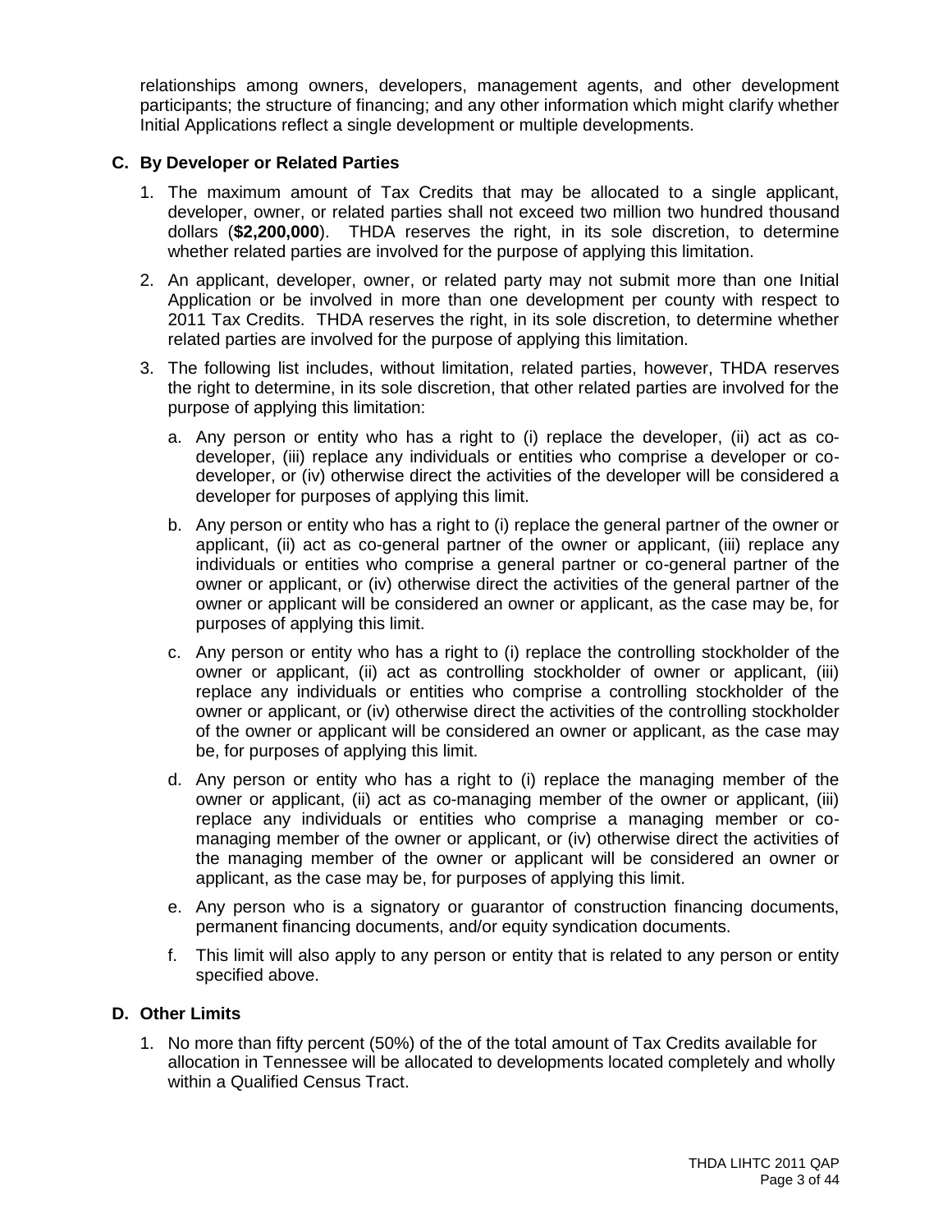relationships among owners, developers, management agents, and other development participants; the structure of financing; and any other information which might clarify whether Initial Applications reflect a single development or multiple developments.

### C. By Developer or Related Parties

1. The maximum amount of Tax Credits that may be allocated to a single applicant, developer, owner, or related parties shall not exceed two million two hundred thousand dollars (**$2,200,000**). THDA reserves the right, in its sole discretion, to determine whether related parties are involved for the purpose of applying this limitation.

2. An applicant, developer, owner, or related party may not submit more than one Initial Application or be involved in more than one development per county with respect to 2011 Tax Credits. THDA reserves the right, in its sole discretion, to determine whether related parties are involved for the purpose of applying this limitation.

3. The following list includes, without limitation, related parties, however, THDA reserves the right to determine, in its sole discretion, that other related parties are involved for the purpose of applying this limitation:

   a. Any person or entity who has a right to (i) replace the developer, (ii) act as co-developer, (iii) replace any individuals or entities who comprise a developer or co-developer, or (iv) otherwise direct the activities of the developer will be considered a developer for purposes of applying this limit.

   b. Any person or entity who has a right to (i) replace the general partner of the owner or applicant, (ii) act as co-general partner of the owner or applicant, (iii) replace any individuals or entities who comprise a general partner or co-general partner of the owner or applicant, or (iv) otherwise direct the activities of the general partner of the owner or applicant will be considered an owner or applicant, as the case may be, for purposes of applying this limit.

   c. Any person or entity who has a right to (i) replace the controlling stockholder of the owner or applicant, (ii) act as controlling stockholder of owner or applicant, (iii) replace any individuals or entities who comprise a controlling stockholder of the owner or applicant, or (iv) otherwise direct the activities of the controlling stockholder of the owner or applicant will be considered an owner or applicant, as the case may be, for purposes of applying this limit.

   d. Any person or entity who has a right to (i) replace the managing member of the owner or applicant, (ii) act as co-managing member of the owner or applicant, (iii) replace any individuals or entities who comprise a managing member or co-managing member of the owner or applicant, or (iv) otherwise direct the activities of the managing member of the owner or applicant will be considered an owner or applicant, as the case may be, for purposes of applying this limit.

   e. Any person who is a signatory or guarantor of construction financing documents, permanent financing documents, and/or equity syndication documents.

   f. This limit will also apply to any person or entity that is related to any person or entity specified above.

### D. Other Limits

1. No more than fifty percent (50%) of the of the total amount of Tax Credits available for allocation in Tennessee will be allocated to developments located completely and wholly within a Qualified Census Tract.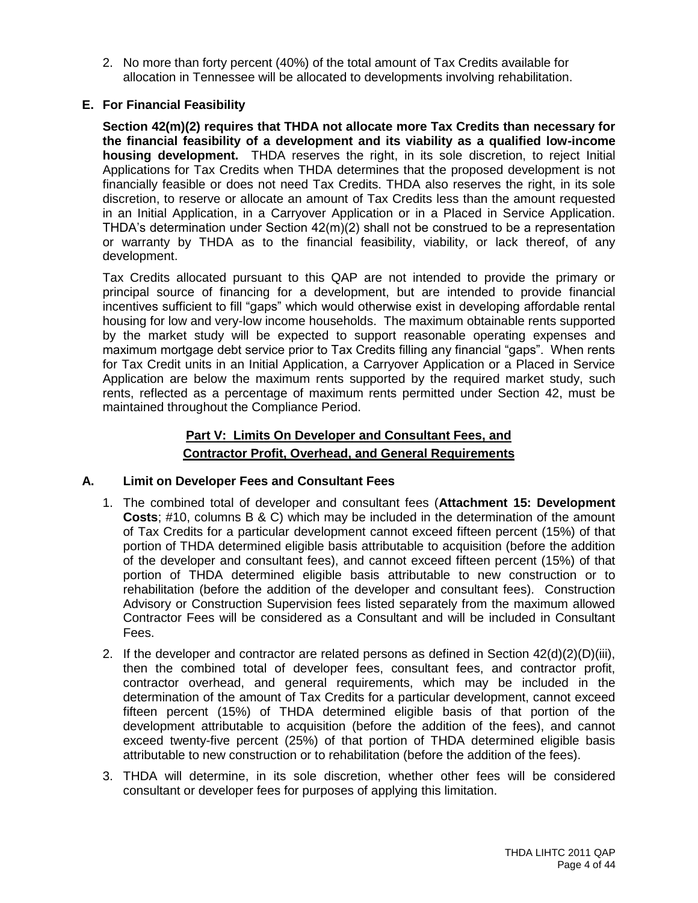2. No more than forty percent (40%) of the total amount of Tax Credits available for allocation in Tennessee will be allocated to developments involving rehabilitation.

### E. For Financial Feasibility

**Section 42(m)(2) requires that THDA not allocate more Tax Credits than necessary for the financial feasibility of a development and its viability as a qualified low-income housing development.** THDA reserves the right, in its sole discretion, to reject Initial Applications for Tax Credits when THDA determines that the proposed development is not financially feasible or does not need Tax Credits. THDA also reserves the right, in its sole discretion, to reserve or allocate an amount of Tax Credits less than the amount requested in an Initial Application, in a Carryover Application or in a Placed in Service Application. THDA's determination under Section 42(m)(2) shall not be construed to be a representation or warranty by THDA as to the financial feasibility, viability, or lack thereof, of any development.

Tax Credits allocated pursuant to this QAP are not intended to provide the primary or principal source of financing for a development, but are intended to provide financial incentives sufficient to fill "gaps" which would otherwise exist in developing affordable rental housing for low and very-low income households. The maximum obtainable rents supported by the market study will be expected to support reasonable operating expenses and maximum mortgage debt service prior to Tax Credits filling any financial "gaps". When rents for Tax Credit units in an Initial Application, a Carryover Application or a Placed in Service Application are below the maximum rents supported by the required market study, such rents, reflected as a percentage of maximum rents permitted under Section 42, must be maintained throughout the Compliance Period.

## Part V: Limits On Developer and Consultant Fees, and Contractor Profit, Overhead, and General Requirements

### A. Limit on Developer Fees and Consultant Fees

1. The combined total of developer and consultant fees (**Attachment 15: Development Costs**; #10, columns B & C) which may be included in the determination of the amount of Tax Credits for a particular development cannot exceed fifteen percent (15%) of that portion of THDA determined eligible basis attributable to acquisition (before the addition of the developer and consultant fees), and cannot exceed fifteen percent (15%) of that portion of THDA determined eligible basis attributable to new construction or to rehabilitation (before the addition of the developer and consultant fees). Construction Advisory or Construction Supervision fees listed separately from the maximum allowed Contractor Fees will be considered as a Consultant and will be included in Consultant Fees.
2. If the developer and contractor are related persons as defined in Section 42(d)(2)(D)(iii), then the combined total of developer fees, consultant fees, and contractor profit, contractor overhead, and general requirements, which may be included in the determination of the amount of Tax Credits for a particular development, cannot exceed fifteen percent (15%) of THDA determined eligible basis of that portion of the development attributable to acquisition (before the addition of the fees), and cannot exceed twenty-five percent (25%) of that portion of THDA determined eligible basis attributable to new construction or to rehabilitation (before the addition of the fees).
3. THDA will determine, in its sole discretion, whether other fees will be considered consultant or developer fees for purposes of applying this limitation.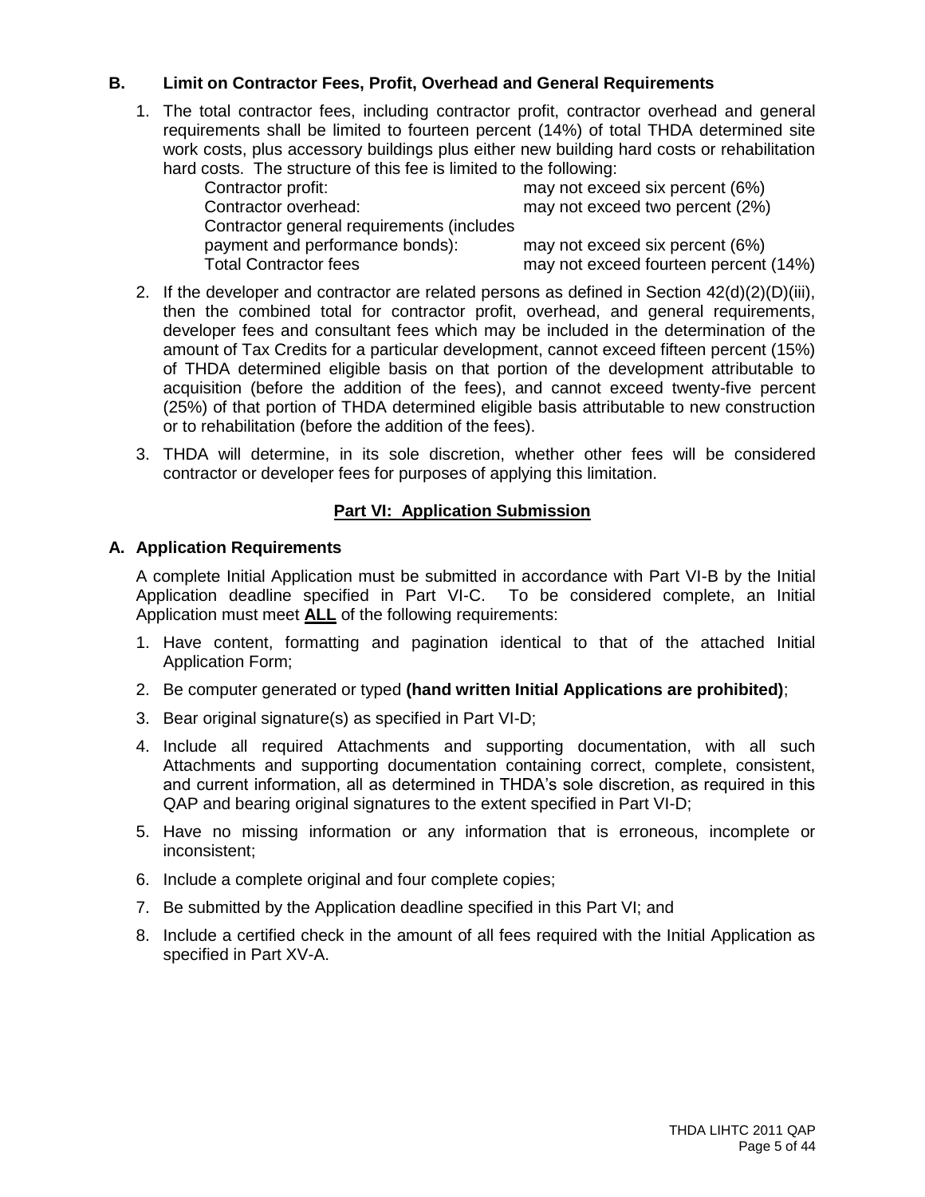### B. Limit on Contractor Fees, Profit, Overhead and General Requirements

1. The total contractor fees, including contractor profit, contractor overhead and general requirements shall be limited to fourteen percent (14%) of total THDA determined site work costs, plus accessory buildings plus either new building hard costs or rehabilitation hard costs. The structure of this fee is limited to the following:

| | |
|---|---|
| Contractor profit: | may not exceed six percent (6%) |
| Contractor overhead: | may not exceed two percent (2%) |
| Contractor general requirements (includes payment and performance bonds): | may not exceed six percent (6%) |
| Total Contractor fees | may not exceed fourteen percent (14%) |

2. If the developer and contractor are related persons as defined in Section 42(d)(2)(D)(iii), then the combined total for contractor profit, overhead, and general requirements, developer fees and consultant fees which may be included in the determination of the amount of Tax Credits for a particular development, cannot exceed fifteen percent (15%) of THDA determined eligible basis on that portion of the development attributable to acquisition (before the addition of the fees), and cannot exceed twenty-five percent (25%) of that portion of THDA determined eligible basis attributable to new construction or to rehabilitation (before the addition of the fees).

3. THDA will determine, in its sole discretion, whether other fees will be considered contractor or developer fees for purposes of applying this limitation.

## Part VI: Application Submission

### A. Application Requirements

A complete Initial Application must be submitted in accordance with Part VI-B by the Initial Application deadline specified in Part VI-C. To be considered complete, an Initial Application must meet **ALL** of the following requirements:

1. Have content, formatting and pagination identical to that of the attached Initial Application Form;
2. Be computer generated or typed **(hand written Initial Applications are prohibited)**;
3. Bear original signature(s) as specified in Part VI-D;
4. Include all required Attachments and supporting documentation, with all such Attachments and supporting documentation containing correct, complete, consistent, and current information, all as determined in THDA's sole discretion, as required in this QAP and bearing original signatures to the extent specified in Part VI-D;
5. Have no missing information or any information that is erroneous, incomplete or inconsistent;
6. Include a complete original and four complete copies;
7. Be submitted by the Application deadline specified in this Part VI; and
8. Include a certified check in the amount of all fees required with the Initial Application as specified in Part XV-A.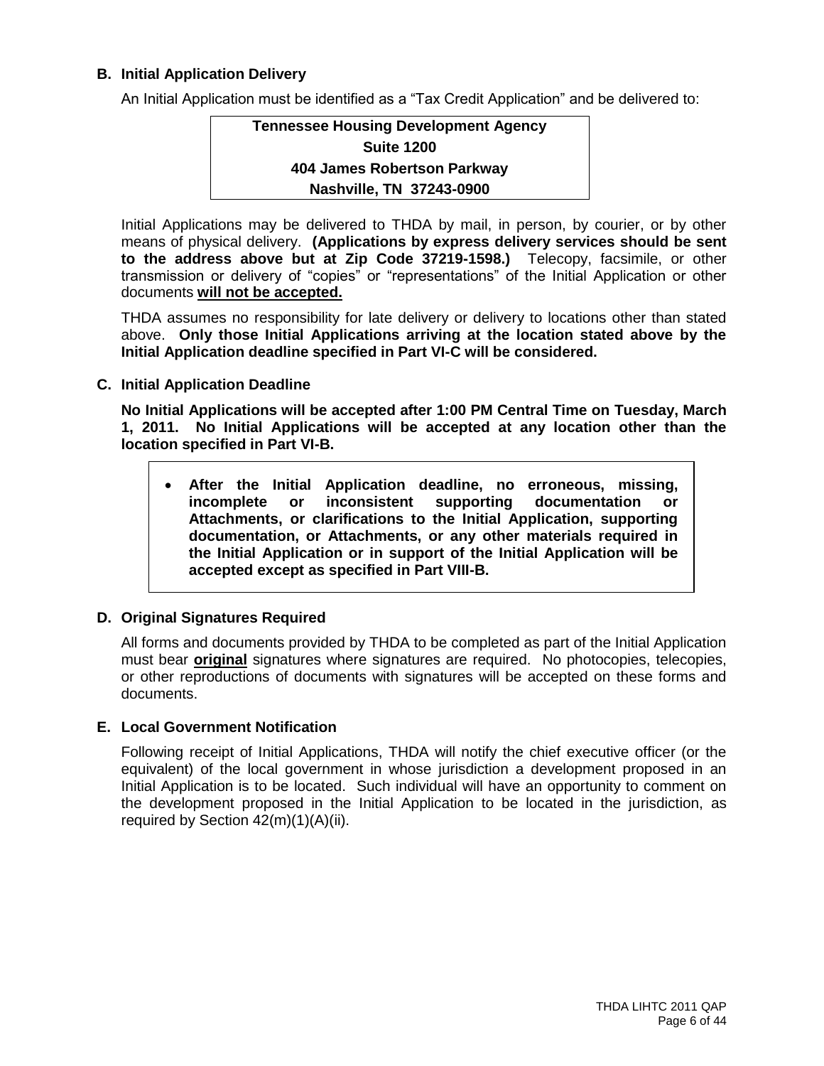### B. Initial Application Delivery

An Initial Application must be identified as a "Tax Credit Application" and be delivered to:

**Tennessee Housing Development Agency**
**Suite 1200**
**404 James Robertson Parkway**
**Nashville, TN 37243-0900**

Initial Applications may be delivered to THDA by mail, in person, by courier, or by other means of physical delivery. **(Applications by express delivery services should be sent to the address above but at Zip Code 37219-1598.)** Telecopy, facsimile, or other transmission or delivery of "copies" or "representations" of the Initial Application or other documents **will not be accepted.**

THDA assumes no responsibility for late delivery or delivery to locations other than stated above. **Only those Initial Applications arriving at the location stated above by the Initial Application deadline specified in Part VI-C will be considered.**

### C. Initial Application Deadline

**No Initial Applications will be accepted after 1:00 PM Central Time on Tuesday, March 1, 2011. No Initial Applications will be accepted at any location other than the location specified in Part VI-B.**

- **After the Initial Application deadline, no erroneous, missing, incomplete or inconsistent supporting documentation or Attachments, or clarifications to the Initial Application, supporting documentation, or Attachments, or any other materials required in the Initial Application or in support of the Initial Application will be accepted except as specified in Part VIII-B.**

### D. Original Signatures Required

All forms and documents provided by THDA to be completed as part of the Initial Application must bear **original** signatures where signatures are required. No photocopies, telecopies, or other reproductions of documents with signatures will be accepted on these forms and documents.

### E. Local Government Notification

Following receipt of Initial Applications, THDA will notify the chief executive officer (or the equivalent) of the local government in whose jurisdiction a development proposed in an Initial Application is to be located. Such individual will have an opportunity to comment on the development proposed in the Initial Application to be located in the jurisdiction, as required by Section 42(m)(1)(A)(ii).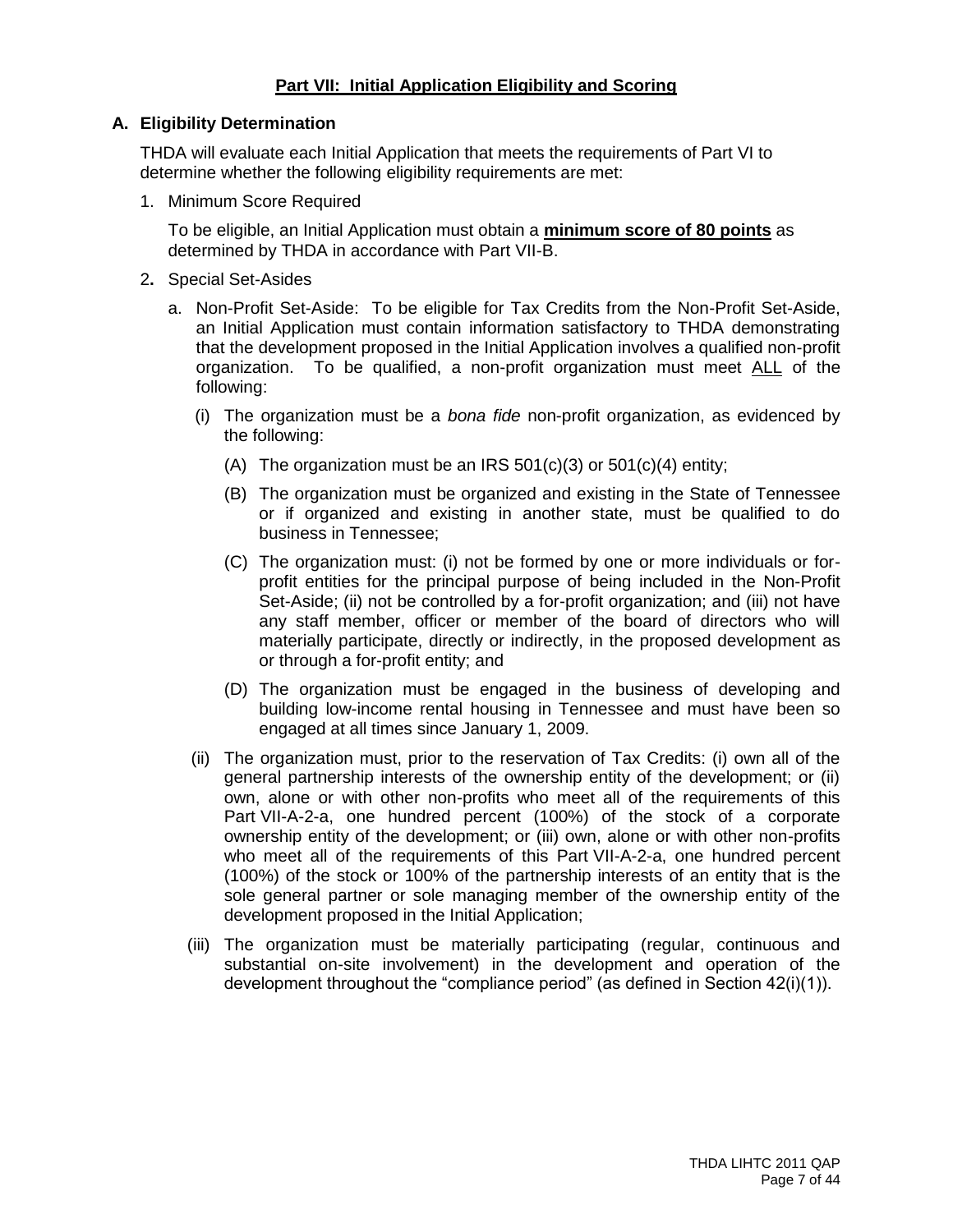## Part VII: Initial Application Eligibility and Scoring

### A. Eligibility Determination

THDA will evaluate each Initial Application that meets the requirements of Part VI to determine whether the following eligibility requirements are met:

1. Minimum Score Required

   To be eligible, an Initial Application must obtain a **minimum score of 80 points** as determined by THDA in accordance with Part VII-B.

2. Special Set-Asides

   a. Non-Profit Set-Aside: To be eligible for Tax Credits from the Non-Profit Set-Aside, an Initial Application must contain information satisfactory to THDA demonstrating that the development proposed in the Initial Application involves a qualified non-profit organization. To be qualified, a non-profit organization must meet ALL of the following:

      (i) The organization must be a *bona fide* non-profit organization, as evidenced by the following:

         (A) The organization must be an IRS 501(c)(3) or 501(c)(4) entity;

         (B) The organization must be organized and existing in the State of Tennessee or if organized and existing in another state, must be qualified to do business in Tennessee;

         (C) The organization must: (i) not be formed by one or more individuals or for-profit entities for the principal purpose of being included in the Non-Profit Set-Aside; (ii) not be controlled by a for-profit organization; and (iii) not have any staff member, officer or member of the board of directors who will materially participate, directly or indirectly, in the proposed development as or through a for-profit entity; and

         (D) The organization must be engaged in the business of developing and building low-income rental housing in Tennessee and must have been so engaged at all times since January 1, 2009.

      (ii) The organization must, prior to the reservation of Tax Credits: (i) own all of the general partnership interests of the ownership entity of the development; or (ii) own, alone or with other non-profits who meet all of the requirements of this Part VII-A-2-a, one hundred percent (100%) of the stock of a corporate ownership entity of the development; or (iii) own, alone or with other non-profits who meet all of the requirements of this Part VII-A-2-a, one hundred percent (100%) of the stock or 100% of the partnership interests of an entity that is the sole general partner or sole managing member of the ownership entity of the development proposed in the Initial Application;

      (iii) The organization must be materially participating (regular, continuous and substantial on-site involvement) in the development and operation of the development throughout the "compliance period" (as defined in Section 42(i)(1)).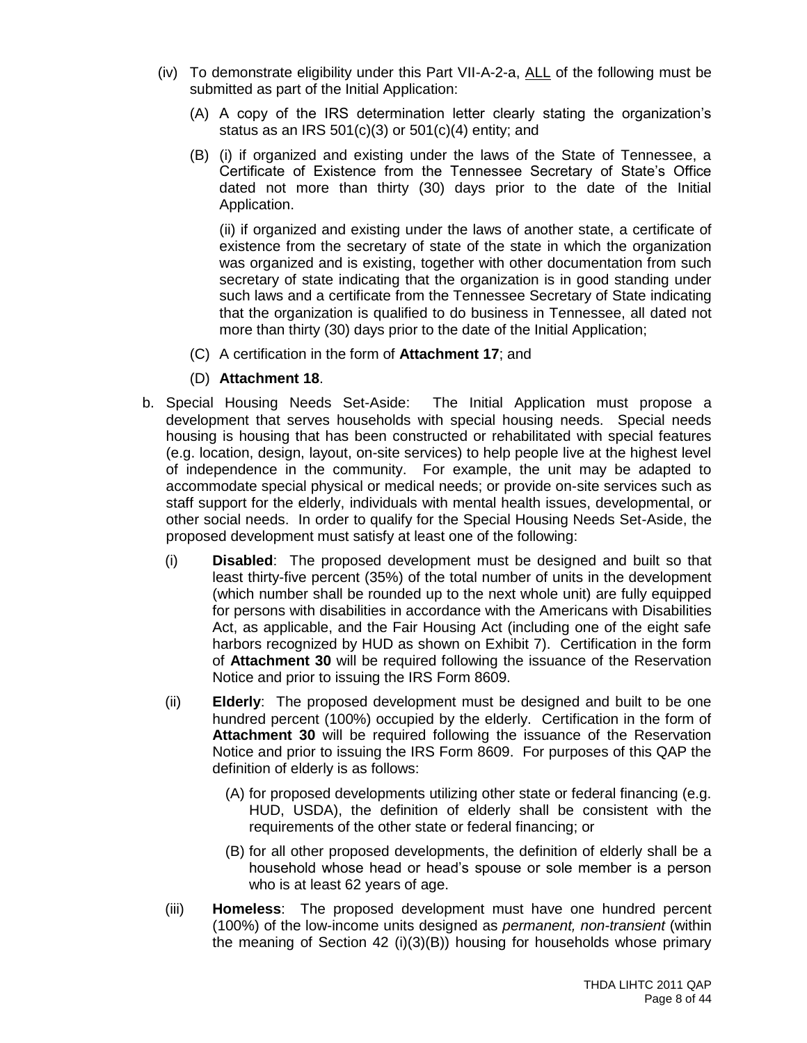(iv) To demonstrate eligibility under this Part VII-A-2-a, <u>ALL</u> of the following must be submitted as part of the Initial Application:

(A) A copy of the IRS determination letter clearly stating the organization's status as an IRS 501(c)(3) or 501(c)(4) entity; and

(B) (i) if organized and existing under the laws of the State of Tennessee, a Certificate of Existence from the Tennessee Secretary of State's Office dated not more than thirty (30) days prior to the date of the Initial Application.

(ii) if organized and existing under the laws of another state, a certificate of existence from the secretary of state of the state in which the organization was organized and is existing, together with other documentation from such secretary of state indicating that the organization is in good standing under such laws and a certificate from the Tennessee Secretary of State indicating that the organization is qualified to do business in Tennessee, all dated not more than thirty (30) days prior to the date of the Initial Application;

(C) A certification in the form of **Attachment 17**; and

(D) **Attachment 18**.

b. Special Housing Needs Set-Aside: The Initial Application must propose a development that serves households with special housing needs. Special needs housing is housing that has been constructed or rehabilitated with special features (e.g. location, design, layout, on-site services) to help people live at the highest level of independence in the community. For example, the unit may be adapted to accommodate special physical or medical needs; or provide on-site services such as staff support for the elderly, individuals with mental health issues, developmental, or other social needs. In order to qualify for the Special Housing Needs Set-Aside, the proposed development must satisfy at least one of the following:

(i) **Disabled**: The proposed development must be designed and built so that least thirty-five percent (35%) of the total number of units in the development (which number shall be rounded up to the next whole unit) are fully equipped for persons with disabilities in accordance with the Americans with Disabilities Act, as applicable, and the Fair Housing Act (including one of the eight safe harbors recognized by HUD as shown on Exhibit 7). Certification in the form of **Attachment 30** will be required following the issuance of the Reservation Notice and prior to issuing the IRS Form 8609.

(ii) **Elderly**: The proposed development must be designed and built to be one hundred percent (100%) occupied by the elderly. Certification in the form of **Attachment 30** will be required following the issuance of the Reservation Notice and prior to issuing the IRS Form 8609. For purposes of this QAP the definition of elderly is as follows:

(A) for proposed developments utilizing other state or federal financing (e.g. HUD, USDA), the definition of elderly shall be consistent with the requirements of the other state or federal financing; or

(B) for all other proposed developments, the definition of elderly shall be a household whose head or head's spouse or sole member is a person who is at least 62 years of age.

(iii) **Homeless**: The proposed development must have one hundred percent (100%) of the low-income units designed as *permanent, non-transient* (within the meaning of Section 42 (i)(3)(B)) housing for households whose primary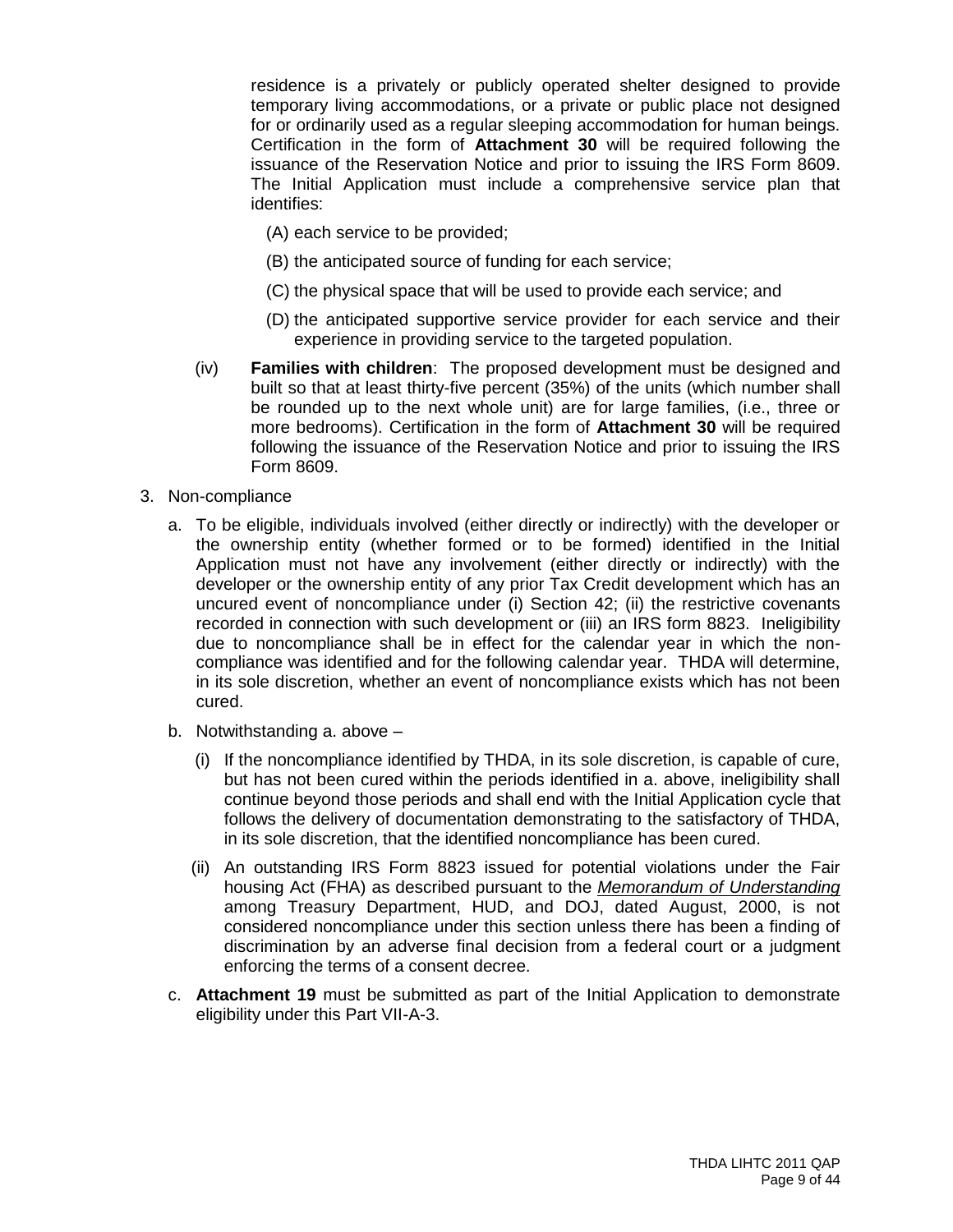residence is a privately or publicly operated shelter designed to provide temporary living accommodations, or a private or public place not designed for or ordinarily used as a regular sleeping accommodation for human beings. Certification in the form of **Attachment 30** will be required following the issuance of the Reservation Notice and prior to issuing the IRS Form 8609. The Initial Application must include a comprehensive service plan that identifies:

(A) each service to be provided;

(B) the anticipated source of funding for each service;

(C) the physical space that will be used to provide each service; and

(D) the anticipated supportive service provider for each service and their experience in providing service to the targeted population.

(iv) **Families with children**: The proposed development must be designed and built so that at least thirty-five percent (35%) of the units (which number shall be rounded up to the next whole unit) are for large families, (i.e., three or more bedrooms). Certification in the form of **Attachment 30** will be required following the issuance of the Reservation Notice and prior to issuing the IRS Form 8609.

3. Non-compliance

a. To be eligible, individuals involved (either directly or indirectly) with the developer or the ownership entity (whether formed or to be formed) identified in the Initial Application must not have any involvement (either directly or indirectly) with the developer or the ownership entity of any prior Tax Credit development which has an uncured event of noncompliance under (i) Section 42; (ii) the restrictive covenants recorded in connection with such development or (iii) an IRS form 8823. Ineligibility due to noncompliance shall be in effect for the calendar year in which the non-compliance was identified and for the following calendar year. THDA will determine, in its sole discretion, whether an event of noncompliance exists which has not been cured.

b. Notwithstanding a. above –

(i) If the noncompliance identified by THDA, in its sole discretion, is capable of cure, but has not been cured within the periods identified in a. above, ineligibility shall continue beyond those periods and shall end with the Initial Application cycle that follows the delivery of documentation demonstrating to the satisfactory of THDA, in its sole discretion, that the identified noncompliance has been cured.

(ii) An outstanding IRS Form 8823 issued for potential violations under the Fair housing Act (FHA) as described pursuant to the ***Memorandum of Understanding*** among Treasury Department, HUD, and DOJ, dated August, 2000, is not considered noncompliance under this section unless there has been a finding of discrimination by an adverse final decision from a federal court or a judgment enforcing the terms of a consent decree.

c. **Attachment 19** must be submitted as part of the Initial Application to demonstrate eligibility under this Part VII-A-3.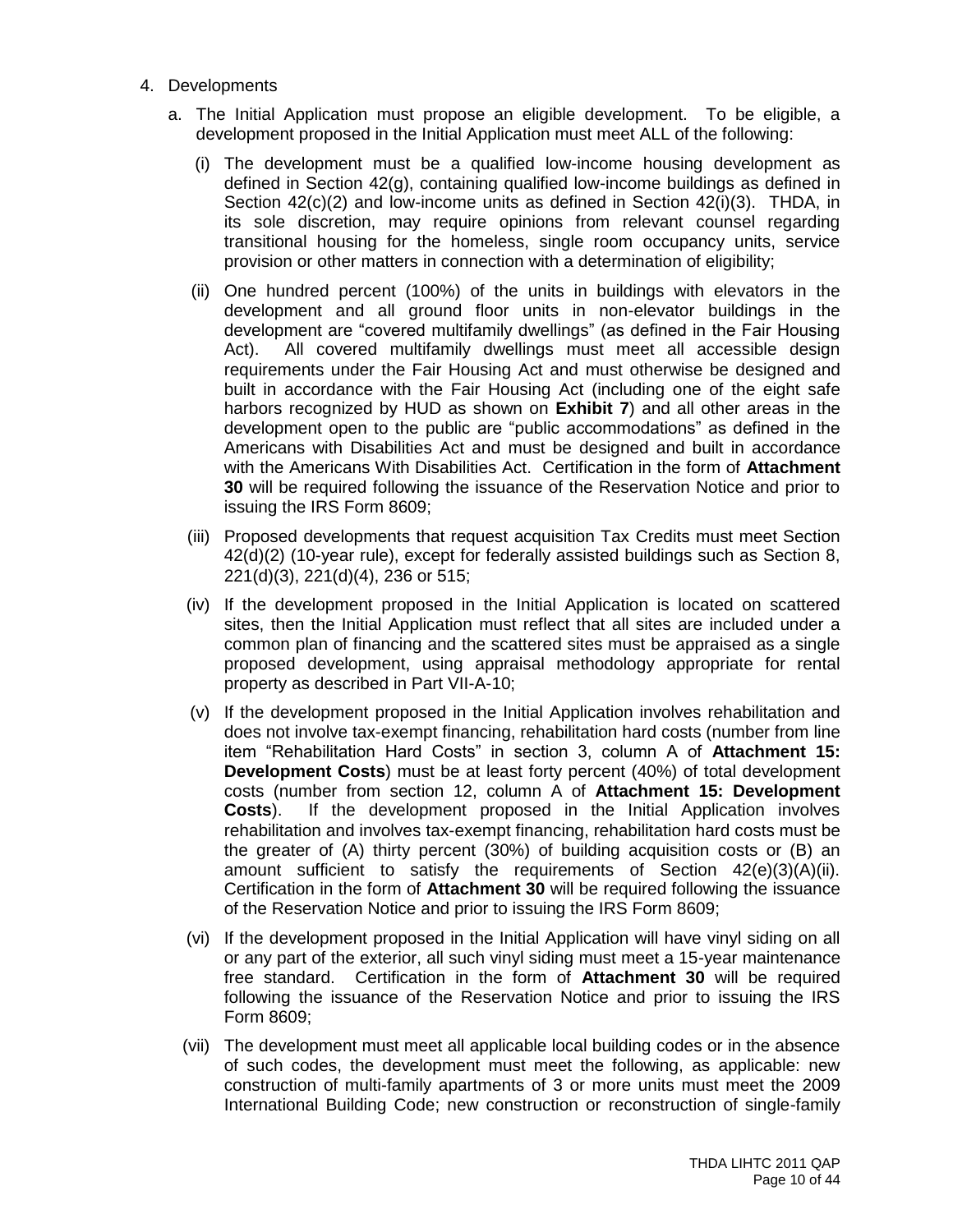4. Developments

   a. The Initial Application must propose an eligible development. To be eligible, a development proposed in the Initial Application must meet ALL of the following:

      (i) The development must be a qualified low-income housing development as defined in Section 42(g), containing qualified low-income buildings as defined in Section 42(c)(2) and low-income units as defined in Section 42(i)(3). THDA, in its sole discretion, may require opinions from relevant counsel regarding transitional housing for the homeless, single room occupancy units, service provision or other matters in connection with a determination of eligibility;

      (ii) One hundred percent (100%) of the units in buildings with elevators in the development and all ground floor units in non-elevator buildings in the development are "covered multifamily dwellings" (as defined in the Fair Housing Act). All covered multifamily dwellings must meet all accessible design requirements under the Fair Housing Act and must otherwise be designed and built in accordance with the Fair Housing Act (including one of the eight safe harbors recognized by HUD as shown on **Exhibit 7**) and all other areas in the development open to the public are "public accommodations" as defined in the Americans with Disabilities Act and must be designed and built in accordance with the Americans With Disabilities Act. Certification in the form of **Attachment 30** will be required following the issuance of the Reservation Notice and prior to issuing the IRS Form 8609;

      (iii) Proposed developments that request acquisition Tax Credits must meet Section 42(d)(2) (10-year rule), except for federally assisted buildings such as Section 8, 221(d)(3), 221(d)(4), 236 or 515;

      (iv) If the development proposed in the Initial Application is located on scattered sites, then the Initial Application must reflect that all sites are included under a common plan of financing and the scattered sites must be appraised as a single proposed development, using appraisal methodology appropriate for rental property as described in Part VII-A-10;

      (v) If the development proposed in the Initial Application involves rehabilitation and does not involve tax-exempt financing, rehabilitation hard costs (number from line item "Rehabilitation Hard Costs" in section 3, column A of **Attachment 15: Development Costs**) must be at least forty percent (40%) of total development costs (number from section 12, column A of **Attachment 15: Development Costs**). If the development proposed in the Initial Application involves rehabilitation and involves tax-exempt financing, rehabilitation hard costs must be the greater of (A) thirty percent (30%) of building acquisition costs or (B) an amount sufficient to satisfy the requirements of Section 42(e)(3)(A)(ii). Certification in the form of **Attachment 30** will be required following the issuance of the Reservation Notice and prior to issuing the IRS Form 8609;

      (vi) If the development proposed in the Initial Application will have vinyl siding on all or any part of the exterior, all such vinyl siding must meet a 15-year maintenance free standard. Certification in the form of **Attachment 30** will be required following the issuance of the Reservation Notice and prior to issuing the IRS Form 8609;

      (vii) The development must meet all applicable local building codes or in the absence of such codes, the development must meet the following, as applicable: new construction of multi-family apartments of 3 or more units must meet the 2009 International Building Code; new construction or reconstruction of single-family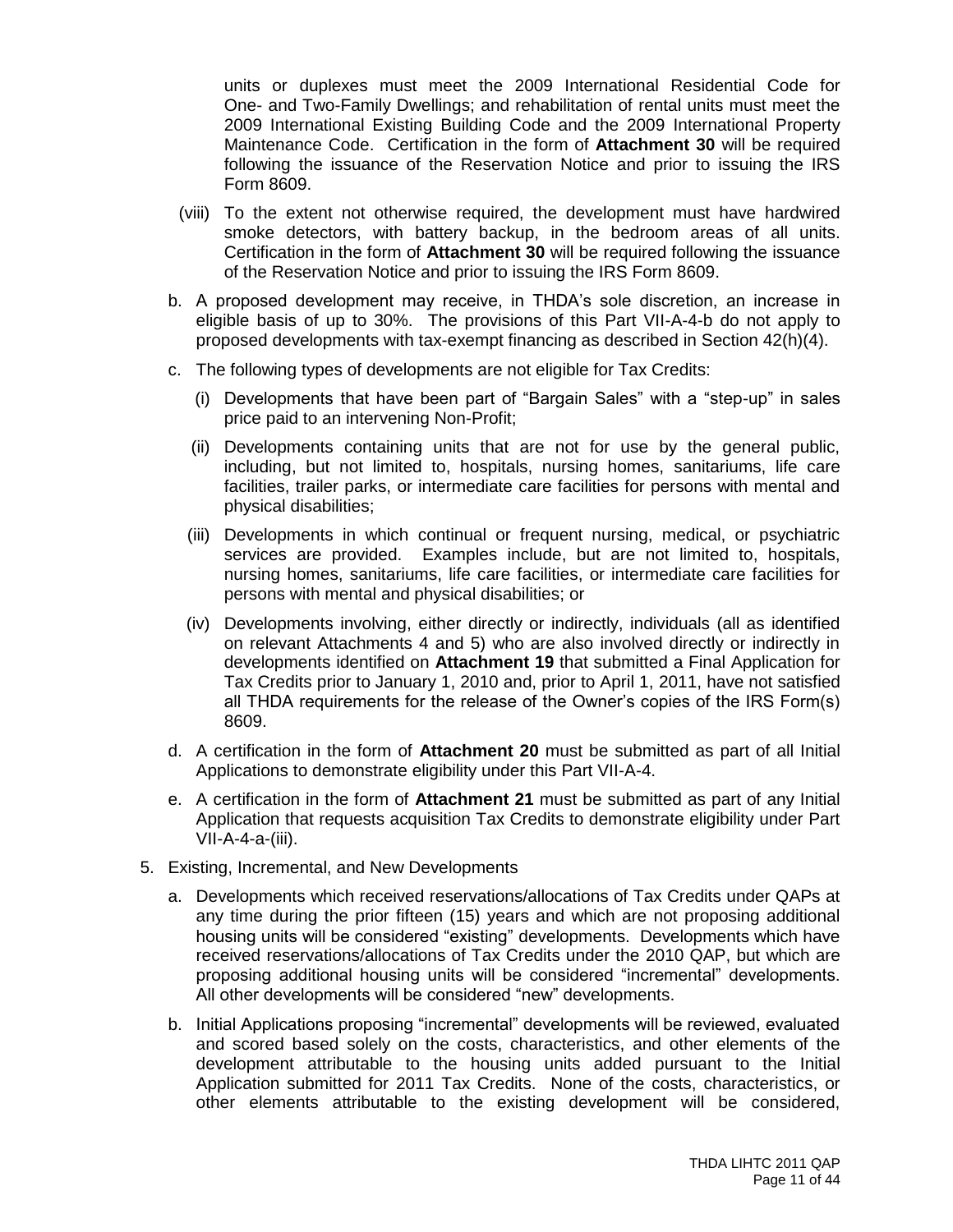units or duplexes must meet the 2009 International Residential Code for One- and Two-Family Dwellings; and rehabilitation of rental units must meet the 2009 International Existing Building Code and the 2009 International Property Maintenance Code. Certification in the form of **Attachment 30** will be required following the issuance of the Reservation Notice and prior to issuing the IRS Form 8609.

(viii) To the extent not otherwise required, the development must have hardwired smoke detectors, with battery backup, in the bedroom areas of all units. Certification in the form of **Attachment 30** will be required following the issuance of the Reservation Notice and prior to issuing the IRS Form 8609.

b. A proposed development may receive, in THDA's sole discretion, an increase in eligible basis of up to 30%. The provisions of this Part VII-A-4-b do not apply to proposed developments with tax-exempt financing as described in Section 42(h)(4).

c. The following types of developments are not eligible for Tax Credits:

(i) Developments that have been part of "Bargain Sales" with a "step-up" in sales price paid to an intervening Non-Profit;

(ii) Developments containing units that are not for use by the general public, including, but not limited to, hospitals, nursing homes, sanitariums, life care facilities, trailer parks, or intermediate care facilities for persons with mental and physical disabilities;

(iii) Developments in which continual or frequent nursing, medical, or psychiatric services are provided. Examples include, but are not limited to, hospitals, nursing homes, sanitariums, life care facilities, or intermediate care facilities for persons with mental and physical disabilities; or

(iv) Developments involving, either directly or indirectly, individuals (all as identified on relevant Attachments 4 and 5) who are also involved directly or indirectly in developments identified on **Attachment 19** that submitted a Final Application for Tax Credits prior to January 1, 2010 and, prior to April 1, 2011, have not satisfied all THDA requirements for the release of the Owner's copies of the IRS Form(s) 8609.

d. A certification in the form of **Attachment 20** must be submitted as part of all Initial Applications to demonstrate eligibility under this Part VII-A-4.

e. A certification in the form of **Attachment 21** must be submitted as part of any Initial Application that requests acquisition Tax Credits to demonstrate eligibility under Part VII-A-4-a-(iii).

5. Existing, Incremental, and New Developments

a. Developments which received reservations/allocations of Tax Credits under QAPs at any time during the prior fifteen (15) years and which are not proposing additional housing units will be considered "existing" developments. Developments which have received reservations/allocations of Tax Credits under the 2010 QAP, but which are proposing additional housing units will be considered "incremental" developments. All other developments will be considered "new" developments.

b. Initial Applications proposing "incremental" developments will be reviewed, evaluated and scored based solely on the costs, characteristics, and other elements of the development attributable to the housing units added pursuant to the Initial Application submitted for 2011 Tax Credits. None of the costs, characteristics, or other elements attributable to the existing development will be considered,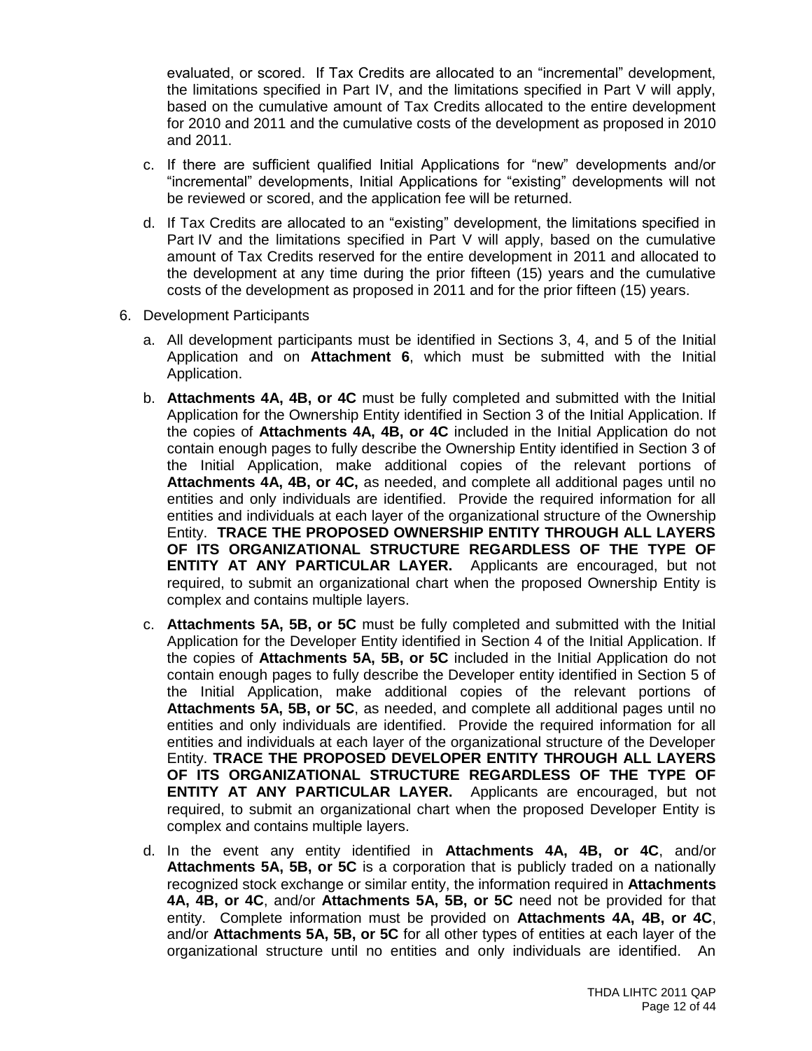evaluated, or scored. If Tax Credits are allocated to an "incremental" development, the limitations specified in Part IV, and the limitations specified in Part V will apply, based on the cumulative amount of Tax Credits allocated to the entire development for 2010 and 2011 and the cumulative costs of the development as proposed in 2010 and 2011.

c. If there are sufficient qualified Initial Applications for "new" developments and/or "incremental" developments, Initial Applications for "existing" developments will not be reviewed or scored, and the application fee will be returned.

d. If Tax Credits are allocated to an "existing" development, the limitations specified in Part IV and the limitations specified in Part V will apply, based on the cumulative amount of Tax Credits reserved for the entire development in 2011 and allocated to the development at any time during the prior fifteen (15) years and the cumulative costs of the development as proposed in 2011 and for the prior fifteen (15) years.

6. Development Participants

   a. All development participants must be identified in Sections 3, 4, and 5 of the Initial Application and on **Attachment 6**, which must be submitted with the Initial Application.

   b. **Attachments 4A, 4B, or 4C** must be fully completed and submitted with the Initial Application for the Ownership Entity identified in Section 3 of the Initial Application. If the copies of **Attachments 4A, 4B, or 4C** included in the Initial Application do not contain enough pages to fully describe the Ownership Entity identified in Section 3 of the Initial Application, make additional copies of the relevant portions of **Attachments 4A, 4B, or 4C,** as needed, and complete all additional pages until no entities and only individuals are identified. Provide the required information for all entities and individuals at each layer of the organizational structure of the Ownership Entity. **TRACE THE PROPOSED OWNERSHIP ENTITY THROUGH ALL LAYERS OF ITS ORGANIZATIONAL STRUCTURE REGARDLESS OF THE TYPE OF ENTITY AT ANY PARTICULAR LAYER.** Applicants are encouraged, but not required, to submit an organizational chart when the proposed Ownership Entity is complex and contains multiple layers.

   c. **Attachments 5A, 5B, or 5C** must be fully completed and submitted with the Initial Application for the Developer Entity identified in Section 4 of the Initial Application. If the copies of **Attachments 5A, 5B, or 5C** included in the Initial Application do not contain enough pages to fully describe the Developer entity identified in Section 5 of the Initial Application, make additional copies of the relevant portions of **Attachments 5A, 5B, or 5C**, as needed, and complete all additional pages until no entities and only individuals are identified. Provide the required information for all entities and individuals at each layer of the organizational structure of the Developer Entity. **TRACE THE PROPOSED DEVELOPER ENTITY THROUGH ALL LAYERS OF ITS ORGANIZATIONAL STRUCTURE REGARDLESS OF THE TYPE OF ENTITY AT ANY PARTICULAR LAYER.** Applicants are encouraged, but not required, to submit an organizational chart when the proposed Developer Entity is complex and contains multiple layers.

   d. In the event any entity identified in **Attachments 4A, 4B, or 4C**, and/or **Attachments 5A, 5B, or 5C** is a corporation that is publicly traded on a nationally recognized stock exchange or similar entity, the information required in **Attachments 4A, 4B, or 4C**, and/or **Attachments 5A, 5B, or 5C** need not be provided for that entity. Complete information must be provided on **Attachments 4A, 4B, or 4C**, and/or **Attachments 5A, 5B, or 5C** for all other types of entities at each layer of the organizational structure until no entities and only individuals are identified. An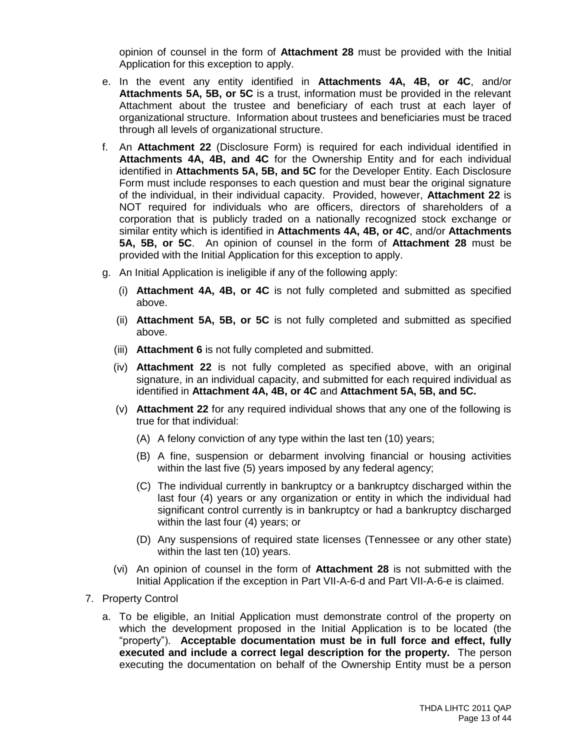opinion of counsel in the form of **Attachment 28** must be provided with the Initial Application for this exception to apply.

e. In the event any entity identified in **Attachments 4A, 4B, or 4C**, and/or **Attachments 5A, 5B, or 5C** is a trust, information must be provided in the relevant Attachment about the trustee and beneficiary of each trust at each layer of organizational structure. Information about trustees and beneficiaries must be traced through all levels of organizational structure.

f. An **Attachment 22** (Disclosure Form) is required for each individual identified in **Attachments 4A, 4B, and 4C** for the Ownership Entity and for each individual identified in **Attachments 5A, 5B, and 5C** for the Developer Entity. Each Disclosure Form must include responses to each question and must bear the original signature of the individual, in their individual capacity. Provided, however, **Attachment 22** is NOT required for individuals who are officers, directors of shareholders of a corporation that is publicly traded on a nationally recognized stock exchange or similar entity which is identified in **Attachments 4A, 4B, or 4C**, and/or **Attachments 5A, 5B, or 5C**. An opinion of counsel in the form of **Attachment 28** must be provided with the Initial Application for this exception to apply.

g. An Initial Application is ineligible if any of the following apply:

   (i) **Attachment 4A, 4B, or 4C** is not fully completed and submitted as specified above.

   (ii) **Attachment 5A, 5B, or 5C** is not fully completed and submitted as specified above.

   (iii) **Attachment 6** is not fully completed and submitted.

   (iv) **Attachment 22** is not fully completed as specified above, with an original signature, in an individual capacity, and submitted for each required individual as identified in **Attachment 4A, 4B, or 4C** and **Attachment 5A, 5B, and 5C.**

   (v) **Attachment 22** for any required individual shows that any one of the following is true for that individual:

      (A) A felony conviction of any type within the last ten (10) years;

      (B) A fine, suspension or debarment involving financial or housing activities within the last five (5) years imposed by any federal agency;

      (C) The individual currently in bankruptcy or a bankruptcy discharged within the last four (4) years or any organization or entity in which the individual had significant control currently is in bankruptcy or had a bankruptcy discharged within the last four (4) years; or

      (D) Any suspensions of required state licenses (Tennessee or any other state) within the last ten (10) years.

   (vi) An opinion of counsel in the form of **Attachment 28** is not submitted with the Initial Application if the exception in Part VII-A-6-d and Part VII-A-6-e is claimed.

7. Property Control

   a. To be eligible, an Initial Application must demonstrate control of the property on which the development proposed in the Initial Application is to be located (the "property"). **Acceptable documentation must be in full force and effect, fully executed and include a correct legal description for the property.** The person executing the documentation on behalf of the Ownership Entity must be a person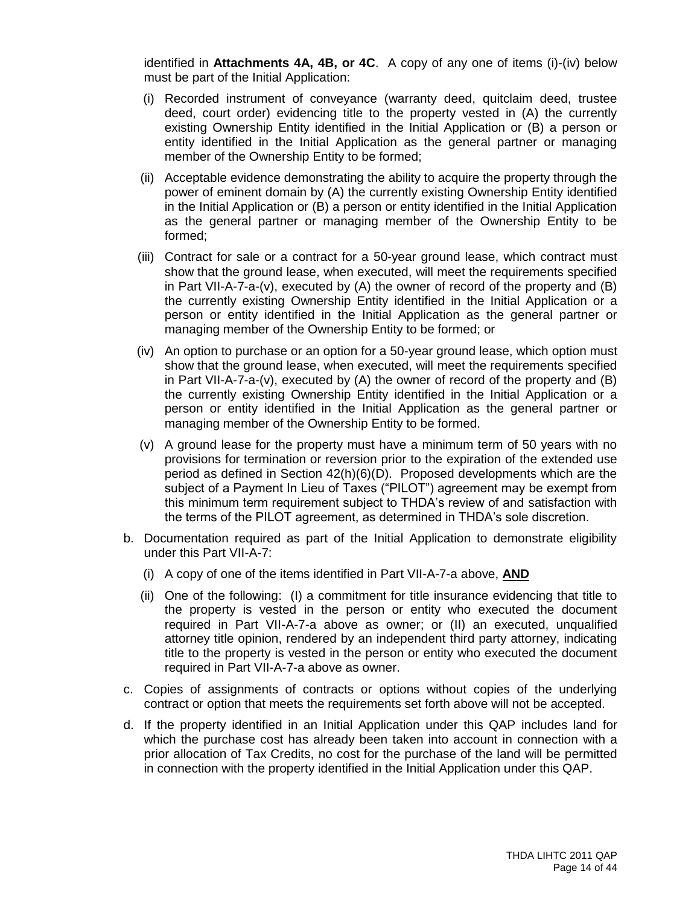identified in **Attachments 4A, 4B, or 4C**. A copy of any one of items (i)-(iv) below must be part of the Initial Application:

(i) Recorded instrument of conveyance (warranty deed, quitclaim deed, trustee deed, court order) evidencing title to the property vested in (A) the currently existing Ownership Entity identified in the Initial Application or (B) a person or entity identified in the Initial Application as the general partner or managing member of the Ownership Entity to be formed;

(ii) Acceptable evidence demonstrating the ability to acquire the property through the power of eminent domain by (A) the currently existing Ownership Entity identified in the Initial Application or (B) a person or entity identified in the Initial Application as the general partner or managing member of the Ownership Entity to be formed;

(iii) Contract for sale or a contract for a 50-year ground lease, which contract must show that the ground lease, when executed, will meet the requirements specified in Part VII-A-7-a-(v), executed by (A) the owner of record of the property and (B) the currently existing Ownership Entity identified in the Initial Application or a person or entity identified in the Initial Application as the general partner or managing member of the Ownership Entity to be formed; or

(iv) An option to purchase or an option for a 50-year ground lease, which option must show that the ground lease, when executed, will meet the requirements specified in Part VII-A-7-a-(v), executed by (A) the owner of record of the property and (B) the currently existing Ownership Entity identified in the Initial Application or a person or entity identified in the Initial Application as the general partner or managing member of the Ownership Entity to be formed.

(v) A ground lease for the property must have a minimum term of 50 years with no provisions for termination or reversion prior to the expiration of the extended use period as defined in Section 42(h)(6)(D). Proposed developments which are the subject of a Payment In Lieu of Taxes ("PILOT") agreement may be exempt from this minimum term requirement subject to THDA's review of and satisfaction with the terms of the PILOT agreement, as determined in THDA's sole discretion.

b. Documentation required as part of the Initial Application to demonstrate eligibility under this Part VII-A-7:

   (i) A copy of one of the items identified in Part VII-A-7-a above, **AND**

   (ii) One of the following: (I) a commitment for title insurance evidencing that title to the property is vested in the person or entity who executed the document required in Part VII-A-7-a above as owner; or (II) an executed, unqualified attorney title opinion, rendered by an independent third party attorney, indicating title to the property is vested in the person or entity who executed the document required in Part VII-A-7-a above as owner.

c. Copies of assignments of contracts or options without copies of the underlying contract or option that meets the requirements set forth above will not be accepted.

d. If the property identified in an Initial Application under this QAP includes land for which the purchase cost has already been taken into account in connection with a prior allocation of Tax Credits, no cost for the purchase of the land will be permitted in connection with the property identified in the Initial Application under this QAP.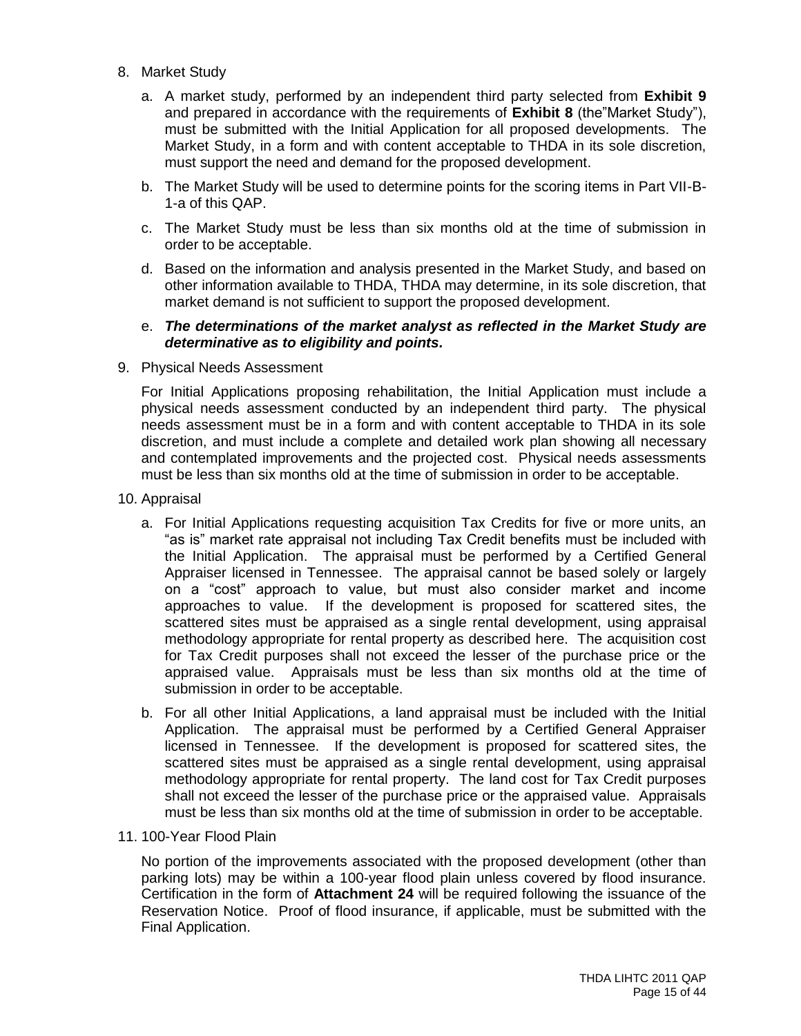8. Market Study

   a. A market study, performed by an independent third party selected from **Exhibit 9** and prepared in accordance with the requirements of **Exhibit 8** (the"Market Study"), must be submitted with the Initial Application for all proposed developments. The Market Study, in a form and with content acceptable to THDA in its sole discretion, must support the need and demand for the proposed development.

   b. The Market Study will be used to determine points for the scoring items in Part VII-B-1-a of this QAP.

   c. The Market Study must be less than six months old at the time of submission in order to be acceptable.

   d. Based on the information and analysis presented in the Market Study, and based on other information available to THDA, THDA may determine, in its sole discretion, that market demand is not sufficient to support the proposed development.

   e. ***The determinations of the market analyst as reflected in the Market Study are determinative as to eligibility and points.***

9. Physical Needs Assessment

   For Initial Applications proposing rehabilitation, the Initial Application must include a physical needs assessment conducted by an independent third party. The physical needs assessment must be in a form and with content acceptable to THDA in its sole discretion, and must include a complete and detailed work plan showing all necessary and contemplated improvements and the projected cost. Physical needs assessments must be less than six months old at the time of submission in order to be acceptable.

10. Appraisal

    a. For Initial Applications requesting acquisition Tax Credits for five or more units, an "as is" market rate appraisal not including Tax Credit benefits must be included with the Initial Application. The appraisal must be performed by a Certified General Appraiser licensed in Tennessee. The appraisal cannot be based solely or largely on a "cost" approach to value, but must also consider market and income approaches to value. If the development is proposed for scattered sites, the scattered sites must be appraised as a single rental development, using appraisal methodology appropriate for rental property as described here. The acquisition cost for Tax Credit purposes shall not exceed the lesser of the purchase price or the appraised value. Appraisals must be less than six months old at the time of submission in order to be acceptable.

    b. For all other Initial Applications, a land appraisal must be included with the Initial Application. The appraisal must be performed by a Certified General Appraiser licensed in Tennessee. If the development is proposed for scattered sites, the scattered sites must be appraised as a single rental development, using appraisal methodology appropriate for rental property. The land cost for Tax Credit purposes shall not exceed the lesser of the purchase price or the appraised value. Appraisals must be less than six months old at the time of submission in order to be acceptable.

11. 100-Year Flood Plain

    No portion of the improvements associated with the proposed development (other than parking lots) may be within a 100-year flood plain unless covered by flood insurance. Certification in the form of **Attachment 24** will be required following the issuance of the Reservation Notice. Proof of flood insurance, if applicable, must be submitted with the Final Application.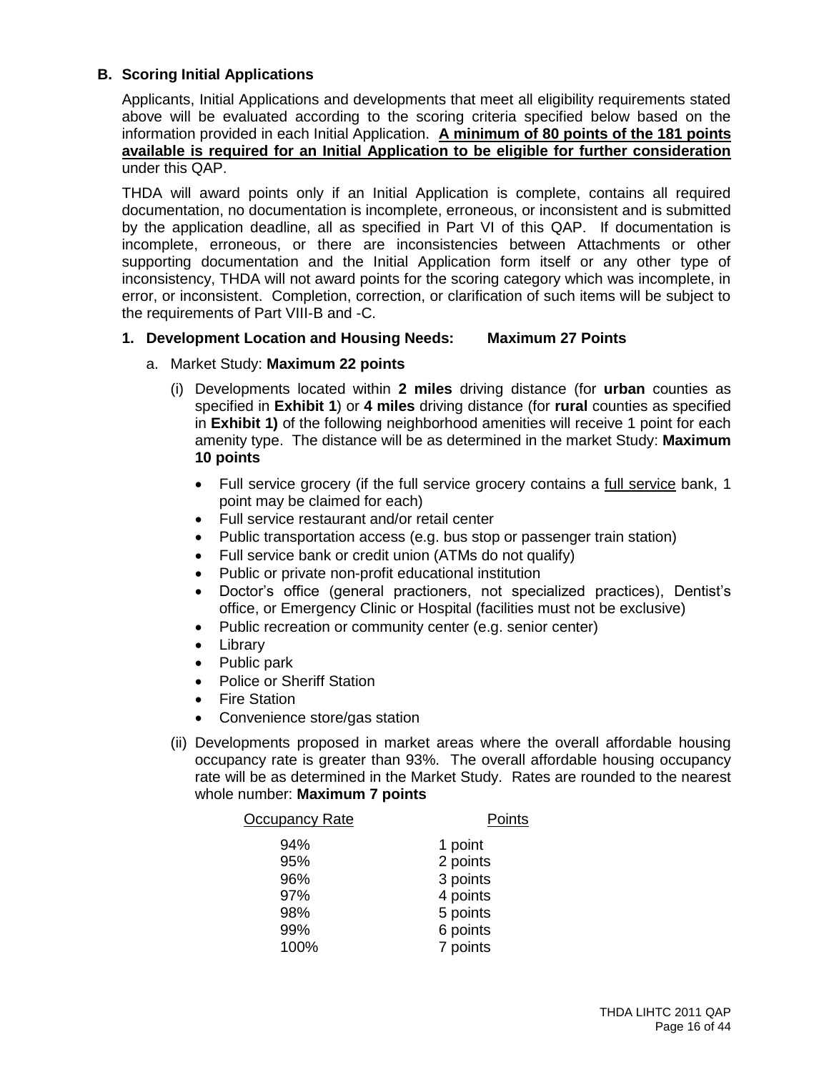## B. Scoring Initial Applications

Applicants, Initial Applications and developments that meet all eligibility requirements stated above will be evaluated according to the scoring criteria specified below based on the information provided in each Initial Application. **A minimum of 80 points of the 181 points available is required for an Initial Application to be eligible for further consideration** under this QAP.

THDA will award points only if an Initial Application is complete, contains all required documentation, no documentation is incomplete, erroneous, or inconsistent and is submitted by the application deadline, all as specified in Part VI of this QAP. If documentation is incomplete, erroneous, or there are inconsistencies between Attachments or other supporting documentation and the Initial Application form itself or any other type of inconsistency, THDA will not award points for the scoring category which was incomplete, in error, or inconsistent. Completion, correction, or clarification of such items will be subject to the requirements of Part VIII-B and -C.

### 1. Development Location and Housing Needs: Maximum 27 Points

a. Market Study: **Maximum 22 points**

(i) Developments located within **2 miles** driving distance (for **urban** counties as specified in **Exhibit 1**) or **4 miles** driving distance (for **rural** counties as specified in **Exhibit 1)** of the following neighborhood amenities will receive 1 point for each amenity type. The distance will be as determined in the market Study: **Maximum 10 points**

- Full service grocery (if the full service grocery contains a full service bank, 1 point may be claimed for each)
- Full service restaurant and/or retail center
- Public transportation access (e.g. bus stop or passenger train station)
- Full service bank or credit union (ATMs do not qualify)
- Public or private non-profit educational institution
- Doctor's office (general practioners, not specialized practices), Dentist's office, or Emergency Clinic or Hospital (facilities must not be exclusive)
- Public recreation or community center (e.g. senior center)
- Library
- Public park
- Police or Sheriff Station
- Fire Station
- Convenience store/gas station

(ii) Developments proposed in market areas where the overall affordable housing occupancy rate is greater than 93%. The overall affordable housing occupancy rate will be as determined in the Market Study. Rates are rounded to the nearest whole number: **Maximum 7 points**

| Occupancy Rate | Points |
|---|---|
| 94% | 1 point |
| 95% | 2 points |
| 96% | 3 points |
| 97% | 4 points |
| 98% | 5 points |
| 99% | 6 points |
| 100% | 7 points |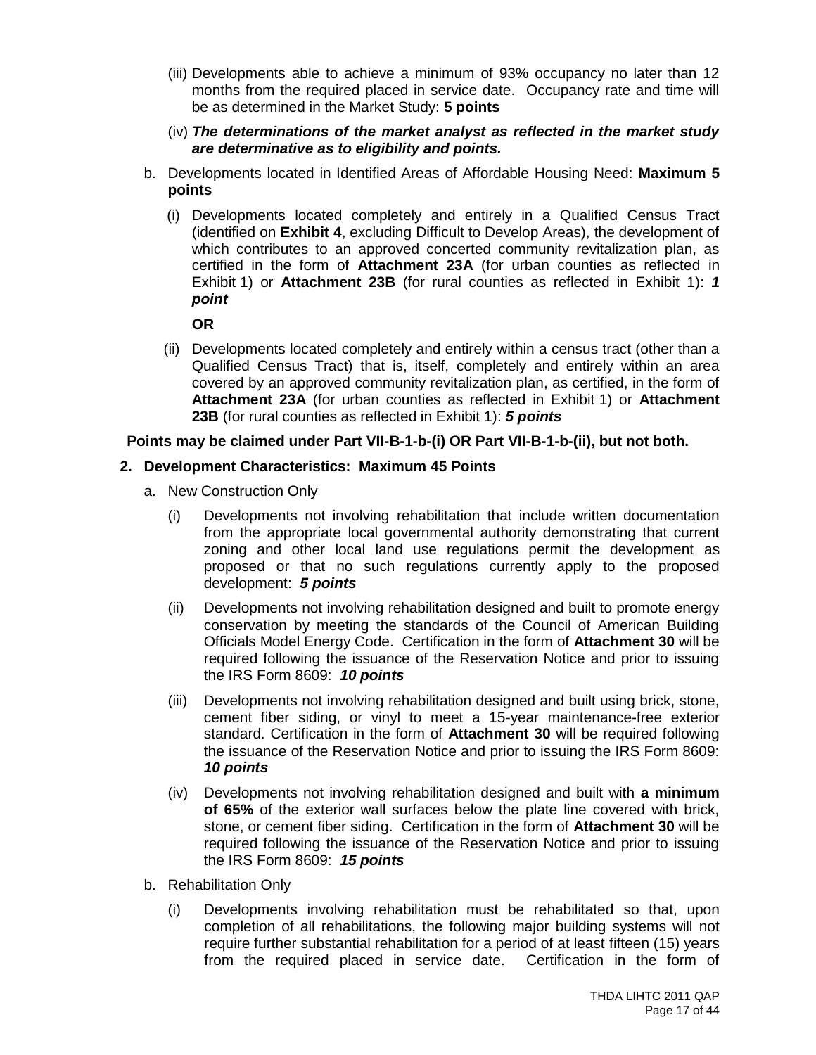(iii) Developments able to achieve a minimum of 93% occupancy no later than 12 months from the required placed in service date. Occupancy rate and time will be as determined in the Market Study: **5 points**

(iv) ***The determinations of the market analyst as reflected in the market study are determinative as to eligibility and points.***

b. Developments located in Identified Areas of Affordable Housing Need: **Maximum 5 points**

(i) Developments located completely and entirely in a Qualified Census Tract (identified on **Exhibit 4**, excluding Difficult to Develop Areas), the development of which contributes to an approved concerted community revitalization plan, as certified in the form of **Attachment 23A** (for urban counties as reflected in Exhibit 1) or **Attachment 23B** (for rural counties as reflected in Exhibit 1): ***1 point***

**OR**

(ii) Developments located completely and entirely within a census tract (other than a Qualified Census Tract) that is, itself, completely and entirely within an area covered by an approved community revitalization plan, as certified, in the form of **Attachment 23A** (for urban counties as reflected in Exhibit 1) or **Attachment 23B** (for rural counties as reflected in Exhibit 1): ***5 points***

**Points may be claimed under Part VII-B-1-b-(i) OR Part VII-B-1-b-(ii), but not both.**

**2. Development Characteristics: Maximum 45 Points**

a. New Construction Only

(i) Developments not involving rehabilitation that include written documentation from the appropriate local governmental authority demonstrating that current zoning and other local land use regulations permit the development as proposed or that no such regulations currently apply to the proposed development: ***5 points***

(ii) Developments not involving rehabilitation designed and built to promote energy conservation by meeting the standards of the Council of American Building Officials Model Energy Code. Certification in the form of **Attachment 30** will be required following the issuance of the Reservation Notice and prior to issuing the IRS Form 8609: ***10 points***

(iii) Developments not involving rehabilitation designed and built using brick, stone, cement fiber siding, or vinyl to meet a 15-year maintenance-free exterior standard. Certification in the form of **Attachment 30** will be required following the issuance of the Reservation Notice and prior to issuing the IRS Form 8609: ***10 points***

(iv) Developments not involving rehabilitation designed and built with **a minimum of 65%** of the exterior wall surfaces below the plate line covered with brick, stone, or cement fiber siding. Certification in the form of **Attachment 30** will be required following the issuance of the Reservation Notice and prior to issuing the IRS Form 8609: ***15 points***

b. Rehabilitation Only

(i) Developments involving rehabilitation must be rehabilitated so that, upon completion of all rehabilitations, the following major building systems will not require further substantial rehabilitation for a period of at least fifteen (15) years from the required placed in service date. Certification in the form of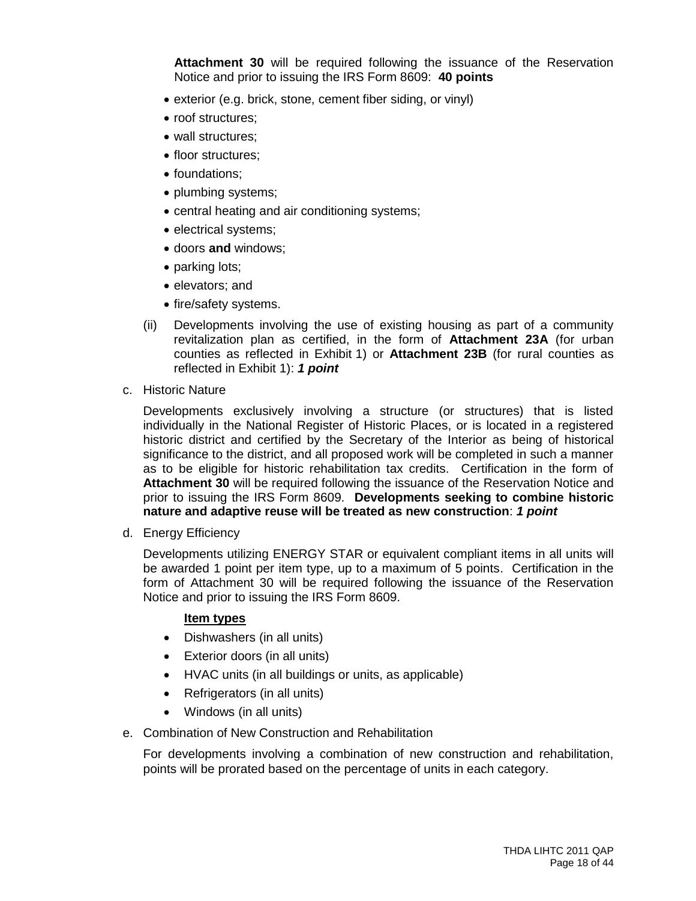**Attachment 30** will be required following the issuance of the Reservation Notice and prior to issuing the IRS Form 8609: **40 points**

- exterior (e.g. brick, stone, cement fiber siding, or vinyl)
- roof structures;
- wall structures;
- floor structures;
- foundations;
- plumbing systems;
- central heating and air conditioning systems;
- electrical systems;
- doors **and** windows;
- parking lots;
- elevators; and
- fire/safety systems.

(ii) Developments involving the use of existing housing as part of a community revitalization plan as certified, in the form of **Attachment 23A** (for urban counties as reflected in Exhibit 1) or **Attachment 23B** (for rural counties as reflected in Exhibit 1): ***1 point***

c. Historic Nature

Developments exclusively involving a structure (or structures) that is listed individually in the National Register of Historic Places, or is located in a registered historic district and certified by the Secretary of the Interior as being of historical significance to the district, and all proposed work will be completed in such a manner as to be eligible for historic rehabilitation tax credits. Certification in the form of **Attachment 30** will be required following the issuance of the Reservation Notice and prior to issuing the IRS Form 8609. **Developments seeking to combine historic nature and adaptive reuse will be treated as new construction**: ***1 point***

d. Energy Efficiency

Developments utilizing ENERGY STAR or equivalent compliant items in all units will be awarded 1 point per item type, up to a maximum of 5 points. Certification in the form of Attachment 30 will be required following the issuance of the Reservation Notice and prior to issuing the IRS Form 8609.

**<u>Item types</u>**

- Dishwashers (in all units)
- Exterior doors (in all units)
- HVAC units (in all buildings or units, as applicable)
- Refrigerators (in all units)
- Windows (in all units)

e. Combination of New Construction and Rehabilitation

For developments involving a combination of new construction and rehabilitation, points will be prorated based on the percentage of units in each category.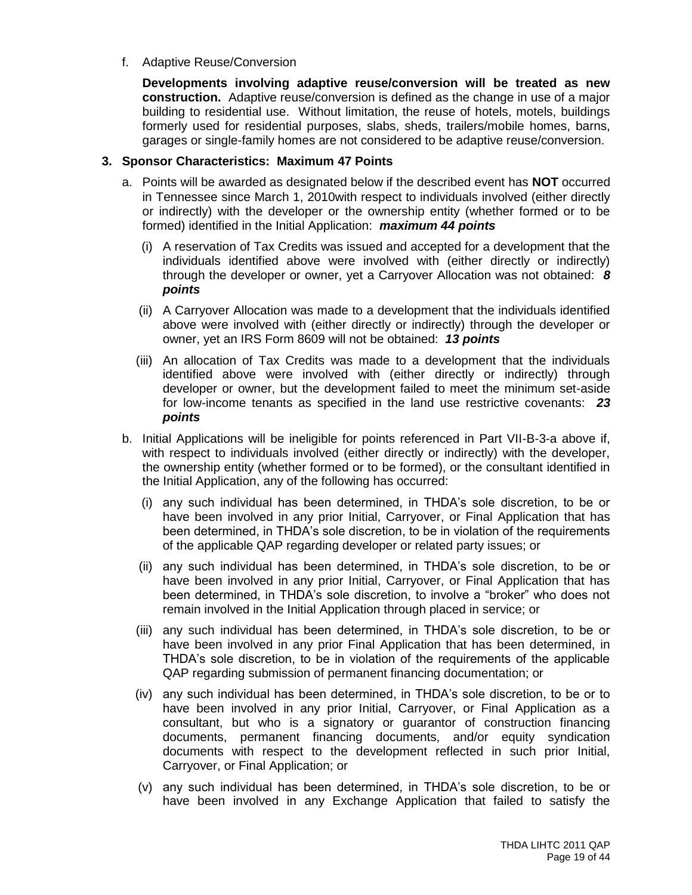f. Adaptive Reuse/Conversion

**Developments involving adaptive reuse/conversion will be treated as new construction.** Adaptive reuse/conversion is defined as the change in use of a major building to residential use. Without limitation, the reuse of hotels, motels, buildings formerly used for residential purposes, slabs, sheds, trailers/mobile homes, barns, garages or single-family homes are not considered to be adaptive reuse/conversion.

**3. Sponsor Characteristics: Maximum 47 Points**

a. Points will be awarded as designated below if the described event has **NOT** occurred in Tennessee since March 1, 2010with respect to individuals involved (either directly or indirectly) with the developer or the ownership entity (whether formed or to be formed) identified in the Initial Application: ***maximum 44 points***

(i) A reservation of Tax Credits was issued and accepted for a development that the individuals identified above were involved with (either directly or indirectly) through the developer or owner, yet a Carryover Allocation was not obtained: ***8 points***

(ii) A Carryover Allocation was made to a development that the individuals identified above were involved with (either directly or indirectly) through the developer or owner, yet an IRS Form 8609 will not be obtained: ***13 points***

(iii) An allocation of Tax Credits was made to a development that the individuals identified above were involved with (either directly or indirectly) through developer or owner, but the development failed to meet the minimum set-aside for low-income tenants as specified in the land use restrictive covenants: ***23 points***

b. Initial Applications will be ineligible for points referenced in Part VII-B-3-a above if, with respect to individuals involved (either directly or indirectly) with the developer, the ownership entity (whether formed or to be formed), or the consultant identified in the Initial Application, any of the following has occurred:

(i) any such individual has been determined, in THDA's sole discretion, to be or have been involved in any prior Initial, Carryover, or Final Application that has been determined, in THDA's sole discretion, to be in violation of the requirements of the applicable QAP regarding developer or related party issues; or

(ii) any such individual has been determined, in THDA's sole discretion, to be or have been involved in any prior Initial, Carryover, or Final Application that has been determined, in THDA's sole discretion, to involve a "broker" who does not remain involved in the Initial Application through placed in service; or

(iii) any such individual has been determined, in THDA's sole discretion, to be or have been involved in any prior Final Application that has been determined, in THDA's sole discretion, to be in violation of the requirements of the applicable QAP regarding submission of permanent financing documentation; or

(iv) any such individual has been determined, in THDA's sole discretion, to be or to have been involved in any prior Initial, Carryover, or Final Application as a consultant, but who is a signatory or guarantor of construction financing documents, permanent financing documents, and/or equity syndication documents with respect to the development reflected in such prior Initial, Carryover, or Final Application; or

(v) any such individual has been determined, in THDA's sole discretion, to be or have been involved in any Exchange Application that failed to satisfy the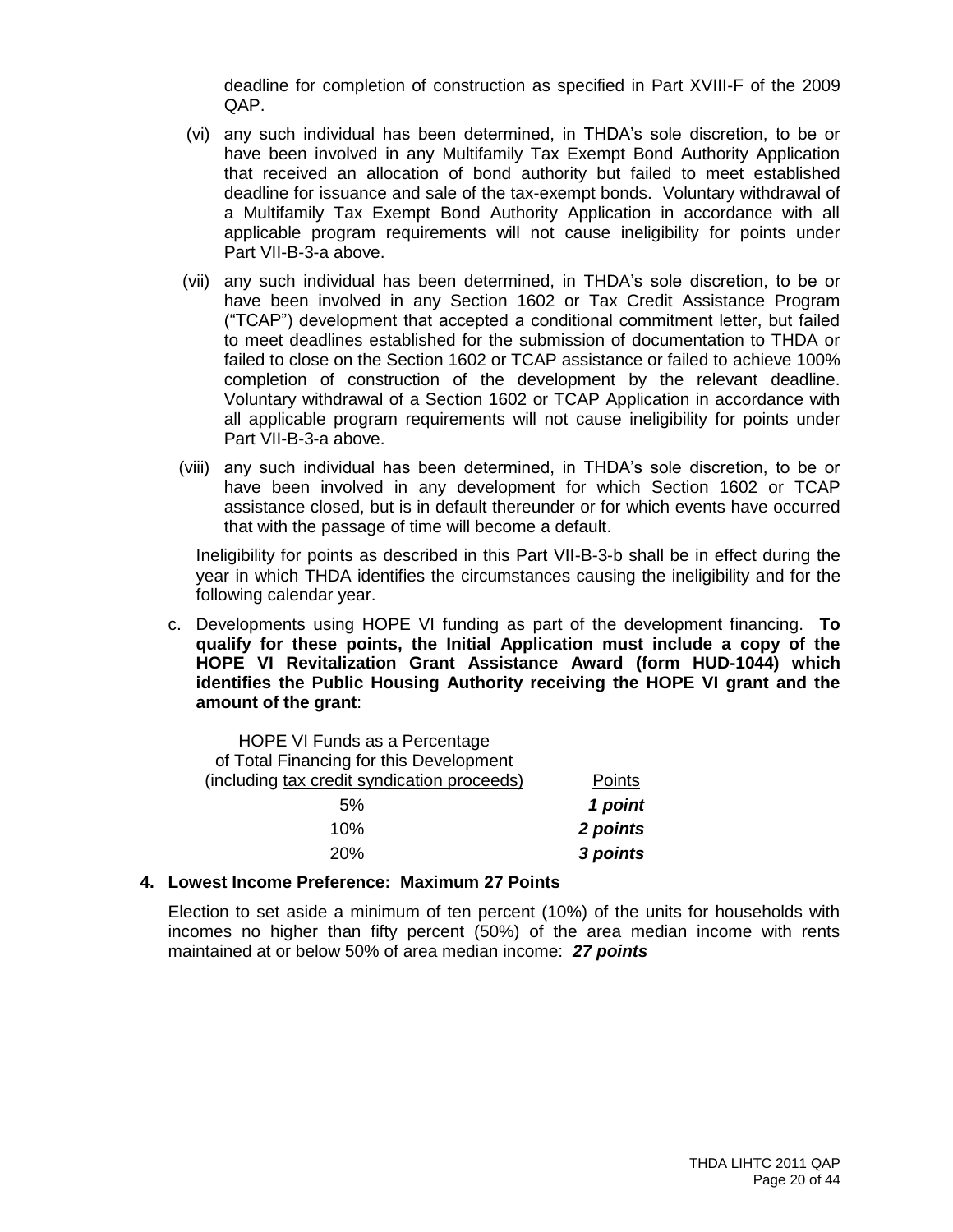deadline for completion of construction as specified in Part XVIII-F of the 2009 QAP.

(vi) any such individual has been determined, in THDA's sole discretion, to be or have been involved in any Multifamily Tax Exempt Bond Authority Application that received an allocation of bond authority but failed to meet established deadline for issuance and sale of the tax-exempt bonds. Voluntary withdrawal of a Multifamily Tax Exempt Bond Authority Application in accordance with all applicable program requirements will not cause ineligibility for points under Part VII-B-3-a above.

(vii) any such individual has been determined, in THDA's sole discretion, to be or have been involved in any Section 1602 or Tax Credit Assistance Program ("TCAP") development that accepted a conditional commitment letter, but failed to meet deadlines established for the submission of documentation to THDA or failed to close on the Section 1602 or TCAP assistance or failed to achieve 100% completion of construction of the development by the relevant deadline. Voluntary withdrawal of a Section 1602 or TCAP Application in accordance with all applicable program requirements will not cause ineligibility for points under Part VII-B-3-a above.

(viii) any such individual has been determined, in THDA's sole discretion, to be or have been involved in any development for which Section 1602 or TCAP assistance closed, but is in default thereunder or for which events have occurred that with the passage of time will become a default.

Ineligibility for points as described in this Part VII-B-3-b shall be in effect during the year in which THDA identifies the circumstances causing the ineligibility and for the following calendar year.

c. Developments using HOPE VI funding as part of the development financing. **To qualify for these points, the Initial Application must include a copy of the HOPE VI Revitalization Grant Assistance Award (form HUD-1044) which identifies the Public Housing Authority receiving the HOPE VI grant and the amount of the grant**:

| HOPE VI Funds as a Percentage of Total Financing for this Development (including tax credit syndication proceeds) | Points |
|---|---|
| 5% | ***1 point*** |
| 10% | ***2 points*** |
| 20% | ***3 points*** |

**4. Lowest Income Preference: Maximum 27 Points**

Election to set aside a minimum of ten percent (10%) of the units for households with incomes no higher than fifty percent (50%) of the area median income with rents maintained at or below 50% of area median income: ***27 points***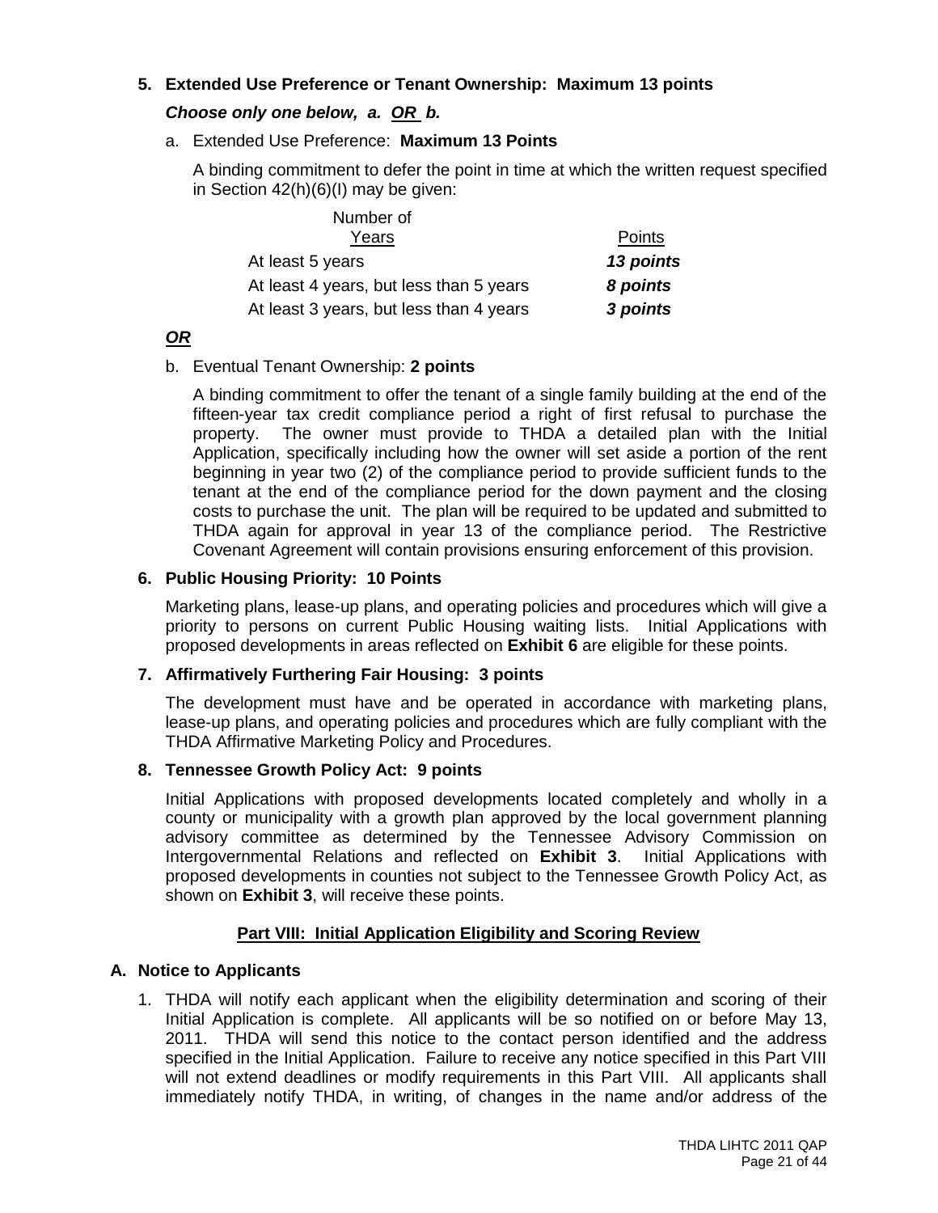**5. Extended Use Preference or Tenant Ownership: Maximum 13 points**

***Choose only one below, a. OR b.***

a. Extended Use Preference: **Maximum 13 Points**

A binding commitment to defer the point in time at which the written request specified in Section 42(h)(6)(I) may be given:

| Number of Years | Points |
|---|---|
| At least 5 years | ***13 points*** |
| At least 4 years, but less than 5 years | ***8 points*** |
| At least 3 years, but less than 4 years | ***3 points*** |

***OR***

b. Eventual Tenant Ownership: **2 points**

A binding commitment to offer the tenant of a single family building at the end of the fifteen-year tax credit compliance period a right of first refusal to purchase the property. The owner must provide to THDA a detailed plan with the Initial Application, specifically including how the owner will set aside a portion of the rent beginning in year two (2) of the compliance period to provide sufficient funds to the tenant at the end of the compliance period for the down payment and the closing costs to purchase the unit. The plan will be required to be updated and submitted to THDA again for approval in year 13 of the compliance period. The Restrictive Covenant Agreement will contain provisions ensuring enforcement of this provision.

**6. Public Housing Priority: 10 Points**

Marketing plans, lease-up plans, and operating policies and procedures which will give a priority to persons on current Public Housing waiting lists. Initial Applications with proposed developments in areas reflected on **Exhibit 6** are eligible for these points.

**7. Affirmatively Furthering Fair Housing: 3 points**

The development must have and be operated in accordance with marketing plans, lease-up plans, and operating policies and procedures which are fully compliant with the THDA Affirmative Marketing Policy and Procedures.

**8. Tennessee Growth Policy Act: 9 points**

Initial Applications with proposed developments located completely and wholly in a county or municipality with a growth plan approved by the local government planning advisory committee as determined by the Tennessee Advisory Commission on Intergovernmental Relations and reflected on **Exhibit 3**. Initial Applications with proposed developments in counties not subject to the Tennessee Growth Policy Act, as shown on **Exhibit 3**, will receive these points.

## Part VIII: Initial Application Eligibility and Scoring Review

### A. Notice to Applicants

1. THDA will notify each applicant when the eligibility determination and scoring of their Initial Application is complete. All applicants will be so notified on or before May 13, 2011. THDA will send this notice to the contact person identified and the address specified in the Initial Application. Failure to receive any notice specified in this Part VIII will not extend deadlines or modify requirements in this Part VIII. All applicants shall immediately notify THDA, in writing, of changes in the name and/or address of the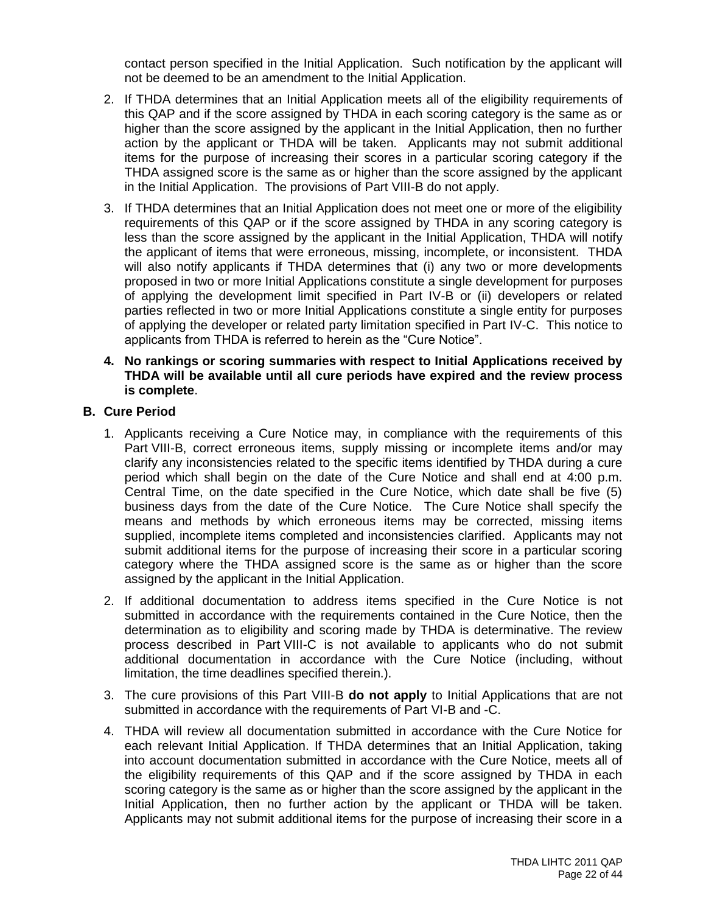contact person specified in the Initial Application. Such notification by the applicant will not be deemed to be an amendment to the Initial Application.

2. If THDA determines that an Initial Application meets all of the eligibility requirements of this QAP and if the score assigned by THDA in each scoring category is the same as or higher than the score assigned by the applicant in the Initial Application, then no further action by the applicant or THDA will be taken. Applicants may not submit additional items for the purpose of increasing their scores in a particular scoring category if the THDA assigned score is the same as or higher than the score assigned by the applicant in the Initial Application. The provisions of Part VIII-B do not apply.

3. If THDA determines that an Initial Application does not meet one or more of the eligibility requirements of this QAP or if the score assigned by THDA in any scoring category is less than the score assigned by the applicant in the Initial Application, THDA will notify the applicant of items that were erroneous, missing, incomplete, or inconsistent. THDA will also notify applicants if THDA determines that (i) any two or more developments proposed in two or more Initial Applications constitute a single development for purposes of applying the development limit specified in Part IV-B or (ii) developers or related parties reflected in two or more Initial Applications constitute a single entity for purposes of applying the developer or related party limitation specified in Part IV-C. This notice to applicants from THDA is referred to herein as the "Cure Notice".

4. **No rankings or scoring summaries with respect to Initial Applications received by THDA will be available until all cure periods have expired and the review process is complete**.

**B. Cure Period**

1. Applicants receiving a Cure Notice may, in compliance with the requirements of this Part VIII-B, correct erroneous items, supply missing or incomplete items and/or may clarify any inconsistencies related to the specific items identified by THDA during a cure period which shall begin on the date of the Cure Notice and shall end at 4:00 p.m. Central Time, on the date specified in the Cure Notice, which date shall be five (5) business days from the date of the Cure Notice. The Cure Notice shall specify the means and methods by which erroneous items may be corrected, missing items supplied, incomplete items completed and inconsistencies clarified. Applicants may not submit additional items for the purpose of increasing their score in a particular scoring category where the THDA assigned score is the same as or higher than the score assigned by the applicant in the Initial Application.

2. If additional documentation to address items specified in the Cure Notice is not submitted in accordance with the requirements contained in the Cure Notice, then the determination as to eligibility and scoring made by THDA is determinative. The review process described in Part VIII-C is not available to applicants who do not submit additional documentation in accordance with the Cure Notice (including, without limitation, the time deadlines specified therein.).

3. The cure provisions of this Part VIII-B **do not apply** to Initial Applications that are not submitted in accordance with the requirements of Part VI-B and -C.

4. THDA will review all documentation submitted in accordance with the Cure Notice for each relevant Initial Application. If THDA determines that an Initial Application, taking into account documentation submitted in accordance with the Cure Notice, meets all of the eligibility requirements of this QAP and if the score assigned by THDA in each scoring category is the same as or higher than the score assigned by the applicant in the Initial Application, then no further action by the applicant or THDA will be taken. Applicants may not submit additional items for the purpose of increasing their score in a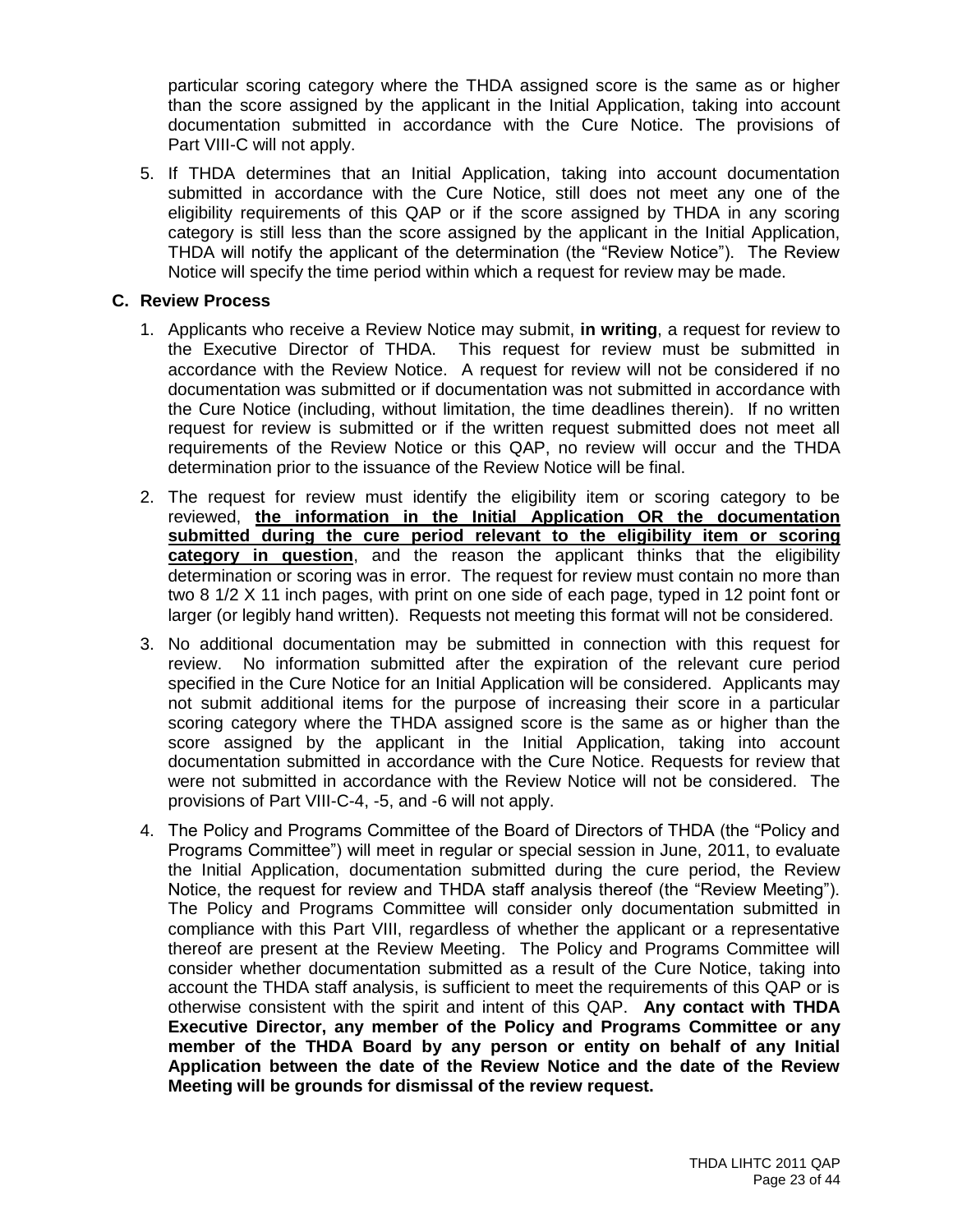particular scoring category where the THDA assigned score is the same as or higher than the score assigned by the applicant in the Initial Application, taking into account documentation submitted in accordance with the Cure Notice. The provisions of Part VIII-C will not apply.

5. If THDA determines that an Initial Application, taking into account documentation submitted in accordance with the Cure Notice, still does not meet any one of the eligibility requirements of this QAP or if the score assigned by THDA in any scoring category is still less than the score assigned by the applicant in the Initial Application, THDA will notify the applicant of the determination (the "Review Notice"). The Review Notice will specify the time period within which a request for review may be made.

**C. Review Process**

1. Applicants who receive a Review Notice may submit, **in writing**, a request for review to the Executive Director of THDA. This request for review must be submitted in accordance with the Review Notice. A request for review will not be considered if no documentation was submitted or if documentation was not submitted in accordance with the Cure Notice (including, without limitation, the time deadlines therein). If no written request for review is submitted or if the written request submitted does not meet all requirements of the Review Notice or this QAP, no review will occur and the THDA determination prior to the issuance of the Review Notice will be final.

2. The request for review must identify the eligibility item or scoring category to be reviewed, **the information in the Initial Application OR the documentation submitted during the cure period relevant to the eligibility item or scoring category in question**, and the reason the applicant thinks that the eligibility determination or scoring was in error. The request for review must contain no more than two 8 1/2 X 11 inch pages, with print on one side of each page, typed in 12 point font or larger (or legibly hand written). Requests not meeting this format will not be considered.

3. No additional documentation may be submitted in connection with this request for review. No information submitted after the expiration of the relevant cure period specified in the Cure Notice for an Initial Application will be considered. Applicants may not submit additional items for the purpose of increasing their score in a particular scoring category where the THDA assigned score is the same as or higher than the score assigned by the applicant in the Initial Application, taking into account documentation submitted in accordance with the Cure Notice. Requests for review that were not submitted in accordance with the Review Notice will not be considered. The provisions of Part VIII-C-4, -5, and -6 will not apply.

4. The Policy and Programs Committee of the Board of Directors of THDA (the "Policy and Programs Committee") will meet in regular or special session in June, 2011, to evaluate the Initial Application, documentation submitted during the cure period, the Review Notice, the request for review and THDA staff analysis thereof (the "Review Meeting"). The Policy and Programs Committee will consider only documentation submitted in compliance with this Part VIII, regardless of whether the applicant or a representative thereof are present at the Review Meeting. The Policy and Programs Committee will consider whether documentation submitted as a result of the Cure Notice, taking into account the THDA staff analysis, is sufficient to meet the requirements of this QAP or is otherwise consistent with the spirit and intent of this QAP. **Any contact with THDA Executive Director, any member of the Policy and Programs Committee or any member of the THDA Board by any person or entity on behalf of any Initial Application between the date of the Review Notice and the date of the Review Meeting will be grounds for dismissal of the review request.**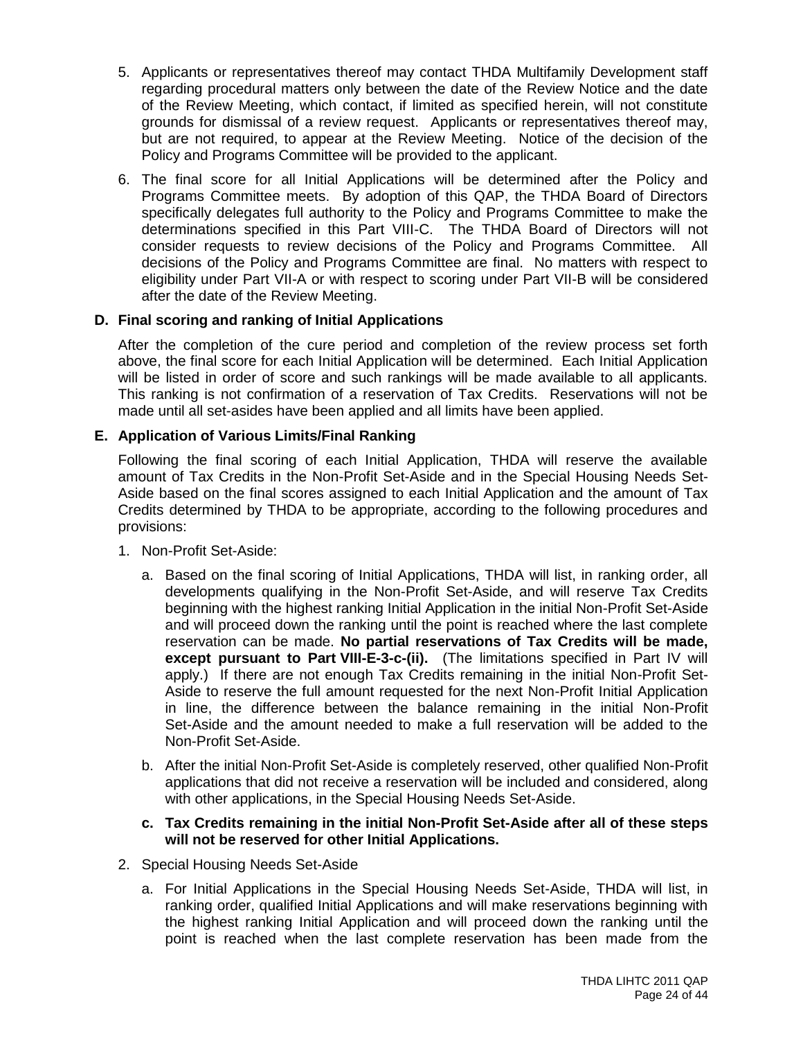5. Applicants or representatives thereof may contact THDA Multifamily Development staff regarding procedural matters only between the date of the Review Notice and the date of the Review Meeting, which contact, if limited as specified herein, will not constitute grounds for dismissal of a review request. Applicants or representatives thereof may, but are not required, to appear at the Review Meeting. Notice of the decision of the Policy and Programs Committee will be provided to the applicant.

6. The final score for all Initial Applications will be determined after the Policy and Programs Committee meets. By adoption of this QAP, the THDA Board of Directors specifically delegates full authority to the Policy and Programs Committee to make the determinations specified in this Part VIII-C. The THDA Board of Directors will not consider requests to review decisions of the Policy and Programs Committee. All decisions of the Policy and Programs Committee are final. No matters with respect to eligibility under Part VII-A or with respect to scoring under Part VII-B will be considered after the date of the Review Meeting.

**D. Final scoring and ranking of Initial Applications**

After the completion of the cure period and completion of the review process set forth above, the final score for each Initial Application will be determined. Each Initial Application will be listed in order of score and such rankings will be made available to all applicants. This ranking is not confirmation of a reservation of Tax Credits. Reservations will not be made until all set-asides have been applied and all limits have been applied.

**E. Application of Various Limits/Final Ranking**

Following the final scoring of each Initial Application, THDA will reserve the available amount of Tax Credits in the Non-Profit Set-Aside and in the Special Housing Needs Set-Aside based on the final scores assigned to each Initial Application and the amount of Tax Credits determined by THDA to be appropriate, according to the following procedures and provisions:

1. Non-Profit Set-Aside:

   a. Based on the final scoring of Initial Applications, THDA will list, in ranking order, all developments qualifying in the Non-Profit Set-Aside, and will reserve Tax Credits beginning with the highest ranking Initial Application in the initial Non-Profit Set-Aside and will proceed down the ranking until the point is reached where the last complete reservation can be made. **No partial reservations of Tax Credits will be made, except pursuant to Part VIII-E-3-c-(ii).** (The limitations specified in Part IV will apply.) If there are not enough Tax Credits remaining in the initial Non-Profit Set-Aside to reserve the full amount requested for the next Non-Profit Initial Application in line, the difference between the balance remaining in the initial Non-Profit Set-Aside and the amount needed to make a full reservation will be added to the Non-Profit Set-Aside.

   b. After the initial Non-Profit Set-Aside is completely reserved, other qualified Non-Profit applications that did not receive a reservation will be included and considered, along with other applications, in the Special Housing Needs Set-Aside.

   **c. Tax Credits remaining in the initial Non-Profit Set-Aside after all of these steps will not be reserved for other Initial Applications.**

2. Special Housing Needs Set-Aside

   a. For Initial Applications in the Special Housing Needs Set-Aside, THDA will list, in ranking order, qualified Initial Applications and will make reservations beginning with the highest ranking Initial Application and will proceed down the ranking until the point is reached when the last complete reservation has been made from the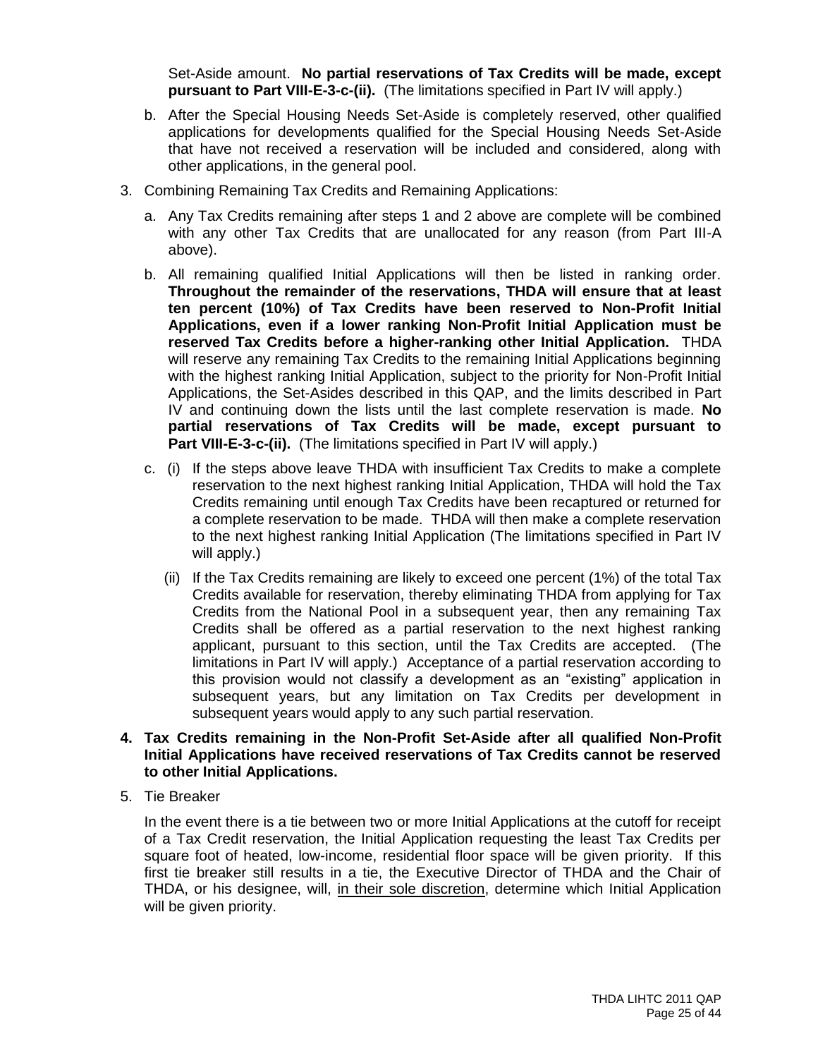Set-Aside amount. **No partial reservations of Tax Credits will be made, except pursuant to Part VIII-E-3-c-(ii).** (The limitations specified in Part IV will apply.)

b. After the Special Housing Needs Set-Aside is completely reserved, other qualified applications for developments qualified for the Special Housing Needs Set-Aside that have not received a reservation will be included and considered, along with other applications, in the general pool.

3. Combining Remaining Tax Credits and Remaining Applications:

   a. Any Tax Credits remaining after steps 1 and 2 above are complete will be combined with any other Tax Credits that are unallocated for any reason (from Part III-A above).

   b. All remaining qualified Initial Applications will then be listed in ranking order. **Throughout the remainder of the reservations, THDA will ensure that at least ten percent (10%) of Tax Credits have been reserved to Non-Profit Initial Applications, even if a lower ranking Non-Profit Initial Application must be reserved Tax Credits before a higher-ranking other Initial Application.** THDA will reserve any remaining Tax Credits to the remaining Initial Applications beginning with the highest ranking Initial Application, subject to the priority for Non-Profit Initial Applications, the Set-Asides described in this QAP, and the limits described in Part IV and continuing down the lists until the last complete reservation is made. **No partial reservations of Tax Credits will be made, except pursuant to Part VIII-E-3-c-(ii).** (The limitations specified in Part IV will apply.)

   c. (i) If the steps above leave THDA with insufficient Tax Credits to make a complete reservation to the next highest ranking Initial Application, THDA will hold the Tax Credits remaining until enough Tax Credits have been recaptured or returned for a complete reservation to be made. THDA will then make a complete reservation to the next highest ranking Initial Application (The limitations specified in Part IV will apply.)

      (ii) If the Tax Credits remaining are likely to exceed one percent (1%) of the total Tax Credits available for reservation, thereby eliminating THDA from applying for Tax Credits from the National Pool in a subsequent year, then any remaining Tax Credits shall be offered as a partial reservation to the next highest ranking applicant, pursuant to this section, until the Tax Credits are accepted. (The limitations in Part IV will apply.) Acceptance of a partial reservation according to this provision would not classify a development as an "existing" application in subsequent years, but any limitation on Tax Credits per development in subsequent years would apply to any such partial reservation.

4. **Tax Credits remaining in the Non-Profit Set-Aside after all qualified Non-Profit Initial Applications have received reservations of Tax Credits cannot be reserved to other Initial Applications.**

5. Tie Breaker

   In the event there is a tie between two or more Initial Applications at the cutoff for receipt of a Tax Credit reservation, the Initial Application requesting the least Tax Credits per square foot of heated, low-income, residential floor space will be given priority. If this first tie breaker still results in a tie, the Executive Director of THDA and the Chair of THDA, or his designee, will, <u>in their sole discretion</u>, determine which Initial Application will be given priority.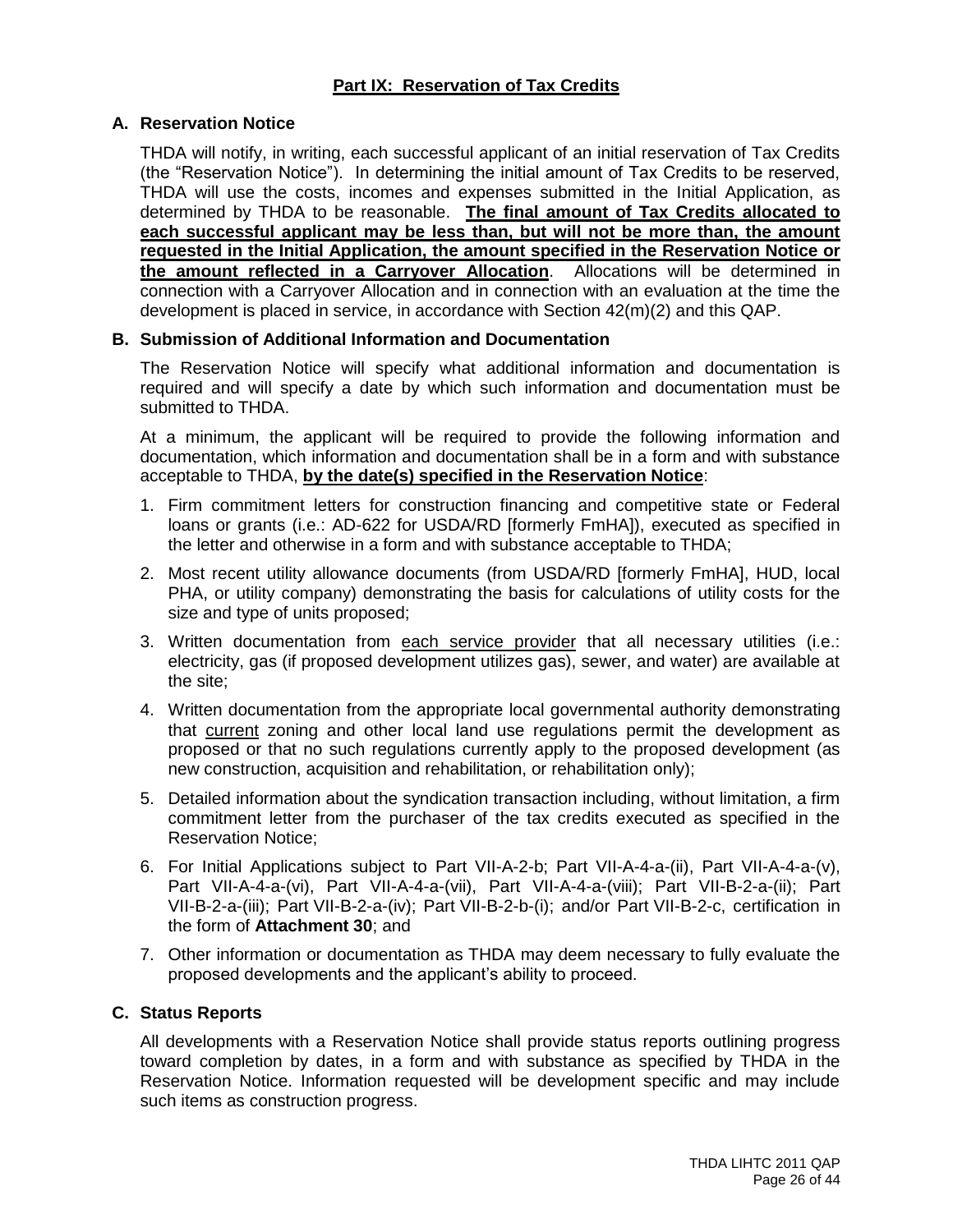# Part IX: Reservation of Tax Credits

## A. Reservation Notice

THDA will notify, in writing, each successful applicant of an initial reservation of Tax Credits (the "Reservation Notice"). In determining the initial amount of Tax Credits to be reserved, THDA will use the costs, incomes and expenses submitted in the Initial Application, as determined by THDA to be reasonable. **The final amount of Tax Credits allocated to each successful applicant may be less than, but will not be more than, the amount requested in the Initial Application, the amount specified in the Reservation Notice or the amount reflected in a Carryover Allocation**. Allocations will be determined in connection with a Carryover Allocation and in connection with an evaluation at the time the development is placed in service, in accordance with Section 42(m)(2) and this QAP.

## B. Submission of Additional Information and Documentation

The Reservation Notice will specify what additional information and documentation is required and will specify a date by which such information and documentation must be submitted to THDA.

At a minimum, the applicant will be required to provide the following information and documentation, which information and documentation shall be in a form and with substance acceptable to THDA, **by the date(s) specified in the Reservation Notice**:

1. Firm commitment letters for construction financing and competitive state or Federal loans or grants (i.e.: AD-622 for USDA/RD [formerly FmHA]), executed as specified in the letter and otherwise in a form and with substance acceptable to THDA;
2. Most recent utility allowance documents (from USDA/RD [formerly FmHA], HUD, local PHA, or utility company) demonstrating the basis for calculations of utility costs for the size and type of units proposed;
3. Written documentation from each service provider that all necessary utilities (i.e.: electricity, gas (if proposed development utilizes gas), sewer, and water) are available at the site;
4. Written documentation from the appropriate local governmental authority demonstrating that current zoning and other local land use regulations permit the development as proposed or that no such regulations currently apply to the proposed development (as new construction, acquisition and rehabilitation, or rehabilitation only);
5. Detailed information about the syndication transaction including, without limitation, a firm commitment letter from the purchaser of the tax credits executed as specified in the Reservation Notice;
6. For Initial Applications subject to Part VII-A-2-b; Part VII-A-4-a-(ii), Part VII-A-4-a-(v), Part VII-A-4-a-(vi), Part VII-A-4-a-(vii), Part VII-A-4-a-(viii); Part VII-B-2-a-(ii); Part VII-B-2-a-(iii); Part VII-B-2-a-(iv); Part VII-B-2-b-(i); and/or Part VII-B-2-c, certification in the form of **Attachment 30**; and
7. Other information or documentation as THDA may deem necessary to fully evaluate the proposed developments and the applicant's ability to proceed.

## C. Status Reports

All developments with a Reservation Notice shall provide status reports outlining progress toward completion by dates, in a form and with substance as specified by THDA in the Reservation Notice. Information requested will be development specific and may include such items as construction progress.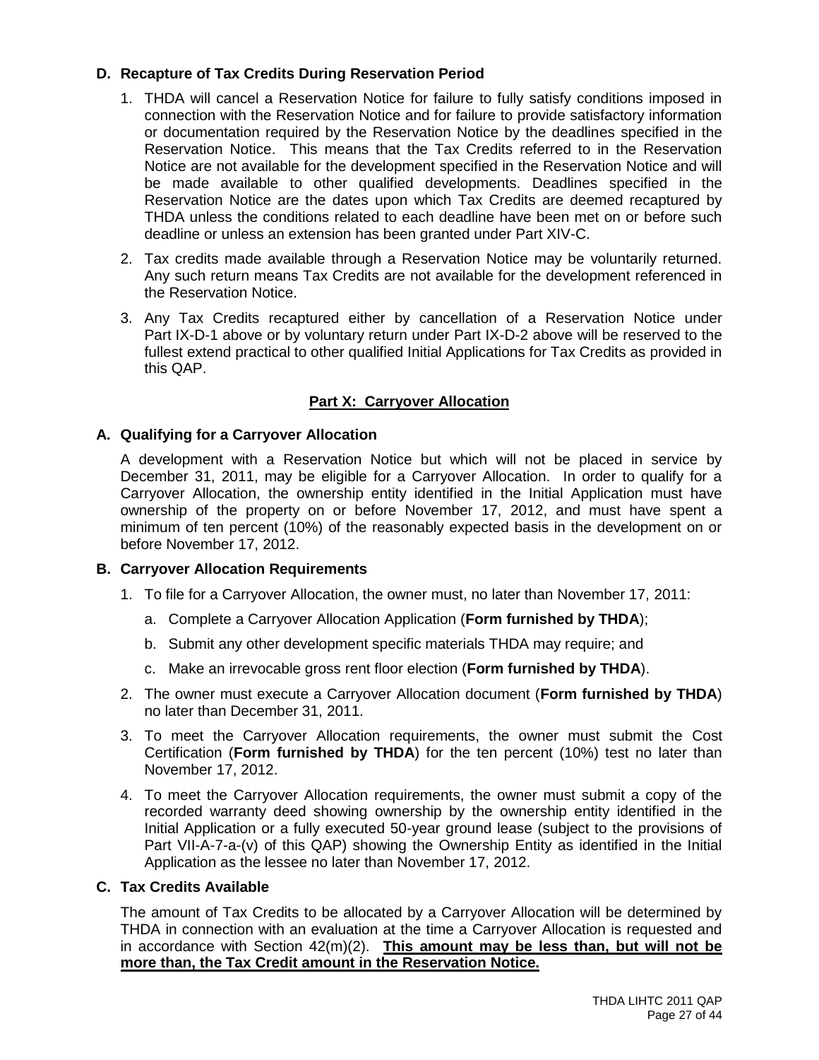## D. Recapture of Tax Credits During Reservation Period

1. THDA will cancel a Reservation Notice for failure to fully satisfy conditions imposed in connection with the Reservation Notice and for failure to provide satisfactory information or documentation required by the Reservation Notice by the deadlines specified in the Reservation Notice. This means that the Tax Credits referred to in the Reservation Notice are not available for the development specified in the Reservation Notice and will be made available to other qualified developments. Deadlines specified in the Reservation Notice are the dates upon which Tax Credits are deemed recaptured by THDA unless the conditions related to each deadline have been met on or before such deadline or unless an extension has been granted under Part XIV-C.

2. Tax credits made available through a Reservation Notice may be voluntarily returned. Any such return means Tax Credits are not available for the development referenced in the Reservation Notice.

3. Any Tax Credits recaptured either by cancellation of a Reservation Notice under Part IX-D-1 above or by voluntary return under Part IX-D-2 above will be reserved to the fullest extend practical to other qualified Initial Applications for Tax Credits as provided in this QAP.

# Part X: Carryover Allocation

## A. Qualifying for a Carryover Allocation

A development with a Reservation Notice but which will not be placed in service by December 31, 2011, may be eligible for a Carryover Allocation. In order to qualify for a Carryover Allocation, the ownership entity identified in the Initial Application must have ownership of the property on or before November 17, 2012, and must have spent a minimum of ten percent (10%) of the reasonably expected basis in the development on or before November 17, 2012.

## B. Carryover Allocation Requirements

1. To file for a Carryover Allocation, the owner must, no later than November 17, 2011:
   a. Complete a Carryover Allocation Application (**Form furnished by THDA**);
   b. Submit any other development specific materials THDA may require; and
   c. Make an irrevocable gross rent floor election (**Form furnished by THDA**).

2. The owner must execute a Carryover Allocation document (**Form furnished by THDA**) no later than December 31, 2011.

3. To meet the Carryover Allocation requirements, the owner must submit the Cost Certification (**Form furnished by THDA**) for the ten percent (10%) test no later than November 17, 2012.

4. To meet the Carryover Allocation requirements, the owner must submit a copy of the recorded warranty deed showing ownership by the ownership entity identified in the Initial Application or a fully executed 50-year ground lease (subject to the provisions of Part VII-A-7-a-(v) of this QAP) showing the Ownership Entity as identified in the Initial Application as the lessee no later than November 17, 2012.

## C. Tax Credits Available

The amount of Tax Credits to be allocated by a Carryover Allocation will be determined by THDA in connection with an evaluation at the time a Carryover Allocation is requested and in accordance with Section 42(m)(2). **This amount may be less than, but will not be more than, the Tax Credit amount in the Reservation Notice.**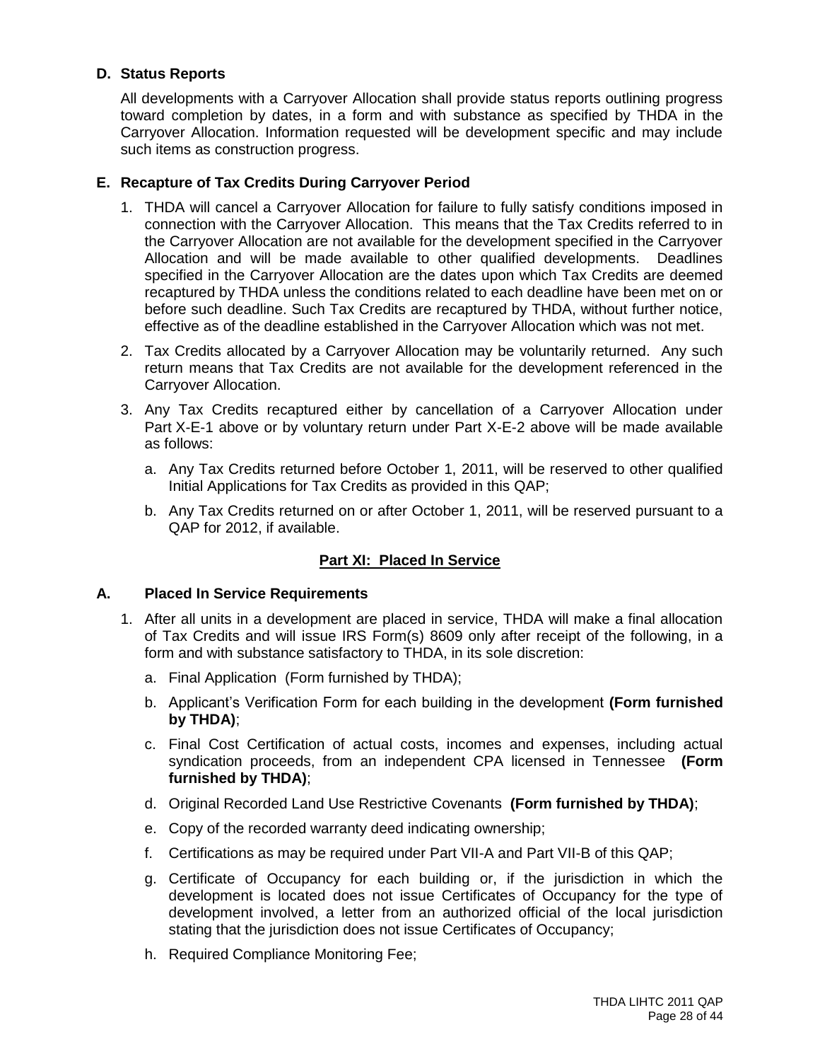### D. Status Reports

All developments with a Carryover Allocation shall provide status reports outlining progress toward completion by dates, in a form and with substance as specified by THDA in the Carryover Allocation. Information requested will be development specific and may include such items as construction progress.

### E. Recapture of Tax Credits During Carryover Period

1. THDA will cancel a Carryover Allocation for failure to fully satisfy conditions imposed in connection with the Carryover Allocation. This means that the Tax Credits referred to in the Carryover Allocation are not available for the development specified in the Carryover Allocation and will be made available to other qualified developments. Deadlines specified in the Carryover Allocation are the dates upon which Tax Credits are deemed recaptured by THDA unless the conditions related to each deadline have been met on or before such deadline. Such Tax Credits are recaptured by THDA, without further notice, effective as of the deadline established in the Carryover Allocation which was not met.
2. Tax Credits allocated by a Carryover Allocation may be voluntarily returned. Any such return means that Tax Credits are not available for the development referenced in the Carryover Allocation.
3. Any Tax Credits recaptured either by cancellation of a Carryover Allocation under Part X-E-1 above or by voluntary return under Part X-E-2 above will be made available as follows:
   a. Any Tax Credits returned before October 1, 2011, will be reserved to other qualified Initial Applications for Tax Credits as provided in this QAP;
   b. Any Tax Credits returned on or after October 1, 2011, will be reserved pursuant to a QAP for 2012, if available.

## Part XI: Placed In Service

### A. Placed In Service Requirements

1. After all units in a development are placed in service, THDA will make a final allocation of Tax Credits and will issue IRS Form(s) 8609 only after receipt of the following, in a form and with substance satisfactory to THDA, in its sole discretion:
   a. Final Application (Form furnished by THDA);
   b. Applicant's Verification Form for each building in the development **(Form furnished by THDA)**;
   c. Final Cost Certification of actual costs, incomes and expenses, including actual syndication proceeds, from an independent CPA licensed in Tennessee **(Form furnished by THDA)**;
   d. Original Recorded Land Use Restrictive Covenants **(Form furnished by THDA)**;
   e. Copy of the recorded warranty deed indicating ownership;
   f. Certifications as may be required under Part VII-A and Part VII-B of this QAP;
   g. Certificate of Occupancy for each building or, if the jurisdiction in which the development is located does not issue Certificates of Occupancy for the type of development involved, a letter from an authorized official of the local jurisdiction stating that the jurisdiction does not issue Certificates of Occupancy;
   h. Required Compliance Monitoring Fee;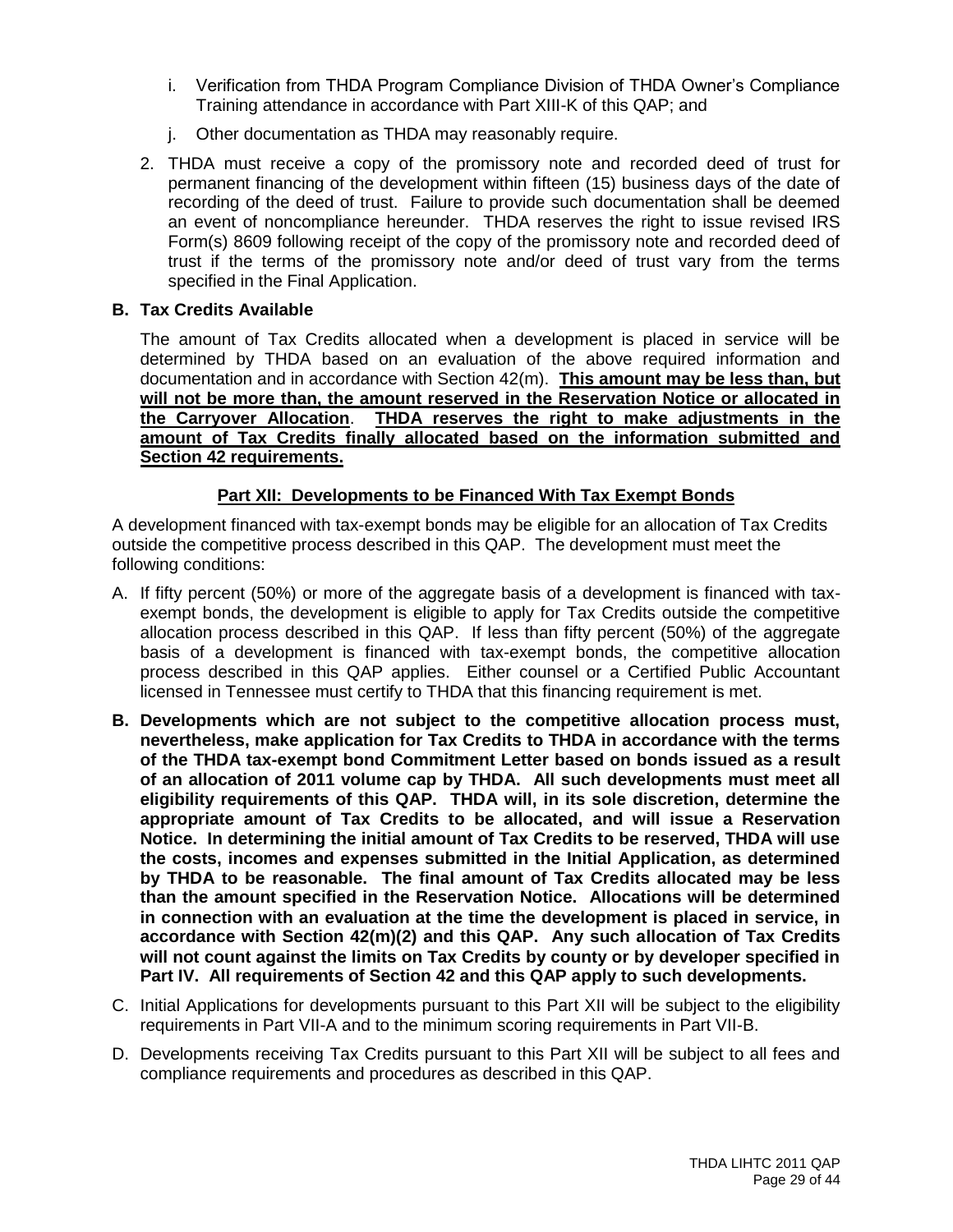i. Verification from THDA Program Compliance Division of THDA Owner's Compliance Training attendance in accordance with Part XIII-K of this QAP; and

j. Other documentation as THDA may reasonably require.

2. THDA must receive a copy of the promissory note and recorded deed of trust for permanent financing of the development within fifteen (15) business days of the date of recording of the deed of trust. Failure to provide such documentation shall be deemed an event of noncompliance hereunder. THDA reserves the right to issue revised IRS Form(s) 8609 following receipt of the copy of the promissory note and recorded deed of trust if the terms of the promissory note and/or deed of trust vary from the terms specified in the Final Application.

**B. Tax Credits Available**

The amount of Tax Credits allocated when a development is placed in service will be determined by THDA based on an evaluation of the above required information and documentation and in accordance with Section 42(m). **This amount may be less than, but will not be more than, the amount reserved in the Reservation Notice or allocated in the Carryover Allocation**. **THDA reserves the right to make adjustments in the amount of Tax Credits finally allocated based on the information submitted and Section 42 requirements.**

## Part XII: Developments to be Financed With Tax Exempt Bonds

A development financed with tax-exempt bonds may be eligible for an allocation of Tax Credits outside the competitive process described in this QAP. The development must meet the following conditions:

A. If fifty percent (50%) or more of the aggregate basis of a development is financed with tax-exempt bonds, the development is eligible to apply for Tax Credits outside the competitive allocation process described in this QAP. If less than fifty percent (50%) of the aggregate basis of a development is financed with tax-exempt bonds, the competitive allocation process described in this QAP applies. Either counsel or a Certified Public Accountant licensed in Tennessee must certify to THDA that this financing requirement is met.

**B. Developments which are not subject to the competitive allocation process must, nevertheless, make application for Tax Credits to THDA in accordance with the terms of the THDA tax-exempt bond Commitment Letter based on bonds issued as a result of an allocation of 2011 volume cap by THDA. All such developments must meet all eligibility requirements of this QAP. THDA will, in its sole discretion, determine the appropriate amount of Tax Credits to be allocated, and will issue a Reservation Notice. In determining the initial amount of Tax Credits to be reserved, THDA will use the costs, incomes and expenses submitted in the Initial Application, as determined by THDA to be reasonable. The final amount of Tax Credits allocated may be less than the amount specified in the Reservation Notice. Allocations will be determined in connection with an evaluation at the time the development is placed in service, in accordance with Section 42(m)(2) and this QAP. Any such allocation of Tax Credits will not count against the limits on Tax Credits by county or by developer specified in Part IV. All requirements of Section 42 and this QAP apply to such developments.**

C. Initial Applications for developments pursuant to this Part XII will be subject to the eligibility requirements in Part VII-A and to the minimum scoring requirements in Part VII-B.

D. Developments receiving Tax Credits pursuant to this Part XII will be subject to all fees and compliance requirements and procedures as described in this QAP.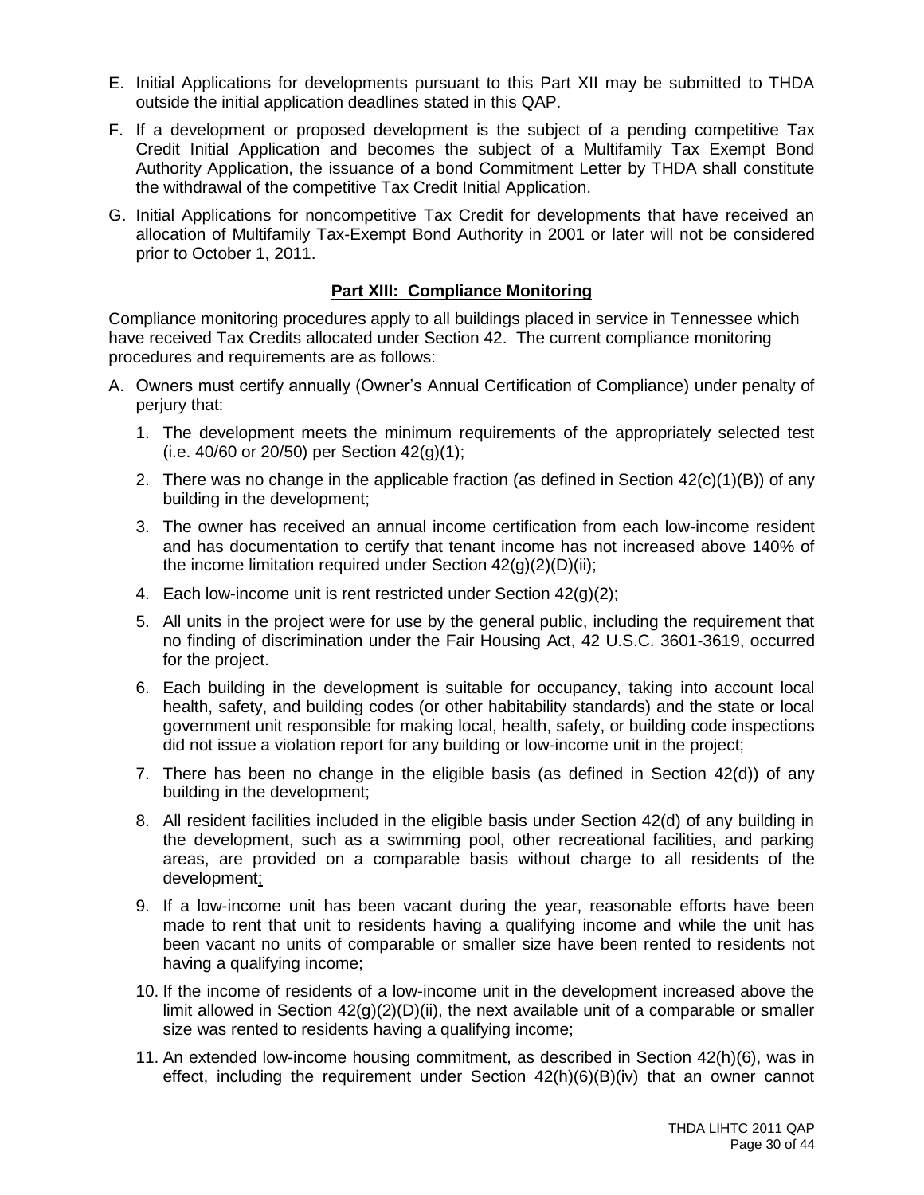E. Initial Applications for developments pursuant to this Part XII may be submitted to THDA outside the initial application deadlines stated in this QAP.

F. If a development or proposed development is the subject of a pending competitive Tax Credit Initial Application and becomes the subject of a Multifamily Tax Exempt Bond Authority Application, the issuance of a bond Commitment Letter by THDA shall constitute the withdrawal of the competitive Tax Credit Initial Application.

G. Initial Applications for noncompetitive Tax Credit for developments that have received an allocation of Multifamily Tax-Exempt Bond Authority in 2001 or later will not be considered prior to October 1, 2011.

## Part XIII: Compliance Monitoring

Compliance monitoring procedures apply to all buildings placed in service in Tennessee which have received Tax Credits allocated under Section 42. The current compliance monitoring procedures and requirements are as follows:

A. Owners must certify annually (Owner's Annual Certification of Compliance) under penalty of perjury that:

   1. The development meets the minimum requirements of the appropriately selected test (i.e. 40/60 or 20/50) per Section 42(g)(1);

   2. There was no change in the applicable fraction (as defined in Section 42(c)(1)(B)) of any building in the development;

   3. The owner has received an annual income certification from each low-income resident and has documentation to certify that tenant income has not increased above 140% of the income limitation required under Section 42(g)(2)(D)(ii);

   4. Each low-income unit is rent restricted under Section 42(g)(2);

   5. All units in the project were for use by the general public, including the requirement that no finding of discrimination under the Fair Housing Act, 42 U.S.C. 3601-3619, occurred for the project.

   6. Each building in the development is suitable for occupancy, taking into account local health, safety, and building codes (or other habitability standards) and the state or local government unit responsible for making local, health, safety, or building code inspections did not issue a violation report for any building or low-income unit in the project;

   7. There has been no change in the eligible basis (as defined in Section 42(d)) of any building in the development;

   8. All resident facilities included in the eligible basis under Section 42(d) of any building in the development, such as a swimming pool, other recreational facilities, and parking areas, are provided on a comparable basis without charge to all residents of the development;

   9. If a low-income unit has been vacant during the year, reasonable efforts have been made to rent that unit to residents having a qualifying income and while the unit has been vacant no units of comparable or smaller size have been rented to residents not having a qualifying income;

   10. If the income of residents of a low-income unit in the development increased above the limit allowed in Section 42(g)(2)(D)(ii), the next available unit of a comparable or smaller size was rented to residents having a qualifying income;

   11. An extended low-income housing commitment, as described in Section 42(h)(6), was in effect, including the requirement under Section 42(h)(6)(B)(iv) that an owner cannot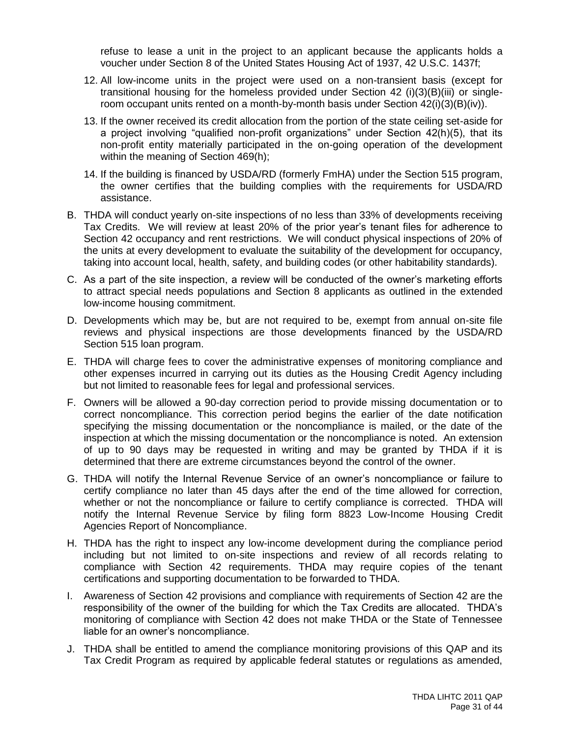refuse to lease a unit in the project to an applicant because the applicants holds a voucher under Section 8 of the United States Housing Act of 1937, 42 U.S.C. 1437f;

12. All low-income units in the project were used on a non-transient basis (except for transitional housing for the homeless provided under Section 42 (i)(3)(B)(iii) or single-room occupant units rented on a month-by-month basis under Section 42(i)(3)(B)(iv)).
13. If the owner received its credit allocation from the portion of the state ceiling set-aside for a project involving "qualified non-profit organizations" under Section 42(h)(5), that its non-profit entity materially participated in the on-going operation of the development within the meaning of Section 469(h);
14. If the building is financed by USDA/RD (formerly FmHA) under the Section 515 program, the owner certifies that the building complies with the requirements for USDA/RD assistance.

B. THDA will conduct yearly on-site inspections of no less than 33% of developments receiving Tax Credits. We will review at least 20% of the prior year's tenant files for adherence to Section 42 occupancy and rent restrictions. We will conduct physical inspections of 20% of the units at every development to evaluate the suitability of the development for occupancy, taking into account local, health, safety, and building codes (or other habitability standards).

C. As a part of the site inspection, a review will be conducted of the owner's marketing efforts to attract special needs populations and Section 8 applicants as outlined in the extended low-income housing commitment.

D. Developments which may be, but are not required to be, exempt from annual on-site file reviews and physical inspections are those developments financed by the USDA/RD Section 515 loan program.

E. THDA will charge fees to cover the administrative expenses of monitoring compliance and other expenses incurred in carrying out its duties as the Housing Credit Agency including but not limited to reasonable fees for legal and professional services.

F. Owners will be allowed a 90-day correction period to provide missing documentation or to correct noncompliance. This correction period begins the earlier of the date notification specifying the missing documentation or the noncompliance is mailed, or the date of the inspection at which the missing documentation or the noncompliance is noted. An extension of up to 90 days may be requested in writing and may be granted by THDA if it is determined that there are extreme circumstances beyond the control of the owner.

G. THDA will notify the Internal Revenue Service of an owner's noncompliance or failure to certify compliance no later than 45 days after the end of the time allowed for correction, whether or not the noncompliance or failure to certify compliance is corrected. THDA will notify the Internal Revenue Service by filing form 8823 Low-Income Housing Credit Agencies Report of Noncompliance.

H. THDA has the right to inspect any low-income development during the compliance period including but not limited to on-site inspections and review of all records relating to compliance with Section 42 requirements. THDA may require copies of the tenant certifications and supporting documentation to be forwarded to THDA.

I. Awareness of Section 42 provisions and compliance with requirements of Section 42 are the responsibility of the owner of the building for which the Tax Credits are allocated. THDA's monitoring of compliance with Section 42 does not make THDA or the State of Tennessee liable for an owner's noncompliance.

J. THDA shall be entitled to amend the compliance monitoring provisions of this QAP and its Tax Credit Program as required by applicable federal statutes or regulations as amended,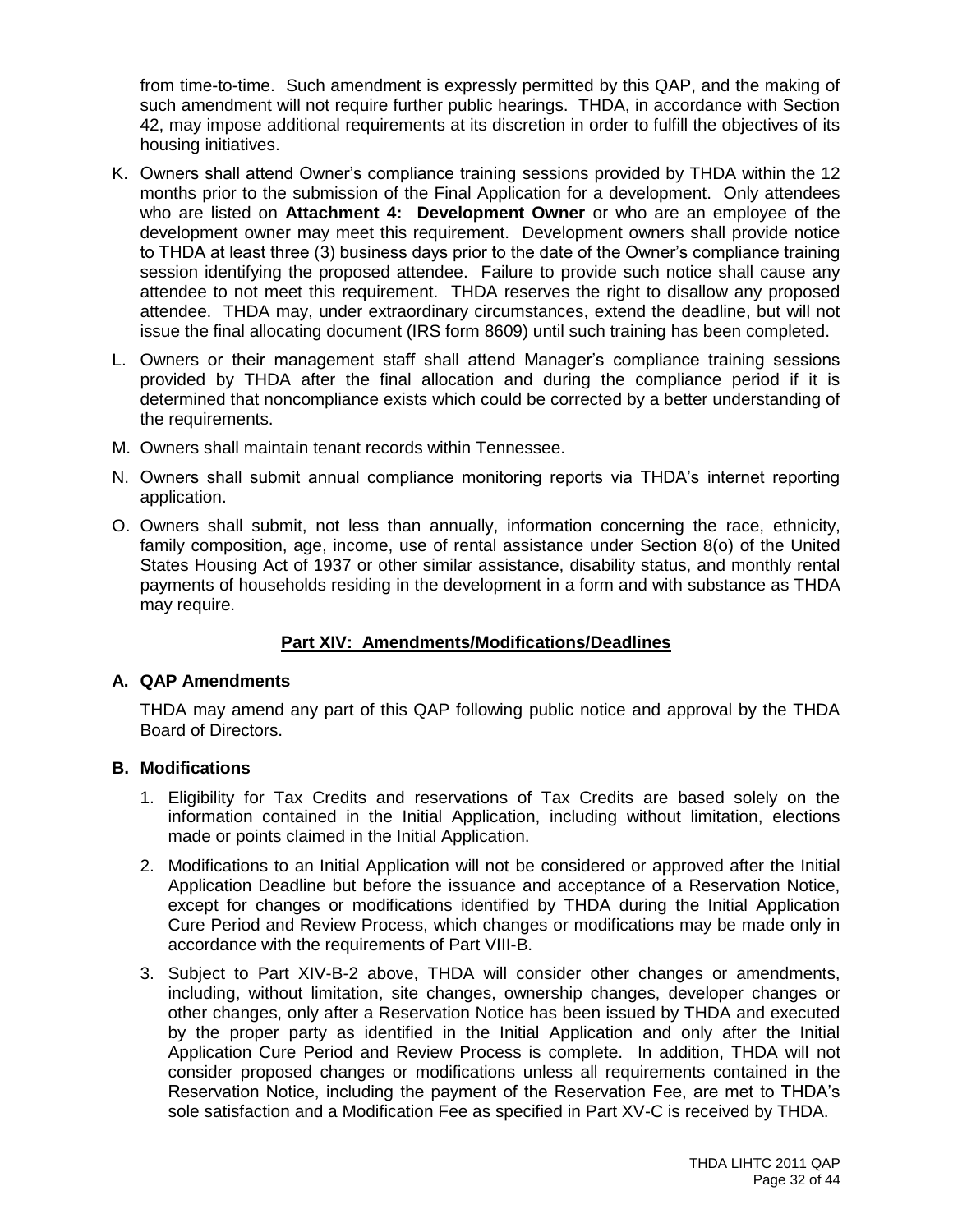from time-to-time. Such amendment is expressly permitted by this QAP, and the making of such amendment will not require further public hearings. THDA, in accordance with Section 42, may impose additional requirements at its discretion in order to fulfill the objectives of its housing initiatives.

K. Owners shall attend Owner's compliance training sessions provided by THDA within the 12 months prior to the submission of the Final Application for a development. Only attendees who are listed on **Attachment 4: Development Owner** or who are an employee of the development owner may meet this requirement. Development owners shall provide notice to THDA at least three (3) business days prior to the date of the Owner's compliance training session identifying the proposed attendee. Failure to provide such notice shall cause any attendee to not meet this requirement. THDA reserves the right to disallow any proposed attendee. THDA may, under extraordinary circumstances, extend the deadline, but will not issue the final allocating document (IRS form 8609) until such training has been completed.

L. Owners or their management staff shall attend Manager's compliance training sessions provided by THDA after the final allocation and during the compliance period if it is determined that noncompliance exists which could be corrected by a better understanding of the requirements.

M. Owners shall maintain tenant records within Tennessee.

N. Owners shall submit annual compliance monitoring reports via THDA's internet reporting application.

O. Owners shall submit, not less than annually, information concerning the race, ethnicity, family composition, age, income, use of rental assistance under Section 8(o) of the United States Housing Act of 1937 or other similar assistance, disability status, and monthly rental payments of households residing in the development in a form and with substance as THDA may require.

## Part XIV: Amendments/Modifications/Deadlines

### A. QAP Amendments

THDA may amend any part of this QAP following public notice and approval by the THDA Board of Directors.

### B. Modifications

1. Eligibility for Tax Credits and reservations of Tax Credits are based solely on the information contained in the Initial Application, including without limitation, elections made or points claimed in the Initial Application.

2. Modifications to an Initial Application will not be considered or approved after the Initial Application Deadline but before the issuance and acceptance of a Reservation Notice, except for changes or modifications identified by THDA during the Initial Application Cure Period and Review Process, which changes or modifications may be made only in accordance with the requirements of Part VIII-B.

3. Subject to Part XIV-B-2 above, THDA will consider other changes or amendments, including, without limitation, site changes, ownership changes, developer changes or other changes, only after a Reservation Notice has been issued by THDA and executed by the proper party as identified in the Initial Application and only after the Initial Application Cure Period and Review Process is complete. In addition, THDA will not consider proposed changes or modifications unless all requirements contained in the Reservation Notice, including the payment of the Reservation Fee, are met to THDA's sole satisfaction and a Modification Fee as specified in Part XV-C is received by THDA.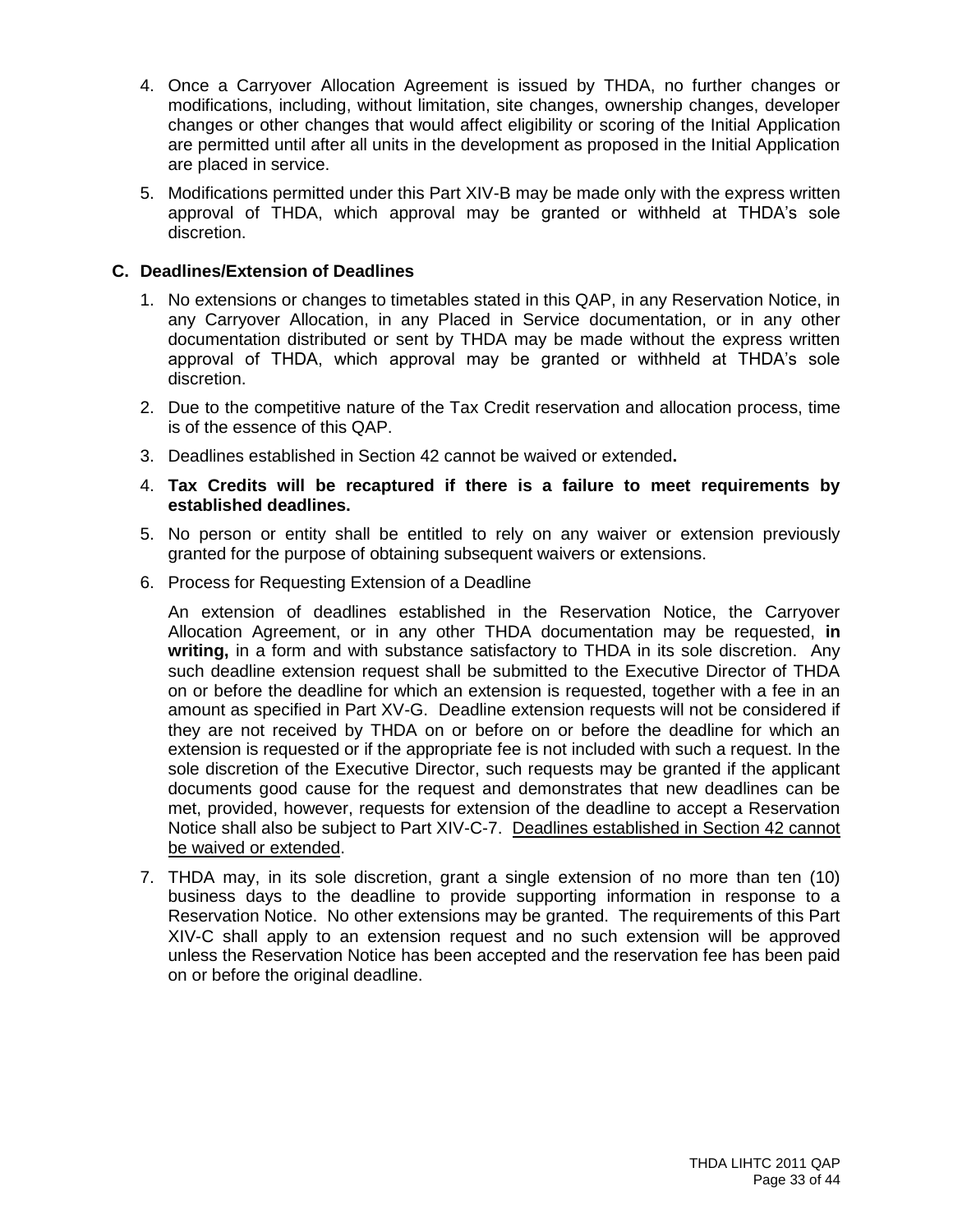4. Once a Carryover Allocation Agreement is issued by THDA, no further changes or modifications, including, without limitation, site changes, ownership changes, developer changes or other changes that would affect eligibility or scoring of the Initial Application are permitted until after all units in the development as proposed in the Initial Application are placed in service.

5. Modifications permitted under this Part XIV-B may be made only with the express written approval of THDA, which approval may be granted or withheld at THDA's sole discretion.

### C. Deadlines/Extension of Deadlines

1. No extensions or changes to timetables stated in this QAP, in any Reservation Notice, in any Carryover Allocation, in any Placed in Service documentation, or in any other documentation distributed or sent by THDA may be made without the express written approval of THDA, which approval may be granted or withheld at THDA's sole discretion.

2. Due to the competitive nature of the Tax Credit reservation and allocation process, time is of the essence of this QAP.

3. Deadlines established in Section 42 cannot be waived or extended**.**

4. **Tax Credits will be recaptured if there is a failure to meet requirements by established deadlines.**

5. No person or entity shall be entitled to rely on any waiver or extension previously granted for the purpose of obtaining subsequent waivers or extensions.

6. Process for Requesting Extension of a Deadline

   An extension of deadlines established in the Reservation Notice, the Carryover Allocation Agreement, or in any other THDA documentation may be requested, **in writing,** in a form and with substance satisfactory to THDA in its sole discretion. Any such deadline extension request shall be submitted to the Executive Director of THDA on or before the deadline for which an extension is requested, together with a fee in an amount as specified in Part XV-G. Deadline extension requests will not be considered if they are not received by THDA on or before on or before the deadline for which an extension is requested or if the appropriate fee is not included with such a request. In the sole discretion of the Executive Director, such requests may be granted if the applicant documents good cause for the request and demonstrates that new deadlines can be met, provided, however, requests for extension of the deadline to accept a Reservation Notice shall also be subject to Part XIV-C-7. Deadlines established in Section 42 cannot be waived or extended.

7. THDA may, in its sole discretion, grant a single extension of no more than ten (10) business days to the deadline to provide supporting information in response to a Reservation Notice. No other extensions may be granted. The requirements of this Part XIV-C shall apply to an extension request and no such extension will be approved unless the Reservation Notice has been accepted and the reservation fee has been paid on or before the original deadline.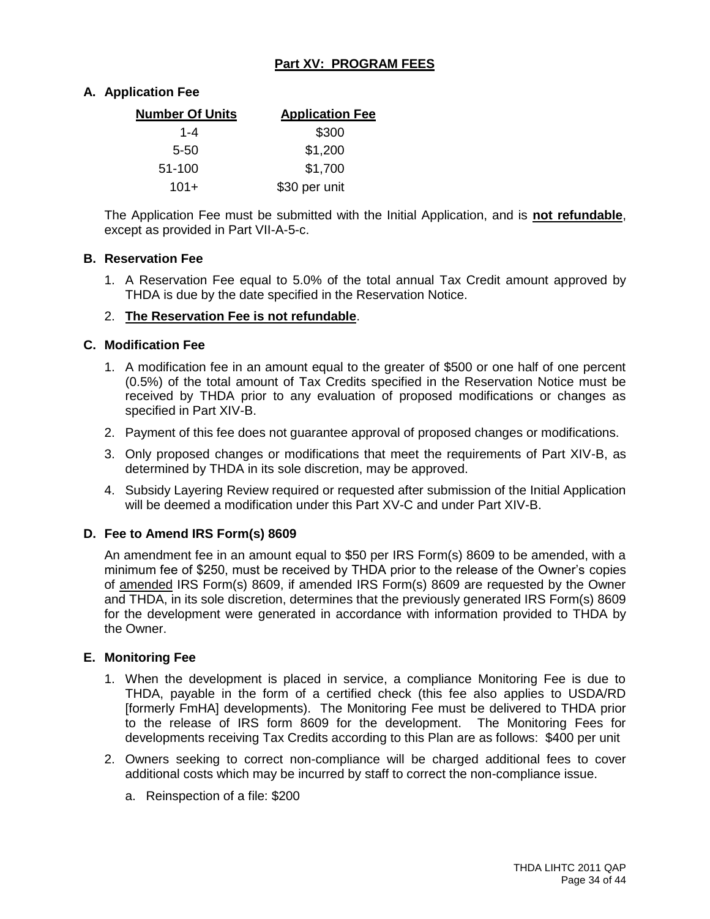## Part XV: PROGRAM FEES

### A. Application Fee

| Number Of Units | Application Fee |
|---|---|
| 1-4 | $300 |
| 5-50 | $1,200 |
| 51-100 | $1,700 |
| 101+ | $30 per unit |

The Application Fee must be submitted with the Initial Application, and is **not refundable**, except as provided in Part VII-A-5-c.

### B. Reservation Fee

1. A Reservation Fee equal to 5.0% of the total annual Tax Credit amount approved by THDA is due by the date specified in the Reservation Notice.
2. **The Reservation Fee is not refundable**.

### C. Modification Fee

1. A modification fee in an amount equal to the greater of $500 or one half of one percent (0.5%) of the total amount of Tax Credits specified in the Reservation Notice must be received by THDA prior to any evaluation of proposed modifications or changes as specified in Part XIV-B.
2. Payment of this fee does not guarantee approval of proposed changes or modifications.
3. Only proposed changes or modifications that meet the requirements of Part XIV-B, as determined by THDA in its sole discretion, may be approved.
4. Subsidy Layering Review required or requested after submission of the Initial Application will be deemed a modification under this Part XV-C and under Part XIV-B.

### D. Fee to Amend IRS Form(s) 8609

An amendment fee in an amount equal to $50 per IRS Form(s) 8609 to be amended, with a minimum fee of $250, must be received by THDA prior to the release of the Owner's copies of amended IRS Form(s) 8609, if amended IRS Form(s) 8609 are requested by the Owner and THDA, in its sole discretion, determines that the previously generated IRS Form(s) 8609 for the development were generated in accordance with information provided to THDA by the Owner.

### E. Monitoring Fee

1. When the development is placed in service, a compliance Monitoring Fee is due to THDA, payable in the form of a certified check (this fee also applies to USDA/RD [formerly FmHA] developments). The Monitoring Fee must be delivered to THDA prior to the release of IRS form 8609 for the development. The Monitoring Fees for developments receiving Tax Credits according to this Plan are as follows: $400 per unit
2. Owners seeking to correct non-compliance will be charged additional fees to cover additional costs which may be incurred by staff to correct the non-compliance issue.
   a. Reinspection of a file: $200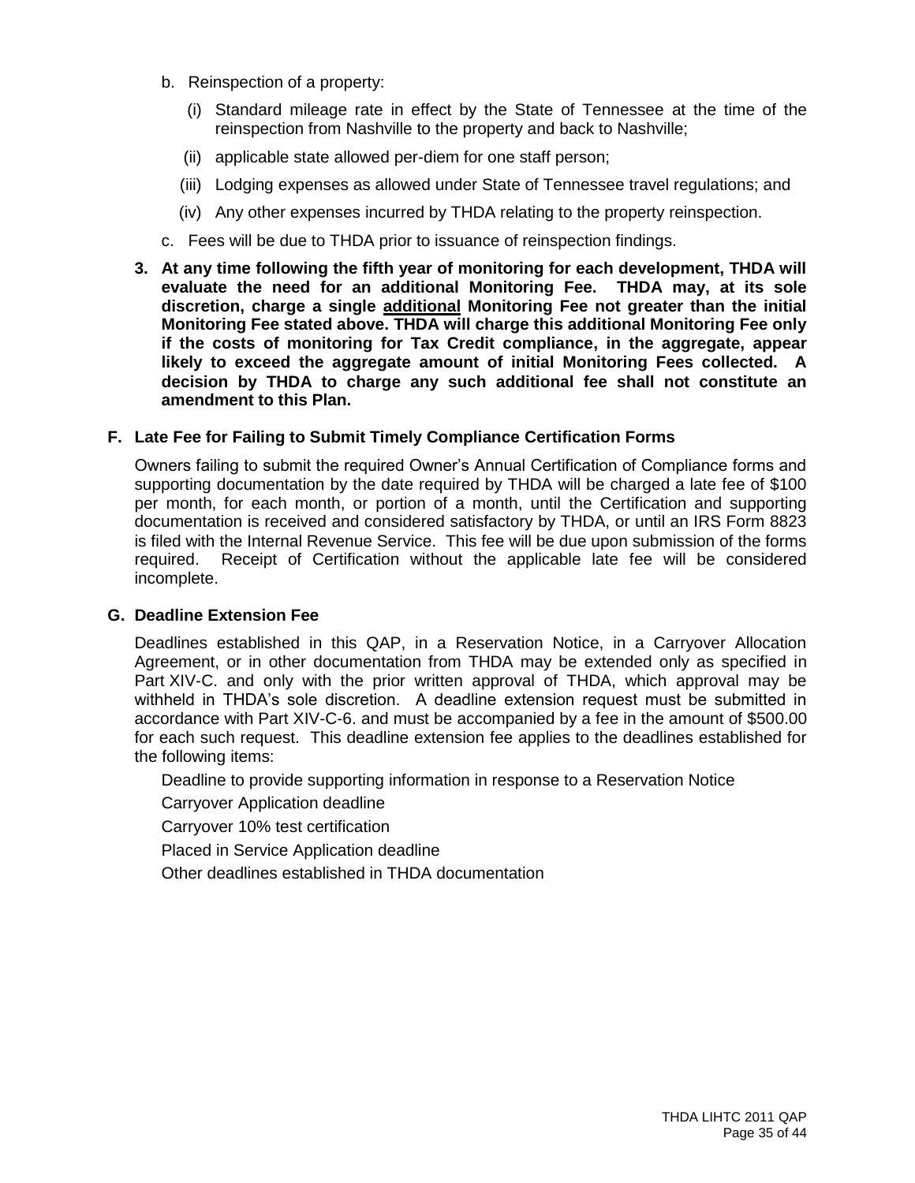b. Reinspection of a property:

   (i) Standard mileage rate in effect by the State of Tennessee at the time of the reinspection from Nashville to the property and back to Nashville;

   (ii) applicable state allowed per-diem for one staff person;

   (iii) Lodging expenses as allowed under State of Tennessee travel regulations; and

   (iv) Any other expenses incurred by THDA relating to the property reinspection.

c. Fees will be due to THDA prior to issuance of reinspection findings.

**3. At any time following the fifth year of monitoring for each development, THDA will evaluate the need for an additional Monitoring Fee. THDA may, at its sole discretion, charge a single <u>additional</u> Monitoring Fee not greater than the initial Monitoring Fee stated above. THDA will charge this additional Monitoring Fee only if the costs of monitoring for Tax Credit compliance, in the aggregate, appear likely to exceed the aggregate amount of initial Monitoring Fees collected. A decision by THDA to charge any such additional fee shall not constitute an amendment to this Plan.**

**F. Late Fee for Failing to Submit Timely Compliance Certification Forms**

Owners failing to submit the required Owner's Annual Certification of Compliance forms and supporting documentation by the date required by THDA will be charged a late fee of $100 per month, for each month, or portion of a month, until the Certification and supporting documentation is received and considered satisfactory by THDA, or until an IRS Form 8823 is filed with the Internal Revenue Service. This fee will be due upon submission of the forms required. Receipt of Certification without the applicable late fee will be considered incomplete.

**G. Deadline Extension Fee**

Deadlines established in this QAP, in a Reservation Notice, in a Carryover Allocation Agreement, or in other documentation from THDA may be extended only as specified in Part XIV-C. and only with the prior written approval of THDA, which approval may be withheld in THDA's sole discretion. A deadline extension request must be submitted in accordance with Part XIV-C-6. and must be accompanied by a fee in the amount of $500.00 for each such request. This deadline extension fee applies to the deadlines established for the following items:

Deadline to provide supporting information in response to a Reservation Notice

Carryover Application deadline

Carryover 10% test certification

Placed in Service Application deadline

Other deadlines established in THDA documentation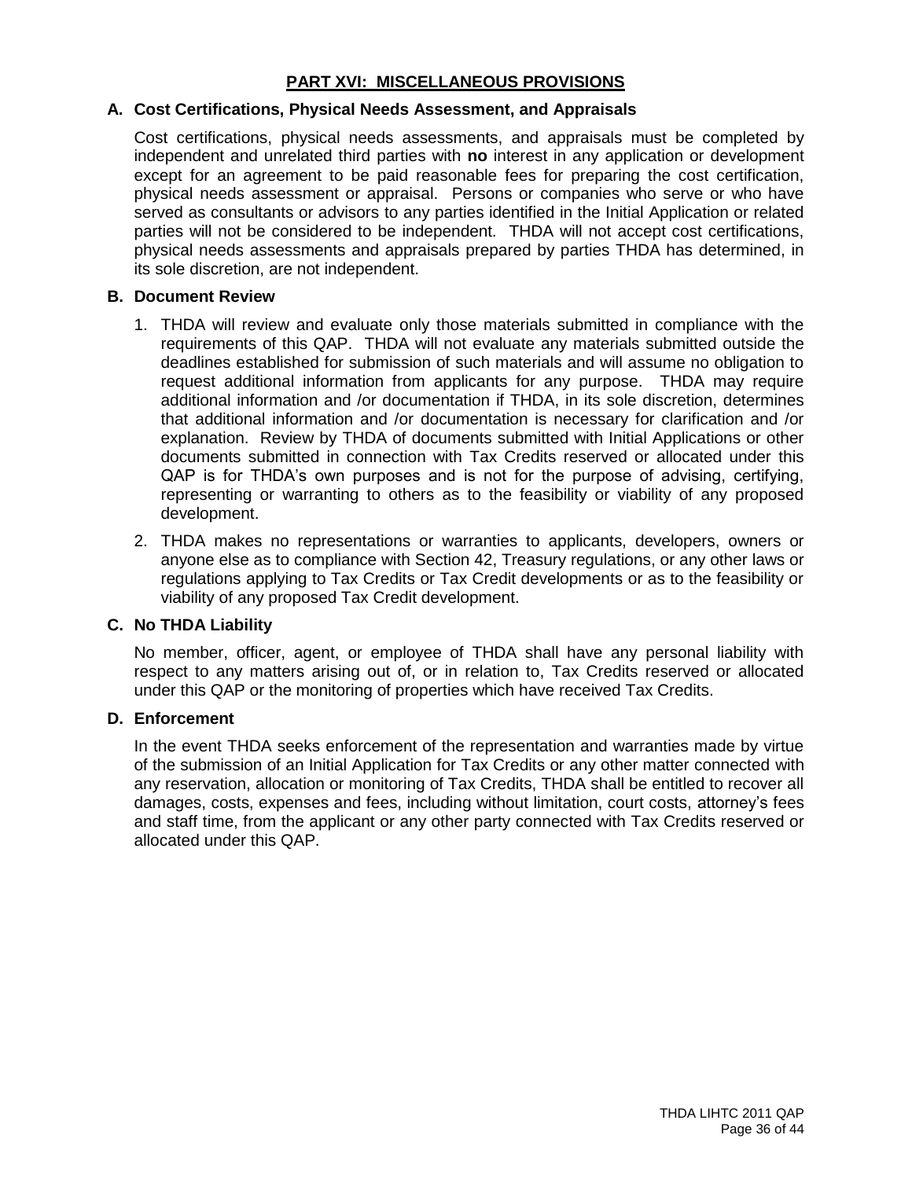## PART XVI: MISCELLANEOUS PROVISIONS

### A. Cost Certifications, Physical Needs Assessment, and Appraisals

Cost certifications, physical needs assessments, and appraisals must be completed by independent and unrelated third parties with **no** interest in any application or development except for an agreement to be paid reasonable fees for preparing the cost certification, physical needs assessment or appraisal. Persons or companies who serve or who have served as consultants or advisors to any parties identified in the Initial Application or related parties will not be considered to be independent. THDA will not accept cost certifications, physical needs assessments and appraisals prepared by parties THDA has determined, in its sole discretion, are not independent.

### B. Document Review

1. THDA will review and evaluate only those materials submitted in compliance with the requirements of this QAP. THDA will not evaluate any materials submitted outside the deadlines established for submission of such materials and will assume no obligation to request additional information from applicants for any purpose. THDA may require additional information and /or documentation if THDA, in its sole discretion, determines that additional information and /or documentation is necessary for clarification and /or explanation. Review by THDA of documents submitted with Initial Applications or other documents submitted in connection with Tax Credits reserved or allocated under this QAP is for THDA's own purposes and is not for the purpose of advising, certifying, representing or warranting to others as to the feasibility or viability of any proposed development.

2. THDA makes no representations or warranties to applicants, developers, owners or anyone else as to compliance with Section 42, Treasury regulations, or any other laws or regulations applying to Tax Credits or Tax Credit developments or as to the feasibility or viability of any proposed Tax Credit development.

### C. No THDA Liability

No member, officer, agent, or employee of THDA shall have any personal liability with respect to any matters arising out of, or in relation to, Tax Credits reserved or allocated under this QAP or the monitoring of properties which have received Tax Credits.

### D. Enforcement

In the event THDA seeks enforcement of the representation and warranties made by virtue of the submission of an Initial Application for Tax Credits or any other matter connected with any reservation, allocation or monitoring of Tax Credits, THDA shall be entitled to recover all damages, costs, expenses and fees, including without limitation, court costs, attorney's fees and staff time, from the applicant or any other party connected with Tax Credits reserved or allocated under this QAP.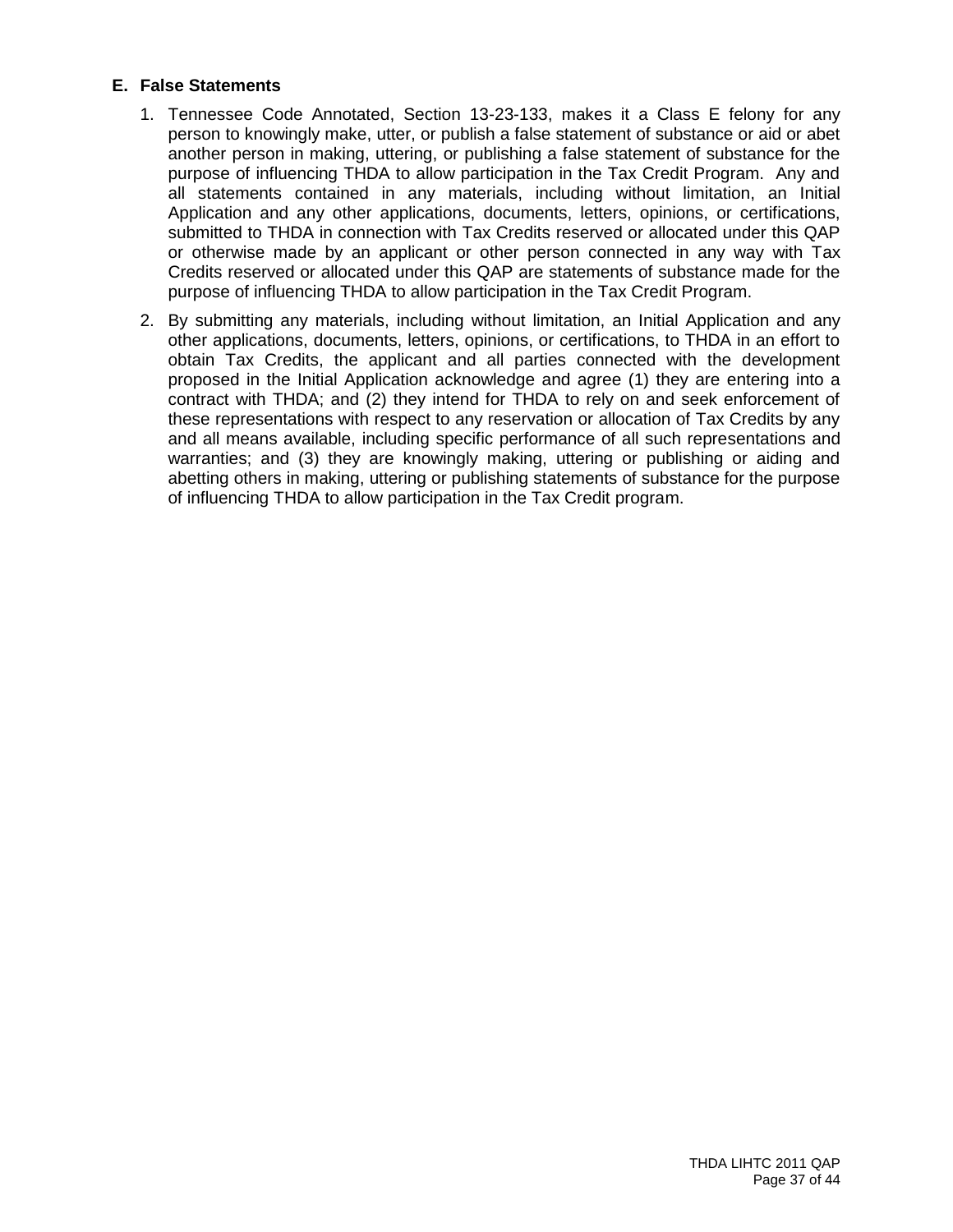## E. False Statements

1. Tennessee Code Annotated, Section 13-23-133, makes it a Class E felony for any person to knowingly make, utter, or publish a false statement of substance or aid or abet another person in making, uttering, or publishing a false statement of substance for the purpose of influencing THDA to allow participation in the Tax Credit Program. Any and all statements contained in any materials, including without limitation, an Initial Application and any other applications, documents, letters, opinions, or certifications, submitted to THDA in connection with Tax Credits reserved or allocated under this QAP or otherwise made by an applicant or other person connected in any way with Tax Credits reserved or allocated under this QAP are statements of substance made for the purpose of influencing THDA to allow participation in the Tax Credit Program.

2. By submitting any materials, including without limitation, an Initial Application and any other applications, documents, letters, opinions, or certifications, to THDA in an effort to obtain Tax Credits, the applicant and all parties connected with the development proposed in the Initial Application acknowledge and agree (1) they are entering into a contract with THDA; and (2) they intend for THDA to rely on and seek enforcement of these representations with respect to any reservation or allocation of Tax Credits by any and all means available, including specific performance of all such representations and warranties; and (3) they are knowingly making, uttering or publishing or aiding and abetting others in making, uttering or publishing statements of substance for the purpose of influencing THDA to allow participation in the Tax Credit program.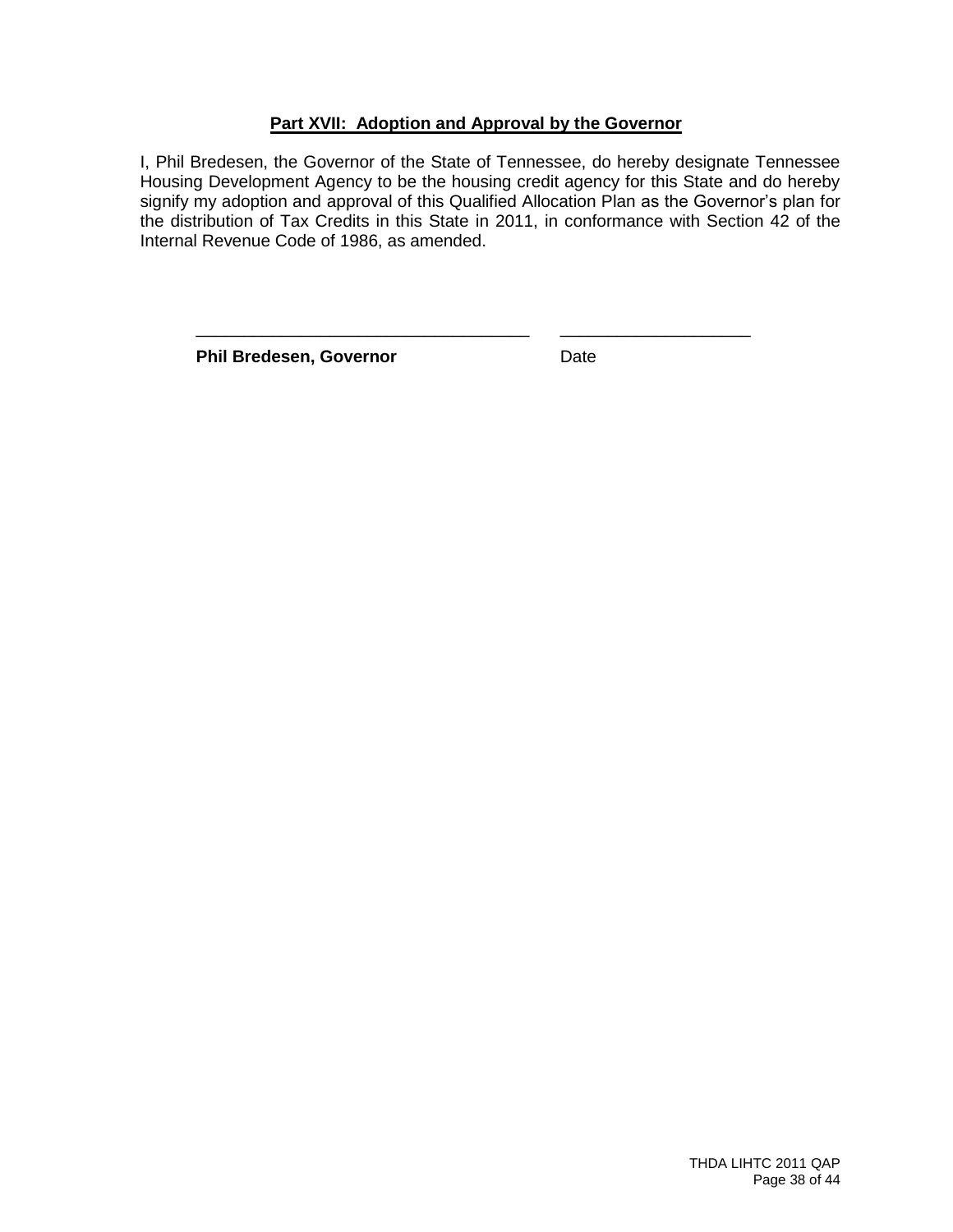## Part XVII: Adoption and Approval by the Governor

I, Phil Bredesen, the Governor of the State of Tennessee, do hereby designate Tennessee Housing Development Agency to be the housing credit agency for this State and do hereby signify my adoption and approval of this Qualified Allocation Plan as the Governor's plan for the distribution of Tax Credits in this State in 2011, in conformance with Section 42 of the Internal Revenue Code of 1986, as amended.

\_\_\_\_\_\_\_\_\_\_\_\_\_\_\_\_\_\_\_\_\_\_\_\_\_\_\_\_\_\_\_\_\_\_\_\_ \_\_\_\_\_\_\_\_\_\_\_\_\_\_\_\_\_\_\_\_

**Phil Bredesen, Governor** Date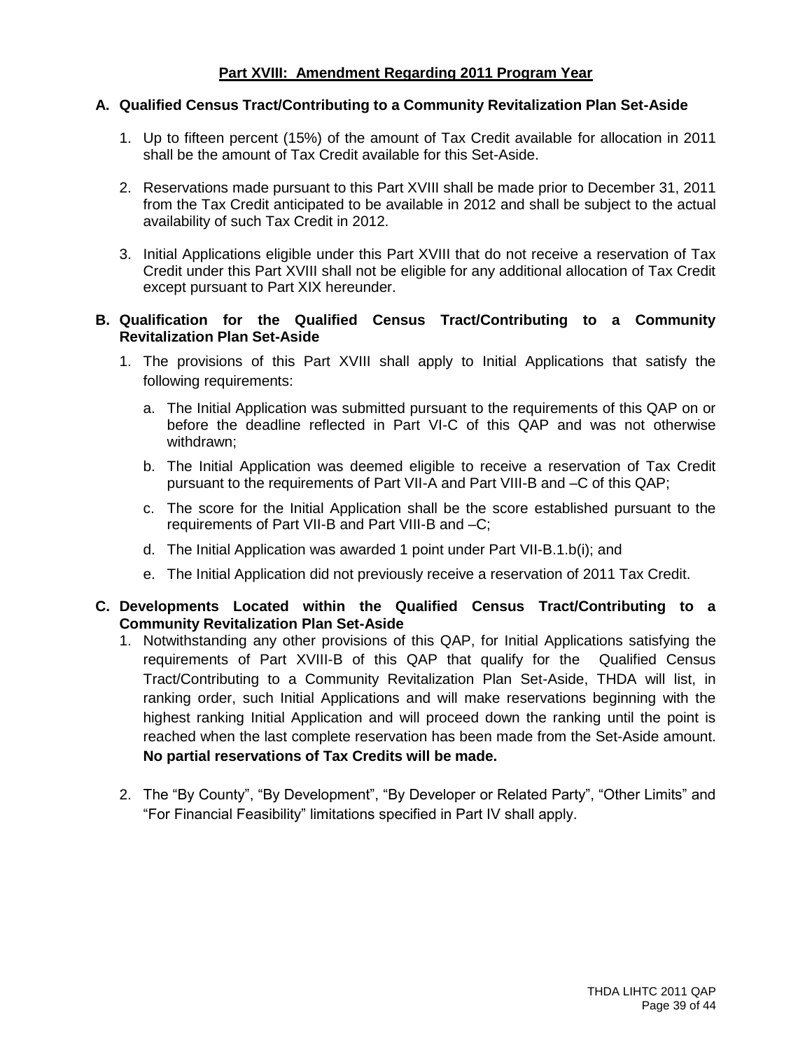## Part XVIII: Amendment Regarding 2011 Program Year

### A. Qualified Census Tract/Contributing to a Community Revitalization Plan Set-Aside

1. Up to fifteen percent (15%) of the amount of Tax Credit available for allocation in 2011 shall be the amount of Tax Credit available for this Set-Aside.

2. Reservations made pursuant to this Part XVIII shall be made prior to December 31, 2011 from the Tax Credit anticipated to be available in 2012 and shall be subject to the actual availability of such Tax Credit in 2012.

3. Initial Applications eligible under this Part XVIII that do not receive a reservation of Tax Credit under this Part XVIII shall not be eligible for any additional allocation of Tax Credit except pursuant to Part XIX hereunder.

### B. Qualification for the Qualified Census Tract/Contributing to a Community Revitalization Plan Set-Aside

1. The provisions of this Part XVIII shall apply to Initial Applications that satisfy the following requirements:

   a. The Initial Application was submitted pursuant to the requirements of this QAP on or before the deadline reflected in Part VI-C of this QAP and was not otherwise withdrawn;

   b. The Initial Application was deemed eligible to receive a reservation of Tax Credit pursuant to the requirements of Part VII-A and Part VIII-B and –C of this QAP;

   c. The score for the Initial Application shall be the score established pursuant to the requirements of Part VII-B and Part VIII-B and –C;

   d. The Initial Application was awarded 1 point under Part VII-B.1.b(i); and

   e. The Initial Application did not previously receive a reservation of 2011 Tax Credit.

### C. Developments Located within the Qualified Census Tract/Contributing to a Community Revitalization Plan Set-Aside

1. Notwithstanding any other provisions of this QAP, for Initial Applications satisfying the requirements of Part XVIII-B of this QAP that qualify for the Qualified Census Tract/Contributing to a Community Revitalization Plan Set-Aside, THDA will list, in ranking order, such Initial Applications and will make reservations beginning with the highest ranking Initial Application and will proceed down the ranking until the point is reached when the last complete reservation has been made from the Set-Aside amount. **No partial reservations of Tax Credits will be made.**

2. The "By County", "By Development", "By Developer or Related Party", "Other Limits" and "For Financial Feasibility" limitations specified in Part IV shall apply.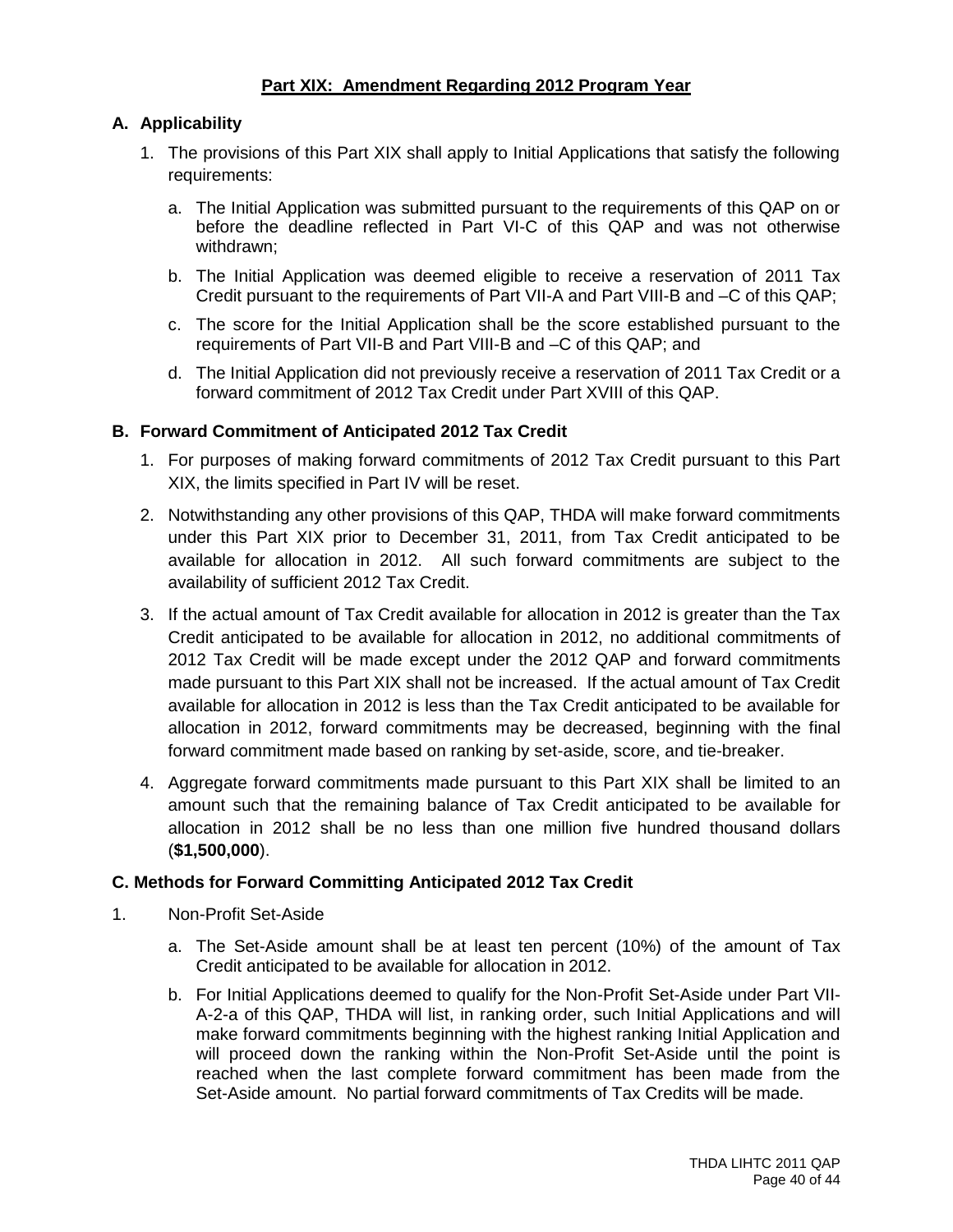## Part XIX: Amendment Regarding 2012 Program Year

### A. Applicability

1. The provisions of this Part XIX shall apply to Initial Applications that satisfy the following requirements:

   a. The Initial Application was submitted pursuant to the requirements of this QAP on or before the deadline reflected in Part VI-C of this QAP and was not otherwise withdrawn;

   b. The Initial Application was deemed eligible to receive a reservation of 2011 Tax Credit pursuant to the requirements of Part VII-A and Part VIII-B and –C of this QAP;

   c. The score for the Initial Application shall be the score established pursuant to the requirements of Part VII-B and Part VIII-B and –C of this QAP; and

   d. The Initial Application did not previously receive a reservation of 2011 Tax Credit or a forward commitment of 2012 Tax Credit under Part XVIII of this QAP.

### B. Forward Commitment of Anticipated 2012 Tax Credit

1. For purposes of making forward commitments of 2012 Tax Credit pursuant to this Part XIX, the limits specified in Part IV will be reset.

2. Notwithstanding any other provisions of this QAP, THDA will make forward commitments under this Part XIX prior to December 31, 2011, from Tax Credit anticipated to be available for allocation in 2012. All such forward commitments are subject to the availability of sufficient 2012 Tax Credit.

3. If the actual amount of Tax Credit available for allocation in 2012 is greater than the Tax Credit anticipated to be available for allocation in 2012, no additional commitments of 2012 Tax Credit will be made except under the 2012 QAP and forward commitments made pursuant to this Part XIX shall not be increased. If the actual amount of Tax Credit available for allocation in 2012 is less than the Tax Credit anticipated to be available for allocation in 2012, forward commitments may be decreased, beginning with the final forward commitment made based on ranking by set-aside, score, and tie-breaker.

4. Aggregate forward commitments made pursuant to this Part XIX shall be limited to an amount such that the remaining balance of Tax Credit anticipated to be available for allocation in 2012 shall be no less than one million five hundred thousand dollars (**$1,500,000**).

### C. Methods for Forward Committing Anticipated 2012 Tax Credit

1. Non-Profit Set-Aside

   a. The Set-Aside amount shall be at least ten percent (10%) of the amount of Tax Credit anticipated to be available for allocation in 2012.

   b. For Initial Applications deemed to qualify for the Non-Profit Set-Aside under Part VII-A-2-a of this QAP, THDA will list, in ranking order, such Initial Applications and will make forward commitments beginning with the highest ranking Initial Application and will proceed down the ranking within the Non-Profit Set-Aside until the point is reached when the last complete forward commitment has been made from the Set-Aside amount. No partial forward commitments of Tax Credits will be made.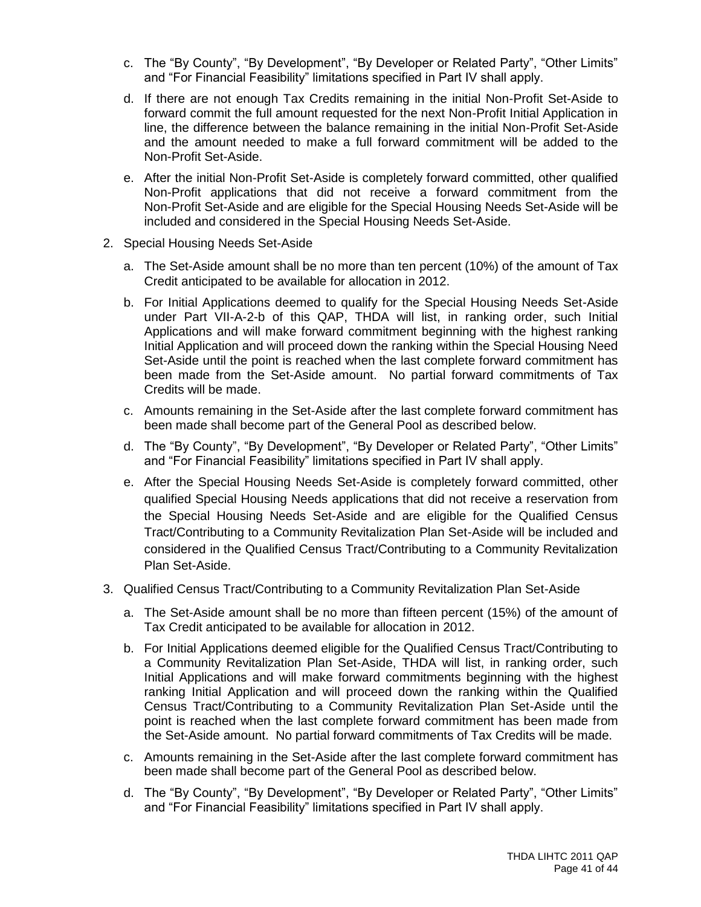c. The “By County”, “By Development”, “By Developer or Related Party”, “Other Limits” and “For Financial Feasibility” limitations specified in Part IV shall apply.

d. If there are not enough Tax Credits remaining in the initial Non-Profit Set-Aside to forward commit the full amount requested for the next Non-Profit Initial Application in line, the difference between the balance remaining in the initial Non-Profit Set-Aside and the amount needed to make a full forward commitment will be added to the Non-Profit Set-Aside.

e. After the initial Non-Profit Set-Aside is completely forward committed, other qualified Non-Profit applications that did not receive a forward commitment from the Non-Profit Set-Aside and are eligible for the Special Housing Needs Set-Aside will be included and considered in the Special Housing Needs Set-Aside.

2. Special Housing Needs Set-Aside

   a. The Set-Aside amount shall be no more than ten percent (10%) of the amount of Tax Credit anticipated to be available for allocation in 2012.

   b. For Initial Applications deemed to qualify for the Special Housing Needs Set-Aside under Part VII-A-2-b of this QAP, THDA will list, in ranking order, such Initial Applications and will make forward commitment beginning with the highest ranking Initial Application and will proceed down the ranking within the Special Housing Need Set-Aside until the point is reached when the last complete forward commitment has been made from the Set-Aside amount. No partial forward commitments of Tax Credits will be made.

   c. Amounts remaining in the Set-Aside after the last complete forward commitment has been made shall become part of the General Pool as described below.

   d. The “By County”, “By Development”, “By Developer or Related Party”, “Other Limits” and “For Financial Feasibility” limitations specified in Part IV shall apply.

   e. After the Special Housing Needs Set-Aside is completely forward committed, other qualified Special Housing Needs applications that did not receive a reservation from the Special Housing Needs Set-Aside and are eligible for the Qualified Census Tract/Contributing to a Community Revitalization Plan Set-Aside will be included and considered in the Qualified Census Tract/Contributing to a Community Revitalization Plan Set-Aside.

3. Qualified Census Tract/Contributing to a Community Revitalization Plan Set-Aside

   a. The Set-Aside amount shall be no more than fifteen percent (15%) of the amount of Tax Credit anticipated to be available for allocation in 2012.

   b. For Initial Applications deemed eligible for the Qualified Census Tract/Contributing to a Community Revitalization Plan Set-Aside, THDA will list, in ranking order, such Initial Applications and will make forward commitments beginning with the highest ranking Initial Application and will proceed down the ranking within the Qualified Census Tract/Contributing to a Community Revitalization Plan Set-Aside until the point is reached when the last complete forward commitment has been made from the Set-Aside amount. No partial forward commitments of Tax Credits will be made.

   c. Amounts remaining in the Set-Aside after the last complete forward commitment has been made shall become part of the General Pool as described below.

   d. The “By County”, “By Development”, “By Developer or Related Party”, “Other Limits” and “For Financial Feasibility” limitations specified in Part IV shall apply.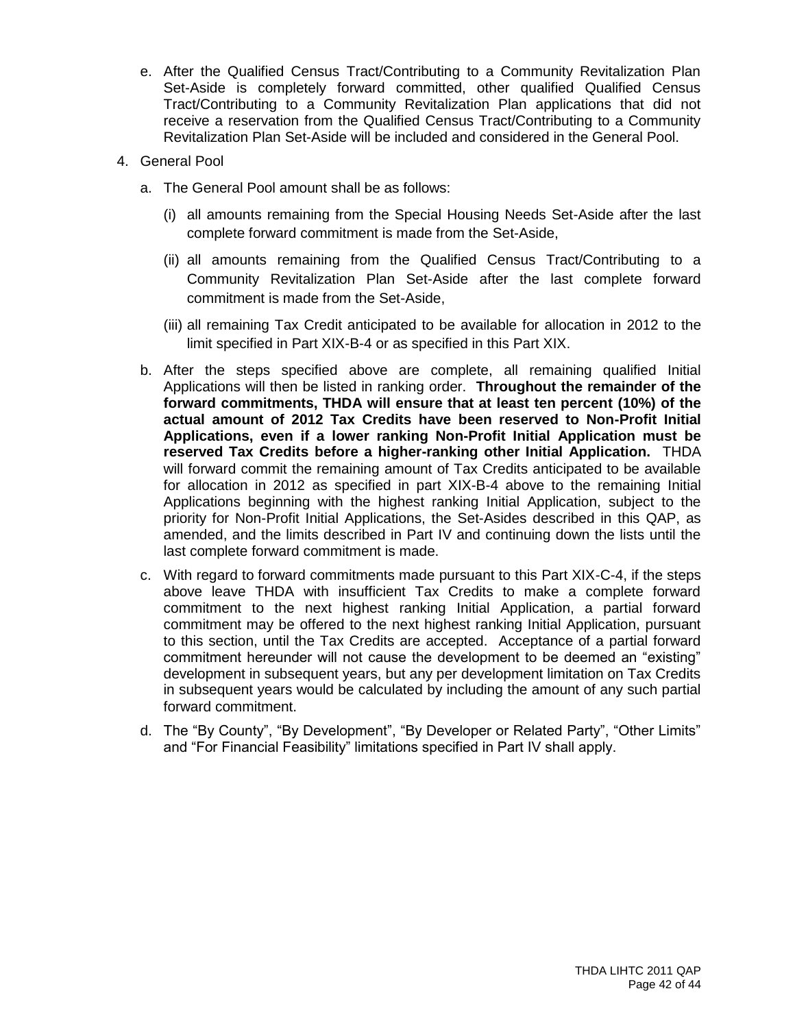e. After the Qualified Census Tract/Contributing to a Community Revitalization Plan Set-Aside is completely forward committed, other qualified Qualified Census Tract/Contributing to a Community Revitalization Plan applications that did not receive a reservation from the Qualified Census Tract/Contributing to a Community Revitalization Plan Set-Aside will be included and considered in the General Pool.

4. General Pool

   a. The General Pool amount shall be as follows:

      (i) all amounts remaining from the Special Housing Needs Set-Aside after the last complete forward commitment is made from the Set-Aside,

      (ii) all amounts remaining from the Qualified Census Tract/Contributing to a Community Revitalization Plan Set-Aside after the last complete forward commitment is made from the Set-Aside,

      (iii) all remaining Tax Credit anticipated to be available for allocation in 2012 to the limit specified in Part XIX-B-4 or as specified in this Part XIX.

   b. After the steps specified above are complete, all remaining qualified Initial Applications will then be listed in ranking order. **Throughout the remainder of the forward commitments, THDA will ensure that at least ten percent (10%) of the actual amount of 2012 Tax Credits have been reserved to Non-Profit Initial Applications, even if a lower ranking Non-Profit Initial Application must be reserved Tax Credits before a higher-ranking other Initial Application.** THDA will forward commit the remaining amount of Tax Credits anticipated to be available for allocation in 2012 as specified in part XIX-B-4 above to the remaining Initial Applications beginning with the highest ranking Initial Application, subject to the priority for Non-Profit Initial Applications, the Set-Asides described in this QAP, as amended, and the limits described in Part IV and continuing down the lists until the last complete forward commitment is made.

   c. With regard to forward commitments made pursuant to this Part XIX-C-4, if the steps above leave THDA with insufficient Tax Credits to make a complete forward commitment to the next highest ranking Initial Application, a partial forward commitment may be offered to the next highest ranking Initial Application, pursuant to this section, until the Tax Credits are accepted. Acceptance of a partial forward commitment hereunder will not cause the development to be deemed an "existing" development in subsequent years, but any per development limitation on Tax Credits in subsequent years would be calculated by including the amount of any such partial forward commitment.

   d. The "By County", "By Development", "By Developer or Related Party", "Other Limits" and "For Financial Feasibility" limitations specified in Part IV shall apply.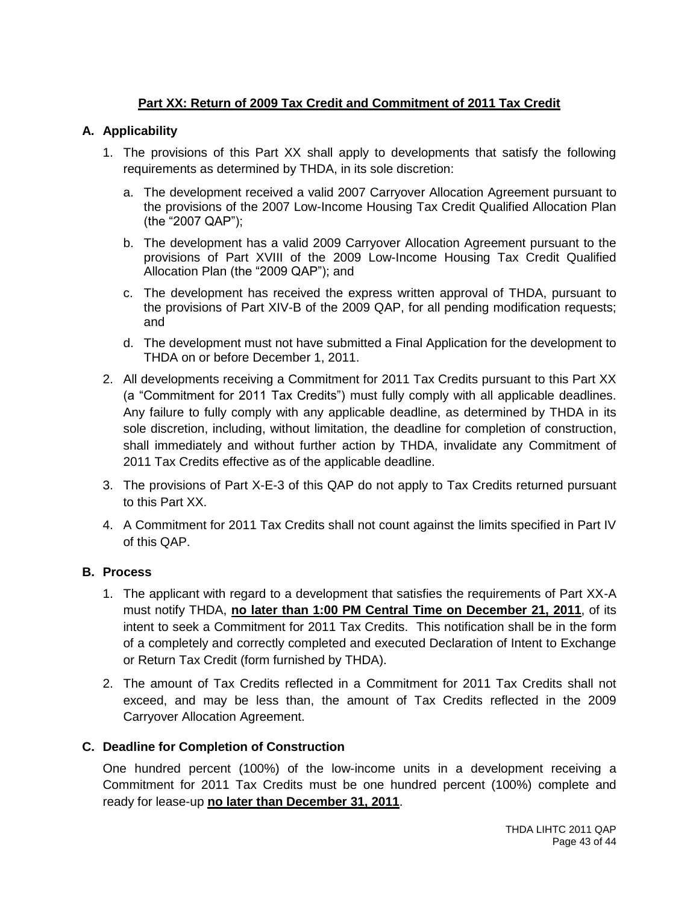## Part XX: Return of 2009 Tax Credit and Commitment of 2011 Tax Credit

### A. Applicability

1. The provisions of this Part XX shall apply to developments that satisfy the following requirements as determined by THDA, in its sole discretion:

   a. The development received a valid 2007 Carryover Allocation Agreement pursuant to the provisions of the 2007 Low-Income Housing Tax Credit Qualified Allocation Plan (the "2007 QAP");

   b. The development has a valid 2009 Carryover Allocation Agreement pursuant to the provisions of Part XVIII of the 2009 Low-Income Housing Tax Credit Qualified Allocation Plan (the "2009 QAP"); and

   c. The development has received the express written approval of THDA, pursuant to the provisions of Part XIV-B of the 2009 QAP, for all pending modification requests; and

   d. The development must not have submitted a Final Application for the development to THDA on or before December 1, 2011.

2. All developments receiving a Commitment for 2011 Tax Credits pursuant to this Part XX (a "Commitment for 2011 Tax Credits") must fully comply with all applicable deadlines. Any failure to fully comply with any applicable deadline, as determined by THDA in its sole discretion, including, without limitation, the deadline for completion of construction, shall immediately and without further action by THDA, invalidate any Commitment of 2011 Tax Credits effective as of the applicable deadline.

3. The provisions of Part X-E-3 of this QAP do not apply to Tax Credits returned pursuant to this Part XX.

4. A Commitment for 2011 Tax Credits shall not count against the limits specified in Part IV of this QAP.

### B. Process

1. The applicant with regard to a development that satisfies the requirements of Part XX-A must notify THDA, **no later than 1:00 PM Central Time on December 21, 2011**, of its intent to seek a Commitment for 2011 Tax Credits. This notification shall be in the form of a completely and correctly completed and executed Declaration of Intent to Exchange or Return Tax Credit (form furnished by THDA).

2. The amount of Tax Credits reflected in a Commitment for 2011 Tax Credits shall not exceed, and may be less than, the amount of Tax Credits reflected in the 2009 Carryover Allocation Agreement.

### C. Deadline for Completion of Construction

One hundred percent (100%) of the low-income units in a development receiving a Commitment for 2011 Tax Credits must be one hundred percent (100%) complete and ready for lease-up **no later than December 31, 2011**.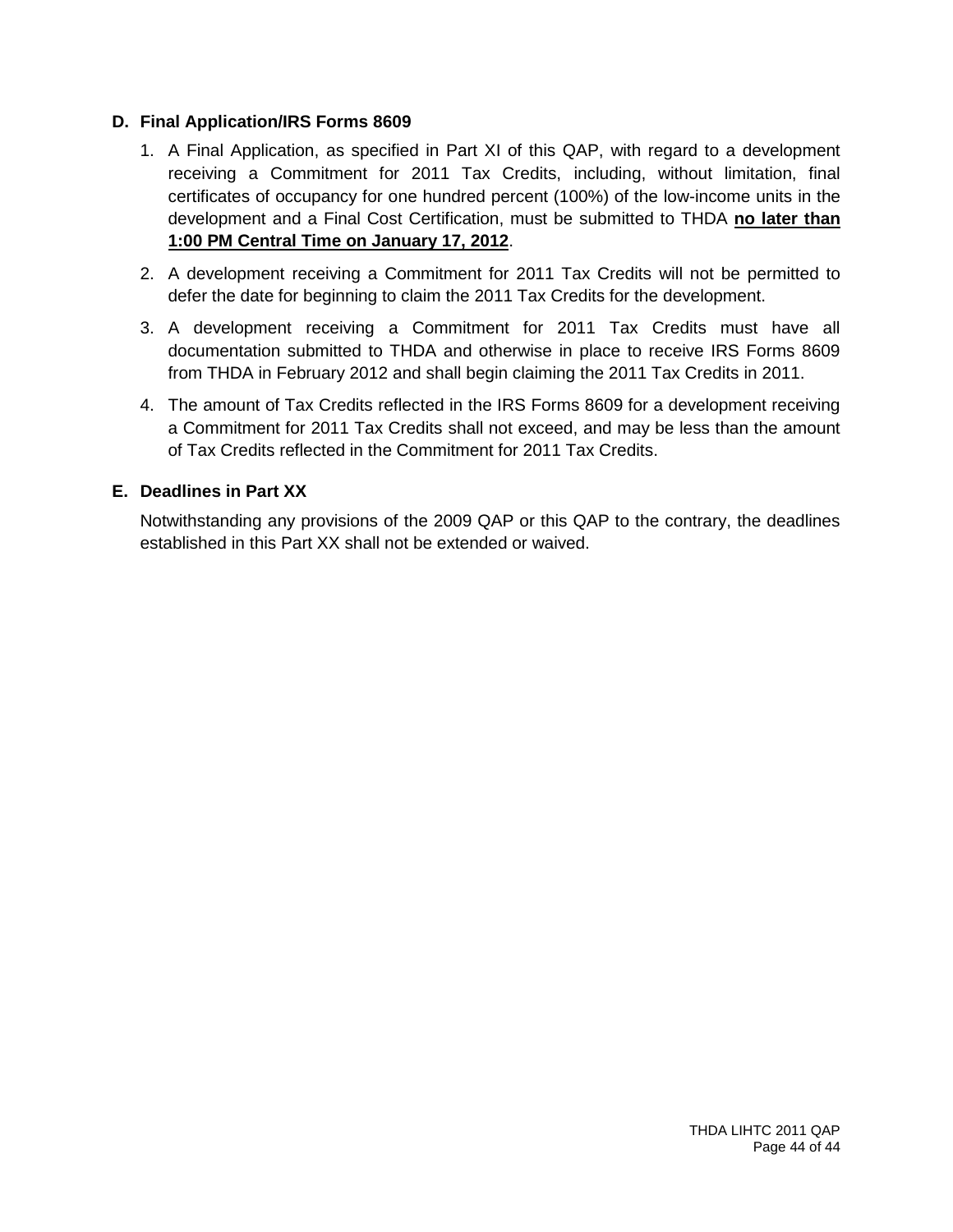### D. Final Application/IRS Forms 8609

1. A Final Application, as specified in Part XI of this QAP, with regard to a development receiving a Commitment for 2011 Tax Credits, including, without limitation, final certificates of occupancy for one hundred percent (100%) of the low-income units in the development and a Final Cost Certification, must be submitted to THDA **<u>no later than 1:00 PM Central Time on January 17, 2012</u>**.
2. A development receiving a Commitment for 2011 Tax Credits will not be permitted to defer the date for beginning to claim the 2011 Tax Credits for the development.
3. A development receiving a Commitment for 2011 Tax Credits must have all documentation submitted to THDA and otherwise in place to receive IRS Forms 8609 from THDA in February 2012 and shall begin claiming the 2011 Tax Credits in 2011.
4. The amount of Tax Credits reflected in the IRS Forms 8609 for a development receiving a Commitment for 2011 Tax Credits shall not exceed, and may be less than the amount of Tax Credits reflected in the Commitment for 2011 Tax Credits.

### E. Deadlines in Part XX

Notwithstanding any provisions of the 2009 QAP or this QAP to the contrary, the deadlines established in this Part XX shall not be extended or waived.